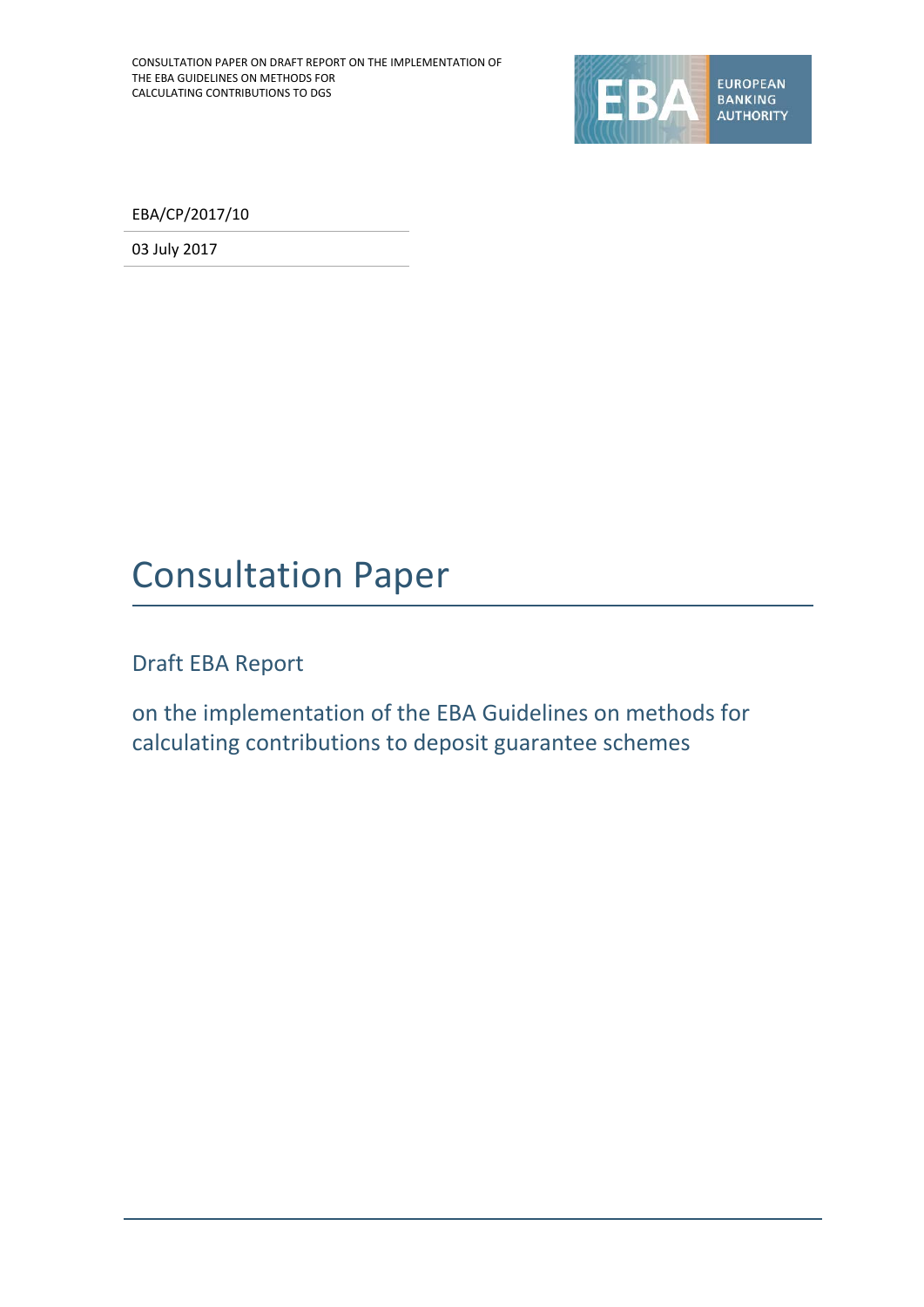EBA/CP/2017/10

03 July 2017

# Consultation Paper

## Draft EBA Report

## on the implementation of the EBA Guidelines on methods for calculating contributions to deposit guarantee schemes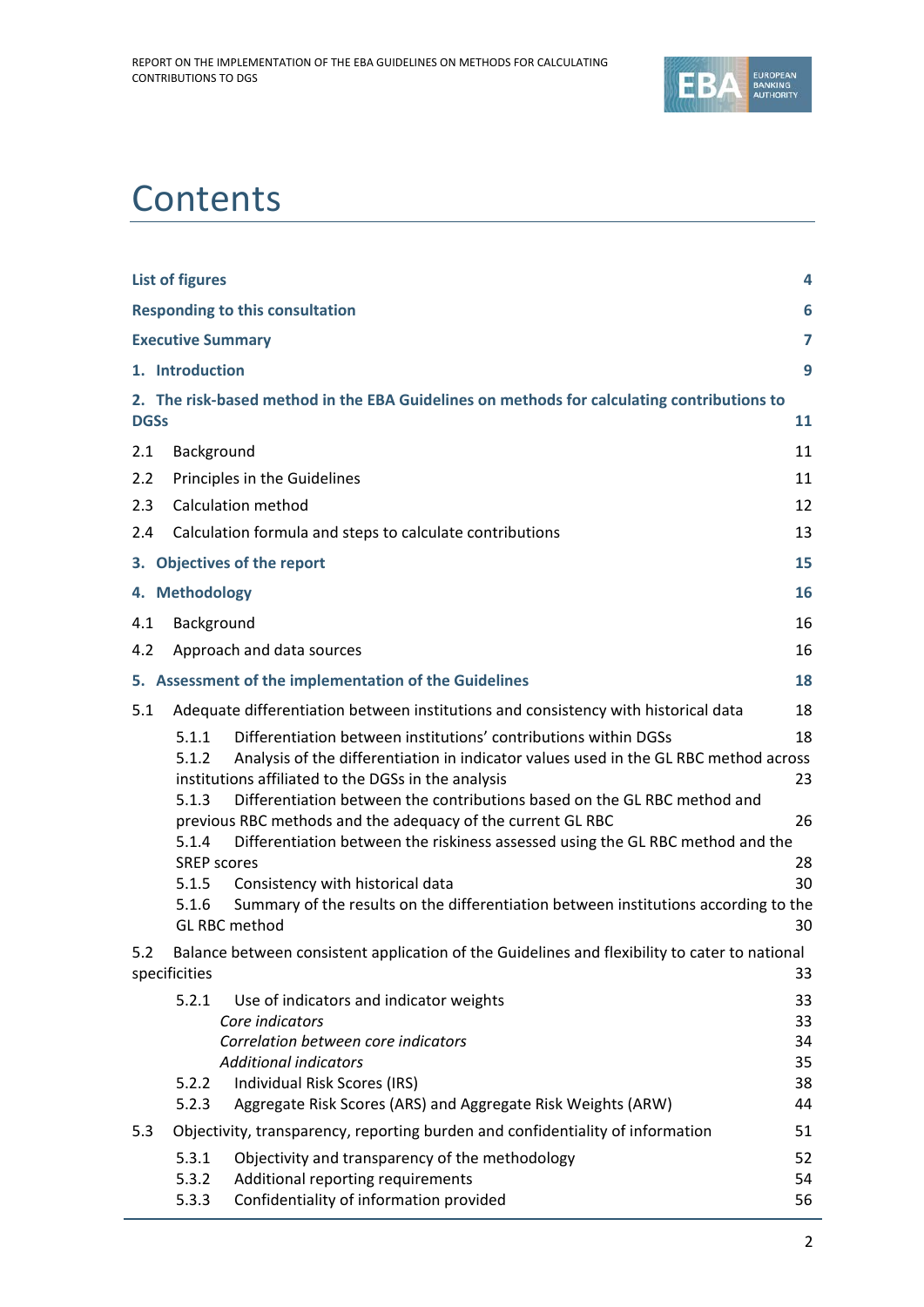# Contents

| | |
|---|---|
| **List of figures** | **4** |
| **Responding to this consultation** | **6** |
| **Executive Summary** | **7** |
| **1. Introduction** | **9** |
| **2. The risk-based method in the EBA Guidelines on methods for calculating contributions to DGSs** | **11** |
| 2.1 Background | 11 |
| 2.2 Principles in the Guidelines | 11 |
| 2.3 Calculation method | 12 |
| 2.4 Calculation formula and steps to calculate contributions | 13 |
| **3. Objectives of the report** | **15** |
| **4. Methodology** | **16** |
| 4.1 Background | 16 |
| 4.2 Approach and data sources | 16 |
| **5. Assessment of the implementation of the Guidelines** | **18** |
| 5.1 Adequate differentiation between institutions and consistency with historical data | 18 |
| 5.1.1 Differentiation between institutions' contributions within DGSs | 18 |
| 5.1.2 Analysis of the differentiation in indicator values used in the GL RBC method across institutions affiliated to the DGSs in the analysis | 23 |
| 5.1.3 Differentiation between the contributions based on the GL RBC method and previous RBC methods and the adequacy of the current GL RBC | 26 |
| 5.1.4 Differentiation between the riskiness assessed using the GL RBC method and the SREP scores | 28 |
| 5.1.5 Consistency with historical data | 30 |
| 5.1.6 Summary of the results on the differentiation between institutions according to the GL RBC method | 30 |
| 5.2 Balance between consistent application of the Guidelines and flexibility to cater to national specificities | 33 |
| 5.2.1 Use of indicators and indicator weights | 33 |
| *Core indicators* | 33 |
| *Correlation between core indicators* | 34 |
| *Additional indicators* | 35 |
| 5.2.2 Individual Risk Scores (IRS) | 38 |
| 5.2.3 Aggregate Risk Scores (ARS) and Aggregate Risk Weights (ARW) | 44 |
| 5.3 Objectivity, transparency, reporting burden and confidentiality of information | 51 |
| 5.3.1 Objectivity and transparency of the methodology | 52 |
| 5.3.2 Additional reporting requirements | 54 |
| 5.3.3 Confidentiality of information provided | 56 |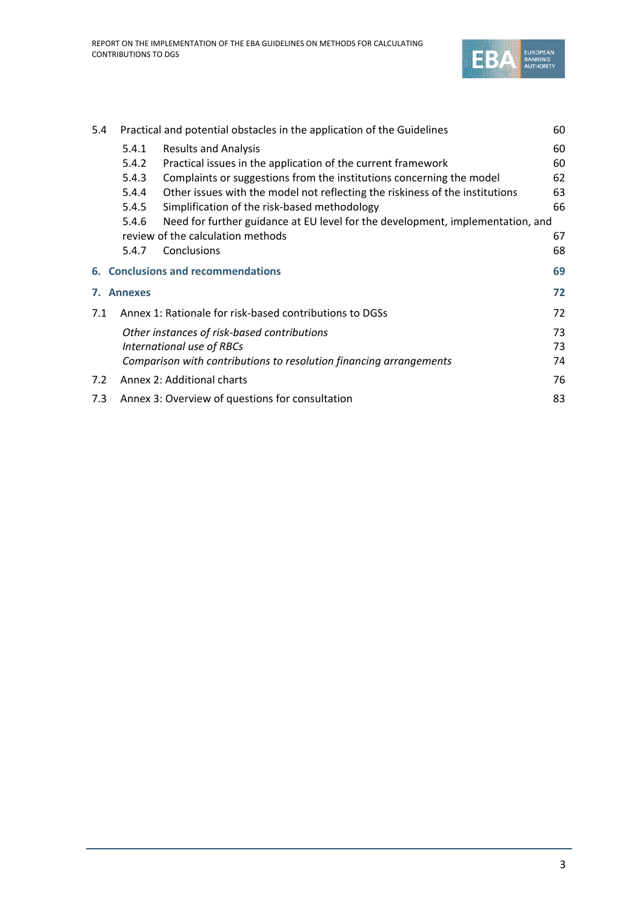| | | |
|---|---|---|
| 5.4 | Practical and potential obstacles in the application of the Guidelines | 60 |
| 5.4.1 | Results and Analysis | 60 |
| 5.4.2 | Practical issues in the application of the current framework | 60 |
| 5.4.3 | Complaints or suggestions from the institutions concerning the model | 62 |
| 5.4.4 | Other issues with the model not reflecting the riskiness of the institutions | 63 |
| 5.4.5 | Simplification of the risk-based methodology | 66 |
| 5.4.6 | Need for further guidance at EU level for the development, implementation, and review of the calculation methods | 67 |
| 5.4.7 | Conclusions | 68 |
| **6.** | **Conclusions and recommendations** | **69** |
| **7.** | **Annexes** | **72** |
| 7.1 | Annex 1: Rationale for risk-based contributions to DGSs | 72 |
| | *Other instances of risk-based contributions* | 73 |
| | *International use of RBCs* | 73 |
| | *Comparison with contributions to resolution financing arrangements* | 74 |
| 7.2 | Annex 2: Additional charts | 76 |
| 7.3 | Annex 3: Overview of questions for consultation | 83 |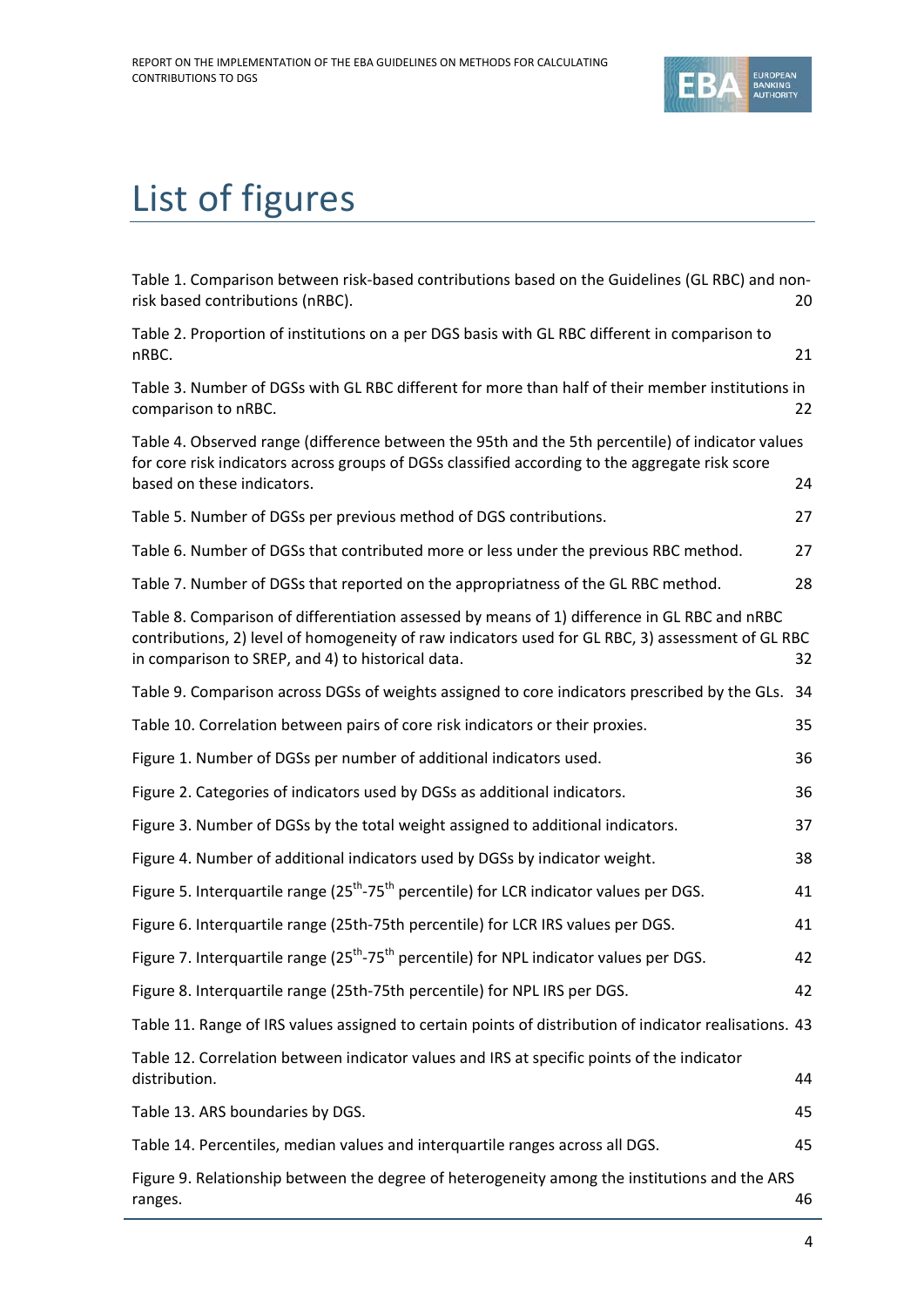# List of figures

Table 1. Comparison between risk-based contributions based on the Guidelines (GL RBC) and non-risk based contributions (nRBC). 20

Table 2. Proportion of institutions on a per DGS basis with GL RBC different in comparison to nRBC. 21

Table 3. Number of DGSs with GL RBC different for more than half of their member institutions in comparison to nRBC. 22

Table 4. Observed range (difference between the 95th and the 5th percentile) of indicator values for core risk indicators across groups of DGSs classified according to the aggregate risk score based on these indicators. 24

Table 5. Number of DGSs per previous method of DGS contributions. 27

Table 6. Number of DGSs that contributed more or less under the previous RBC method. 27

Table 7. Number of DGSs that reported on the appropriatness of the GL RBC method. 28

Table 8. Comparison of differentiation assessed by means of 1) difference in GL RBC and nRBC contributions, 2) level of homogeneity of raw indicators used for GL RBC, 3) assessment of GL RBC in comparison to SREP, and 4) to historical data. 32

Table 9. Comparison across DGSs of weights assigned to core indicators prescribed by the GLs. 34

Table 10. Correlation between pairs of core risk indicators or their proxies. 35

Figure 1. Number of DGSs per number of additional indicators used. 36

Figure 2. Categories of indicators used by DGSs as additional indicators. 36

Figure 3. Number of DGSs by the total weight assigned to additional indicators. 37

Figure 4. Number of additional indicators used by DGSs by indicator weight. 38

Figure 5. Interquartile range ($25^{th}$-$75^{th}$ percentile) for LCR indicator values per DGS. 41

Figure 6. Interquartile range (25th-75th percentile) for LCR IRS values per DGS. 41

Figure 7. Interquartile range ($25^{th}$-$75^{th}$ percentile) for NPL indicator values per DGS. 42

Figure 8. Interquartile range (25th-75th percentile) for NPL IRS per DGS. 42

Table 11. Range of IRS values assigned to certain points of distribution of indicator realisations. 43

Table 12. Correlation between indicator values and IRS at specific points of the indicator distribution. 44

Table 13. ARS boundaries by DGS. 45

Table 14. Percentiles, median values and interquartile ranges across all DGS. 45

Figure 9. Relationship between the degree of heterogeneity among the institutions and the ARS ranges. 46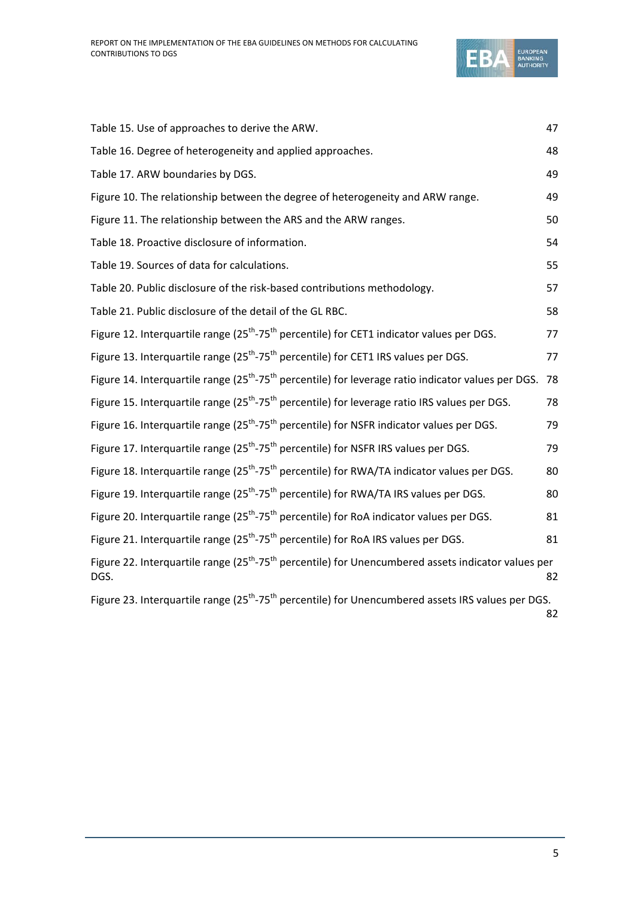Table 15. Use of approaches to derive the ARW. 47

Table 16. Degree of heterogeneity and applied approaches. 48

Table 17. ARW boundaries by DGS. 49

Figure 10. The relationship between the degree of heterogeneity and ARW range. 49

Figure 11. The relationship between the ARS and the ARW ranges. 50

Table 18. Proactive disclosure of information. 54

Table 19. Sources of data for calculations. 55

Table 20. Public disclosure of the risk-based contributions methodology. 57

Table 21. Public disclosure of the detail of the GL RBC. 58

Figure 12. Interquartile range ($25^{th}$-$75^{th}$ percentile) for CET1 indicator values per DGS. 77

Figure 13. Interquartile range ($25^{th}$-$75^{th}$ percentile) for CET1 IRS values per DGS. 77

Figure 14. Interquartile range ($25^{th}$-$75^{th}$ percentile) for leverage ratio indicator values per DGS. 78

Figure 15. Interquartile range ($25^{th}$-$75^{th}$ percentile) for leverage ratio IRS values per DGS. 78

Figure 16. Interquartile range ($25^{th}$-$75^{th}$ percentile) for NSFR indicator values per DGS. 79

Figure 17. Interquartile range ($25^{th}$-$75^{th}$ percentile) for NSFR IRS values per DGS. 79

Figure 18. Interquartile range ($25^{th}$-$75^{th}$ percentile) for RWA/TA indicator values per DGS. 80

Figure 19. Interquartile range ($25^{th}$-$75^{th}$ percentile) for RWA/TA IRS values per DGS. 80

Figure 20. Interquartile range ($25^{th}$-$75^{th}$ percentile) for RoA indicator values per DGS. 81

Figure 21. Interquartile range ($25^{th}$-$75^{th}$ percentile) for RoA IRS values per DGS. 81

Figure 22. Interquartile range ($25^{th}$-$75^{th}$ percentile) for Unencumbered assets indicator values per DGS. 82

Figure 23. Interquartile range ($25^{th}$-$75^{th}$ percentile) for Unencumbered assets IRS values per DGS. 82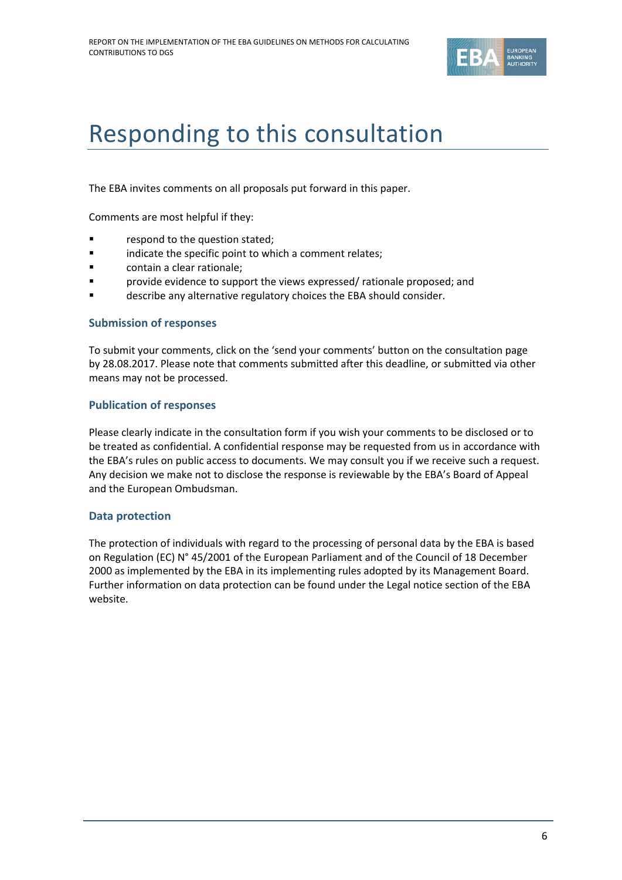# Responding to this consultation

The EBA invites comments on all proposals put forward in this paper.

Comments are most helpful if they:

- respond to the question stated;
- indicate the specific point to which a comment relates;
- contain a clear rationale;
- provide evidence to support the views expressed/ rationale proposed; and
- describe any alternative regulatory choices the EBA should consider.

### Submission of responses

To submit your comments, click on the 'send your comments' button on the consultation page by 28.08.2017. Please note that comments submitted after this deadline, or submitted via other means may not be processed.

### Publication of responses

Please clearly indicate in the consultation form if you wish your comments to be disclosed or to be treated as confidential. A confidential response may be requested from us in accordance with the EBA's rules on public access to documents. We may consult you if we receive such a request. Any decision we make not to disclose the response is reviewable by the EBA's Board of Appeal and the European Ombudsman.

### Data protection

The protection of individuals with regard to the processing of personal data by the EBA is based on Regulation (EC) N° 45/2001 of the European Parliament and of the Council of 18 December 2000 as implemented by the EBA in its implementing rules adopted by its Management Board. Further information on data protection can be found under the Legal notice section of the EBA website.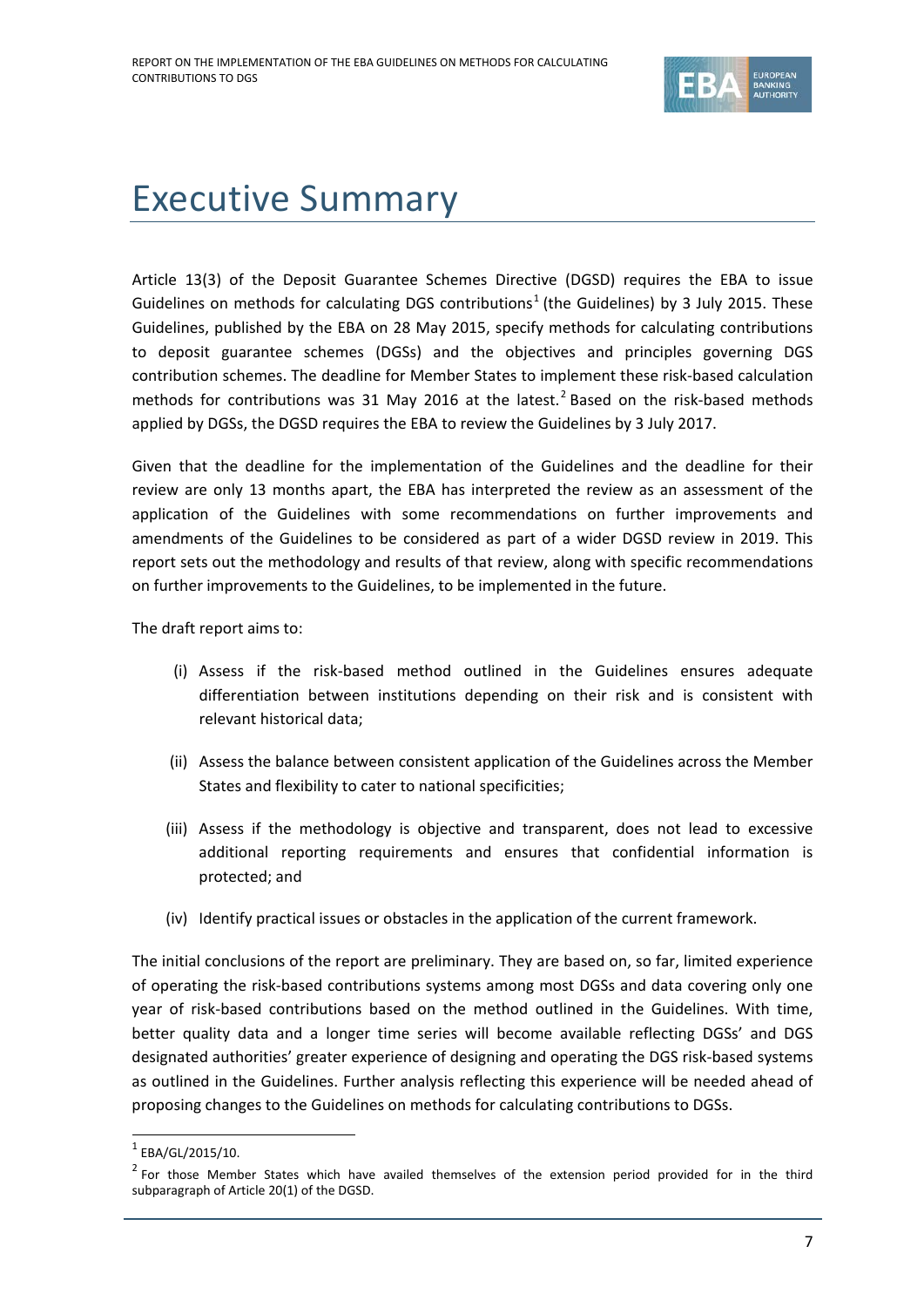# Executive Summary

Article 13(3) of the Deposit Guarantee Schemes Directive (DGSD) requires the EBA to issue Guidelines on methods for calculating DGS contributions[1] (the Guidelines) by 3 July 2015. These Guidelines, published by the EBA on 28 May 2015, specify methods for calculating contributions to deposit guarantee schemes (DGSs) and the objectives and principles governing DGS contribution schemes. The deadline for Member States to implement these risk-based calculation methods for contributions was 31 May 2016 at the latest.[2] Based on the risk-based methods applied by DGSs, the DGSD requires the EBA to review the Guidelines by 3 July 2017.

Given that the deadline for the implementation of the Guidelines and the deadline for their review are only 13 months apart, the EBA has interpreted the review as an assessment of the application of the Guidelines with some recommendations on further improvements and amendments of the Guidelines to be considered as part of a wider DGSD review in 2019. This report sets out the methodology and results of that review, along with specific recommendations on further improvements to the Guidelines, to be implemented in the future.

The draft report aims to:

(i) Assess if the risk-based method outlined in the Guidelines ensures adequate differentiation between institutions depending on their risk and is consistent with relevant historical data;

(ii) Assess the balance between consistent application of the Guidelines across the Member States and flexibility to cater to national specificities;

(iii) Assess if the methodology is objective and transparent, does not lead to excessive additional reporting requirements and ensures that confidential information is protected; and

(iv) Identify practical issues or obstacles in the application of the current framework.

The initial conclusions of the report are preliminary. They are based on, so far, limited experience of operating the risk-based contributions systems among most DGSs and data covering only one year of risk-based contributions based on the method outlined in the Guidelines. With time, better quality data and a longer time series will become available reflecting DGSs' and DGS designated authorities' greater experience of designing and operating the DGS risk-based systems as outlined in the Guidelines. Further analysis reflecting this experience will be needed ahead of proposing changes to the Guidelines on methods for calculating contributions to DGSs.

---

[1] EBA/GL/2015/10.

[2] For those Member States which have availed themselves of the extension period provided for in the third subparagraph of Article 20(1) of the DGSD.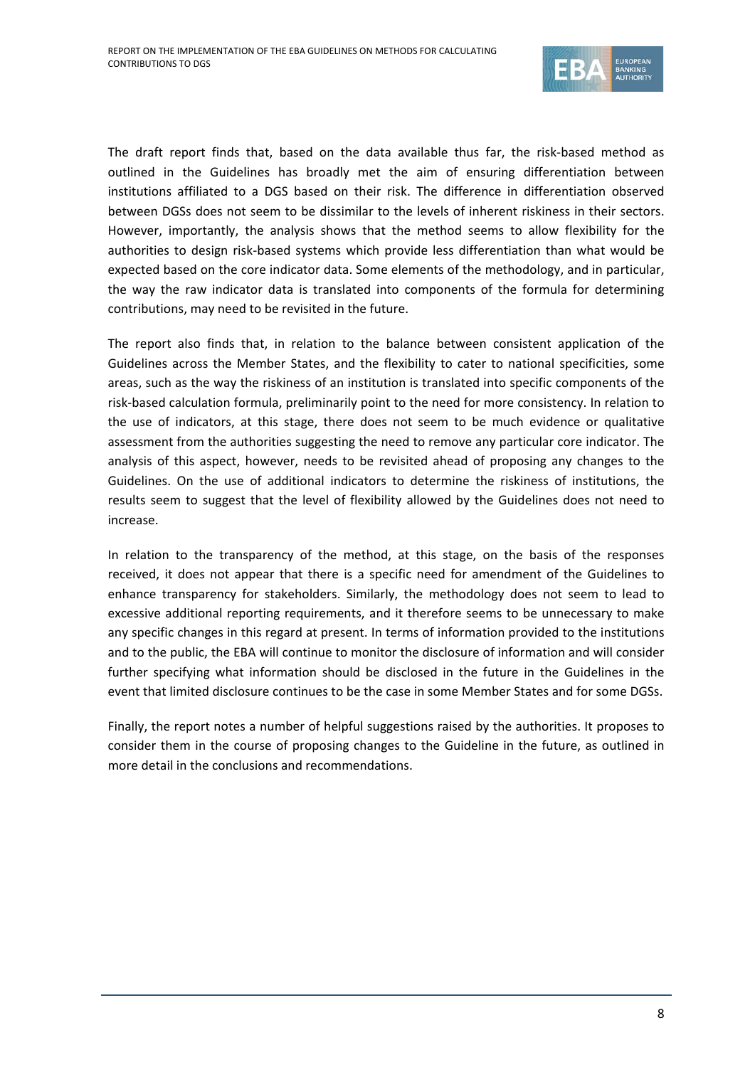The draft report finds that, based on the data available thus far, the risk-based method as outlined in the Guidelines has broadly met the aim of ensuring differentiation between institutions affiliated to a DGS based on their risk. The difference in differentiation observed between DGSs does not seem to be dissimilar to the levels of inherent riskiness in their sectors. However, importantly, the analysis shows that the method seems to allow flexibility for the authorities to design risk-based systems which provide less differentiation than what would be expected based on the core indicator data. Some elements of the methodology, and in particular, the way the raw indicator data is translated into components of the formula for determining contributions, may need to be revisited in the future.

The report also finds that, in relation to the balance between consistent application of the Guidelines across the Member States, and the flexibility to cater to national specificities, some areas, such as the way the riskiness of an institution is translated into specific components of the risk-based calculation formula, preliminarily point to the need for more consistency. In relation to the use of indicators, at this stage, there does not seem to be much evidence or qualitative assessment from the authorities suggesting the need to remove any particular core indicator. The analysis of this aspect, however, needs to be revisited ahead of proposing any changes to the Guidelines. On the use of additional indicators to determine the riskiness of institutions, the results seem to suggest that the level of flexibility allowed by the Guidelines does not need to increase.

In relation to the transparency of the method, at this stage, on the basis of the responses received, it does not appear that there is a specific need for amendment of the Guidelines to enhance transparency for stakeholders. Similarly, the methodology does not seem to lead to excessive additional reporting requirements, and it therefore seems to be unnecessary to make any specific changes in this regard at present. In terms of information provided to the institutions and to the public, the EBA will continue to monitor the disclosure of information and will consider further specifying what information should be disclosed in the future in the Guidelines in the event that limited disclosure continues to be the case in some Member States and for some DGSs.

Finally, the report notes a number of helpful suggestions raised by the authorities. It proposes to consider them in the course of proposing changes to the Guideline in the future, as outlined in more detail in the conclusions and recommendations.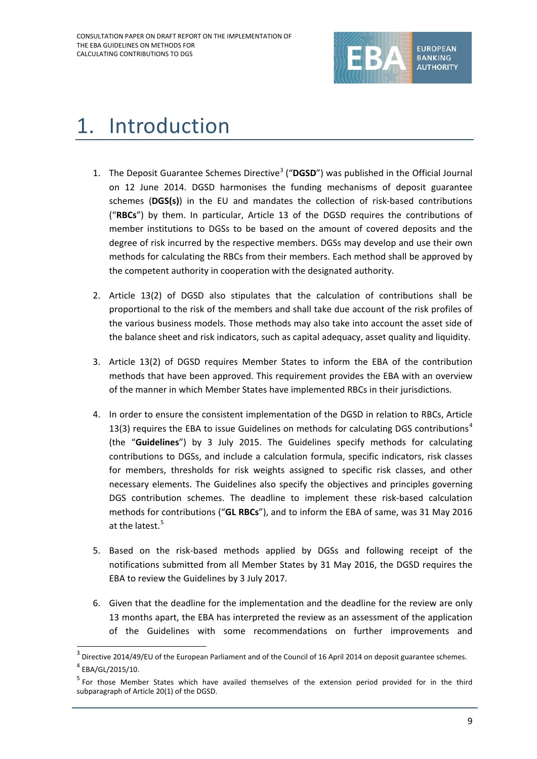# 1. Introduction

1. The Deposit Guarantee Schemes Directive[3] ("**DGSD**") was published in the Official Journal on 12 June 2014. DGSD harmonises the funding mechanisms of deposit guarantee schemes (**DGS(s)**) in the EU and mandates the collection of risk-based contributions ("**RBCs**") by them. In particular, Article 13 of the DGSD requires the contributions of member institutions to DGSs to be based on the amount of covered deposits and the degree of risk incurred by the respective members. DGSs may develop and use their own methods for calculating the RBCs from their members. Each method shall be approved by the competent authority in cooperation with the designated authority.

2. Article 13(2) of DGSD also stipulates that the calculation of contributions shall be proportional to the risk of the members and shall take due account of the risk profiles of the various business models. Those methods may also take into account the asset side of the balance sheet and risk indicators, such as capital adequacy, asset quality and liquidity.

3. Article 13(2) of DGSD requires Member States to inform the EBA of the contribution methods that have been approved. This requirement provides the EBA with an overview of the manner in which Member States have implemented RBCs in their jurisdictions.

4. In order to ensure the consistent implementation of the DGSD in relation to RBCs, Article 13(3) requires the EBA to issue Guidelines on methods for calculating DGS contributions[4] (the "**Guidelines**") by 3 July 2015. The Guidelines specify methods for calculating contributions to DGSs, and include a calculation formula, specific indicators, risk classes for members, thresholds for risk weights assigned to specific risk classes, and other necessary elements. The Guidelines also specify the objectives and principles governing DGS contribution schemes. The deadline to implement these risk-based calculation methods for contributions ("**GL RBCs**"), and to inform the EBA of same, was 31 May 2016 at the latest.[5]

5. Based on the risk-based methods applied by DGSs and following receipt of the notifications submitted from all Member States by 31 May 2016, the DGSD requires the EBA to review the Guidelines by 3 July 2017.

6. Given that the deadline for the implementation and the deadline for the review are only 13 months apart, the EBA has interpreted the review as an assessment of the application of the Guidelines with some recommendations on further improvements and

---

[3] Directive 2014/49/EU of the European Parliament and of the Council of 16 April 2014 on deposit guarantee schemes.

[4] EBA/GL/2015/10.

[5] For those Member States which have availed themselves of the extension period provided for in the third subparagraph of Article 20(1) of the DGSD.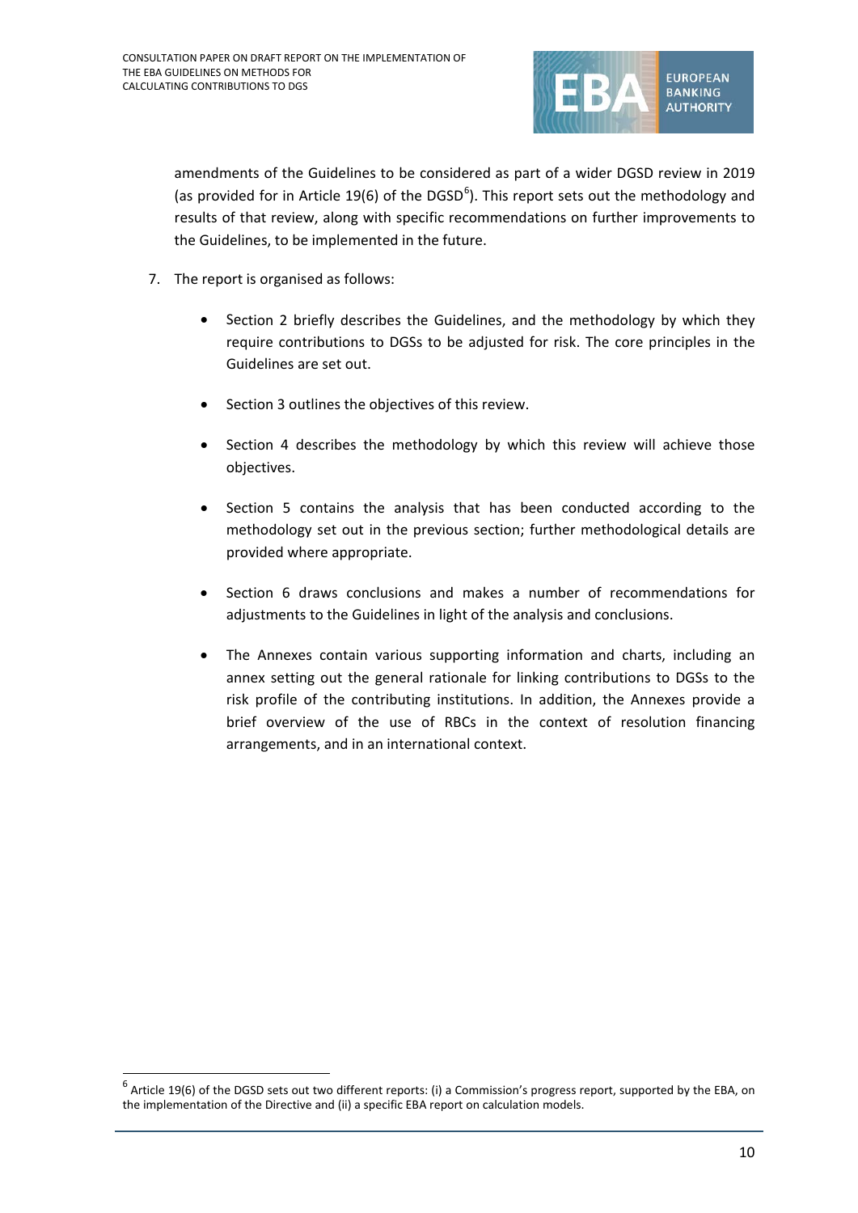amendments of the Guidelines to be considered as part of a wider DGSD review in 2019 (as provided for in Article 19(6) of the DGSD[6]). This report sets out the methodology and results of that review, along with specific recommendations on further improvements to the Guidelines, to be implemented in the future.

7. The report is organised as follows:

- Section 2 briefly describes the Guidelines, and the methodology by which they require contributions to DGSs to be adjusted for risk. The core principles in the Guidelines are set out.

- Section 3 outlines the objectives of this review.

- Section 4 describes the methodology by which this review will achieve those objectives.

- Section 5 contains the analysis that has been conducted according to the methodology set out in the previous section; further methodological details are provided where appropriate.

- Section 6 draws conclusions and makes a number of recommendations for adjustments to the Guidelines in light of the analysis and conclusions.

- The Annexes contain various supporting information and charts, including an annex setting out the general rationale for linking contributions to DGSs to the risk profile of the contributing institutions. In addition, the Annexes provide a brief overview of the use of RBCs in the context of resolution financing arrangements, and in an international context.

[6] Article 19(6) of the DGSD sets out two different reports: (i) a Commission's progress report, supported by the EBA, on the implementation of the Directive and (ii) a specific EBA report on calculation models.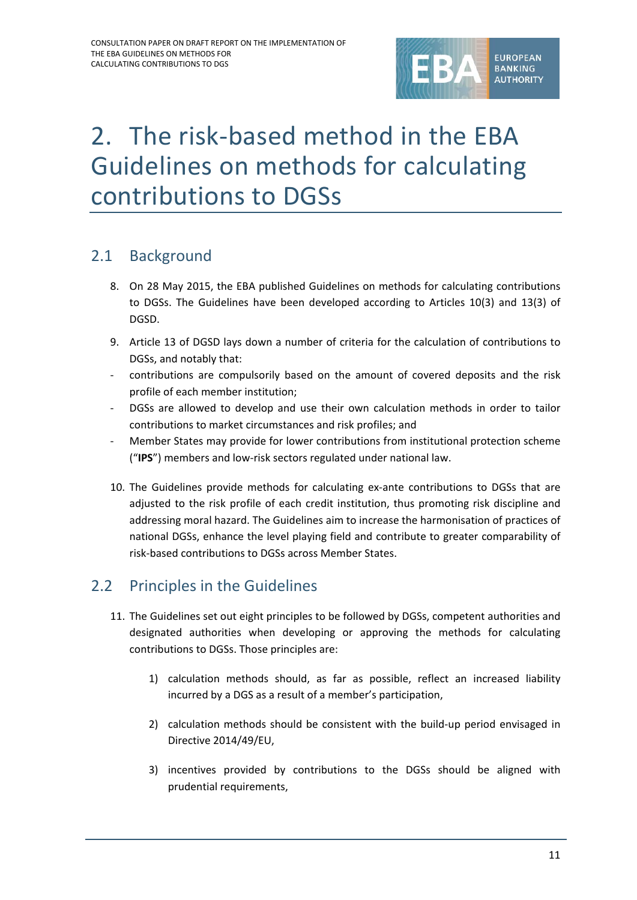# 2. The risk-based method in the EBA Guidelines on methods for calculating contributions to DGSs

## 2.1 Background

8. On 28 May 2015, the EBA published Guidelines on methods for calculating contributions to DGSs. The Guidelines have been developed according to Articles 10(3) and 13(3) of DGSD.

9. Article 13 of DGSD lays down a number of criteria for the calculation of contributions to DGSs, and notably that:

- contributions are compulsorily based on the amount of covered deposits and the risk profile of each member institution;
- DGSs are allowed to develop and use their own calculation methods in order to tailor contributions to market circumstances and risk profiles; and
- Member States may provide for lower contributions from institutional protection scheme ("**IPS**") members and low-risk sectors regulated under national law.

10. The Guidelines provide methods for calculating ex-ante contributions to DGSs that are adjusted to the risk profile of each credit institution, thus promoting risk discipline and addressing moral hazard. The Guidelines aim to increase the harmonisation of practices of national DGSs, enhance the level playing field and contribute to greater comparability of risk-based contributions to DGSs across Member States.

## 2.2 Principles in the Guidelines

11. The Guidelines set out eight principles to be followed by DGSs, competent authorities and designated authorities when developing or approving the methods for calculating contributions to DGSs. Those principles are:

    1) calculation methods should, as far as possible, reflect an increased liability incurred by a DGS as a result of a member's participation,

    2) calculation methods should be consistent with the build-up period envisaged in Directive 2014/49/EU,

    3) incentives provided by contributions to the DGSs should be aligned with prudential requirements,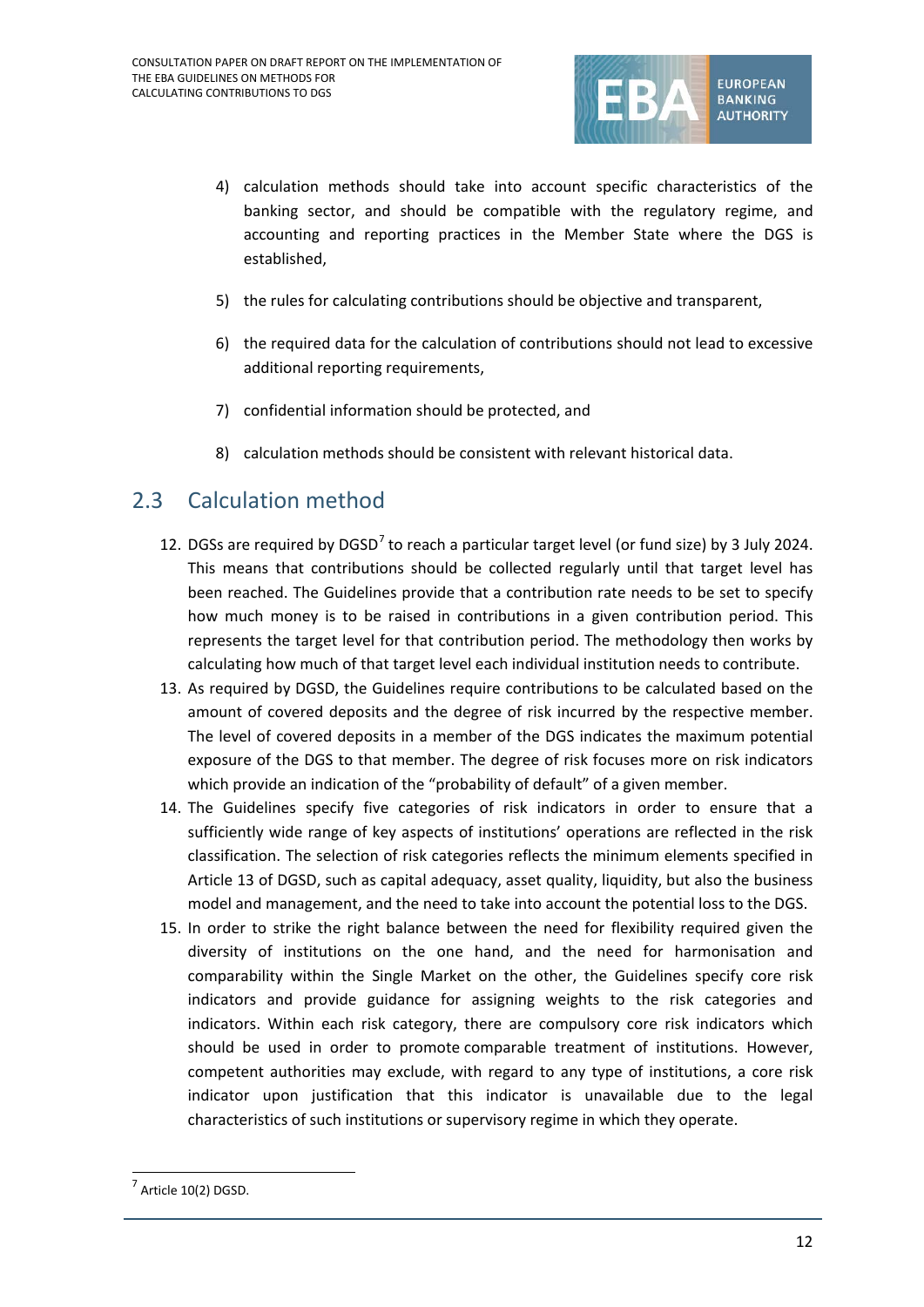4) calculation methods should take into account specific characteristics of the banking sector, and should be compatible with the regulatory regime, and accounting and reporting practices in the Member State where the DGS is established,

5) the rules for calculating contributions should be objective and transparent,

6) the required data for the calculation of contributions should not lead to excessive additional reporting requirements,

7) confidential information should be protected, and

8) calculation methods should be consistent with relevant historical data.

## 2.3 Calculation method

12. DGSs are required by DGSD[7] to reach a particular target level (or fund size) by 3 July 2024. This means that contributions should be collected regularly until that target level has been reached. The Guidelines provide that a contribution rate needs to be set to specify how much money is to be raised in contributions in a given contribution period. This represents the target level for that contribution period. The methodology then works by calculating how much of that target level each individual institution needs to contribute.
13. As required by DGSD, the Guidelines require contributions to be calculated based on the amount of covered deposits and the degree of risk incurred by the respective member. The level of covered deposits in a member of the DGS indicates the maximum potential exposure of the DGS to that member. The degree of risk focuses more on risk indicators which provide an indication of the "probability of default" of a given member.
14. The Guidelines specify five categories of risk indicators in order to ensure that a sufficiently wide range of key aspects of institutions' operations are reflected in the risk classification. The selection of risk categories reflects the minimum elements specified in Article 13 of DGSD, such as capital adequacy, asset quality, liquidity, but also the business model and management, and the need to take into account the potential loss to the DGS.
15. In order to strike the right balance between the need for flexibility required given the diversity of institutions on the one hand, and the need for harmonisation and comparability within the Single Market on the other, the Guidelines specify core risk indicators and provide guidance for assigning weights to the risk categories and indicators. Within each risk category, there are compulsory core risk indicators which should be used in order to promote comparable treatment of institutions. However, competent authorities may exclude, with regard to any type of institutions, a core risk indicator upon justification that this indicator is unavailable due to the legal characteristics of such institutions or supervisory regime in which they operate.

[7] Article 10(2) DGSD.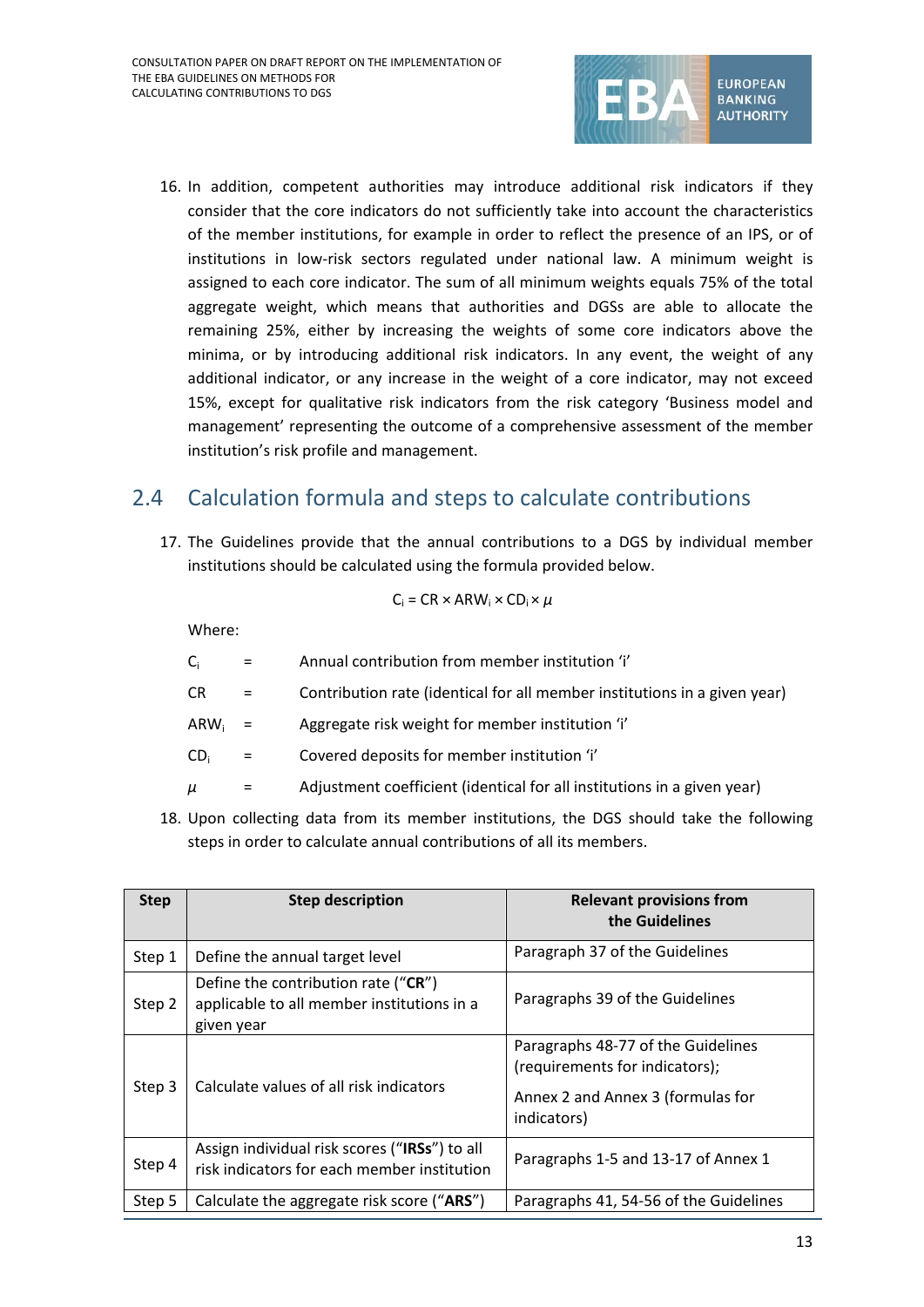16. In addition, competent authorities may introduce additional risk indicators if they consider that the core indicators do not sufficiently take into account the characteristics of the member institutions, for example in order to reflect the presence of an IPS, or of institutions in low-risk sectors regulated under national law. A minimum weight is assigned to each core indicator. The sum of all minimum weights equals 75% of the total aggregate weight, which means that authorities and DGSs are able to allocate the remaining 25%, either by increasing the weights of some core indicators above the minima, or by introducing additional risk indicators. In any event, the weight of any additional indicator, or any increase in the weight of a core indicator, may not exceed 15%, except for qualitative risk indicators from the risk category 'Business model and management' representing the outcome of a comprehensive assessment of the member institution's risk profile and management.

## 2.4 Calculation formula and steps to calculate contributions

17. The Guidelines provide that the annual contributions to a DGS by individual member institutions should be calculated using the formula provided below.

$$C_i = CR \times ARW_i \times CD_i \times \mu$$

Where:

| | | |
|---|---|---|
| $C_i$ | = | Annual contribution from member institution 'i' |
| CR | = | Contribution rate (identical for all member institutions in a given year) |
| $ARW_i$ | = | Aggregate risk weight for member institution 'i' |
| $CD_i$ | = | Covered deposits for member institution 'i' |
| $\mu$ | = | Adjustment coefficient (identical for all institutions in a given year) |

18. Upon collecting data from its member institutions, the DGS should take the following steps in order to calculate annual contributions of all its members.

| Step | Step description | Relevant provisions from the Guidelines |
|---|---|---|
| Step 1 | Define the annual target level | Paragraph 37 of the Guidelines |
| Step 2 | Define the contribution rate ("**CR**") applicable to all member institutions in a given year | Paragraphs 39 of the Guidelines |
| Step 3 | Calculate values of all risk indicators | Paragraphs 48-77 of the Guidelines (requirements for indicators); Annex 2 and Annex 3 (formulas for indicators) |
| Step 4 | Assign individual risk scores ("**IRSs**") to all risk indicators for each member institution | Paragraphs 1-5 and 13-17 of Annex 1 |
| Step 5 | Calculate the aggregate risk score ("**ARS**") | Paragraphs 41, 54-56 of the Guidelines |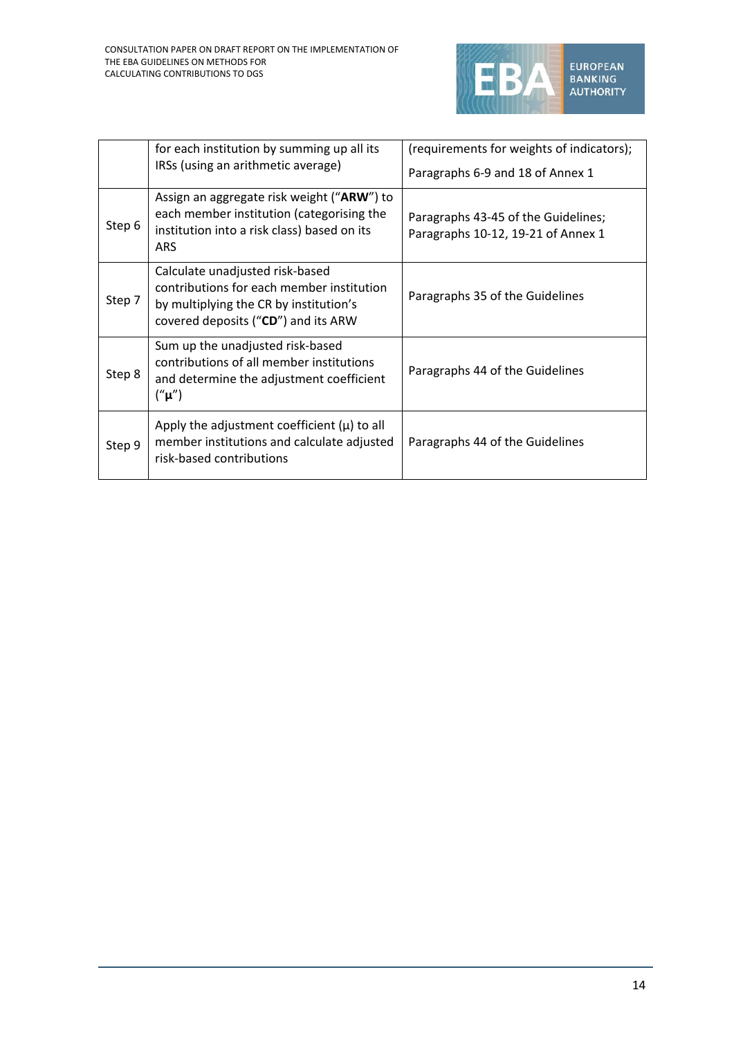| | | |
|---|---|---|
| | for each institution by summing up all its IRSs (using an arithmetic average) | (requirements for weights of indicators); Paragraphs 6-9 and 18 of Annex 1 |
| Step 6 | Assign an aggregate risk weight ("**ARW**") to each member institution (categorising the institution into a risk class) based on its ARS | Paragraphs 43-45 of the Guidelines; Paragraphs 10-12, 19-21 of Annex 1 |
| Step 7 | Calculate unadjusted risk-based contributions for each member institution by multiplying the CR by institution's covered deposits ("**CD**") and its ARW | Paragraphs 35 of the Guidelines |
| Step 8 | Sum up the unadjusted risk-based contributions of all member institutions and determine the adjustment coefficient ("**μ**") | Paragraphs 44 of the Guidelines |
| Step 9 | Apply the adjustment coefficient (μ) to all member institutions and calculate adjusted risk-based contributions | Paragraphs 44 of the Guidelines |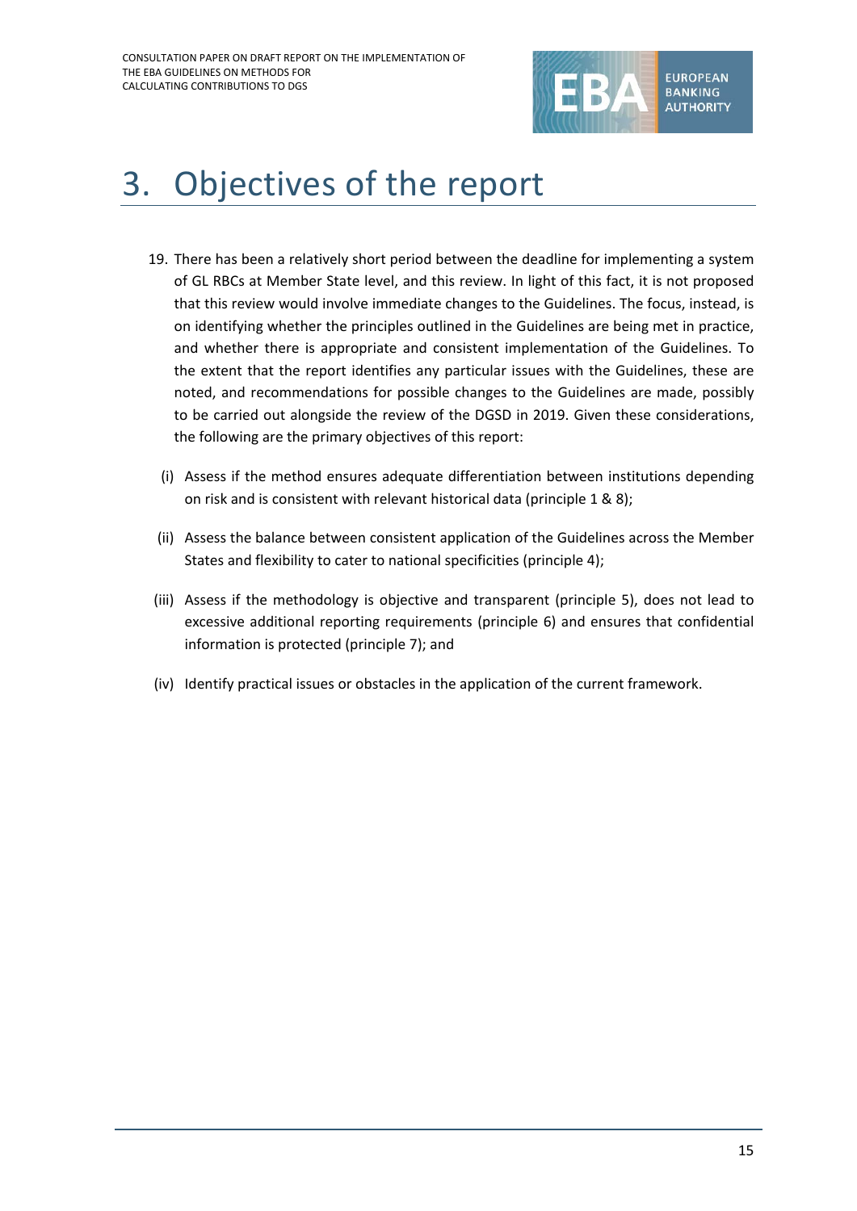# 3. Objectives of the report

19. There has been a relatively short period between the deadline for implementing a system of GL RBCs at Member State level, and this review. In light of this fact, it is not proposed that this review would involve immediate changes to the Guidelines. The focus, instead, is on identifying whether the principles outlined in the Guidelines are being met in practice, and whether there is appropriate and consistent implementation of the Guidelines. To the extent that the report identifies any particular issues with the Guidelines, these are noted, and recommendations for possible changes to the Guidelines are made, possibly to be carried out alongside the review of the DGSD in 2019. Given these considerations, the following are the primary objectives of this report:

   (i) Assess if the method ensures adequate differentiation between institutions depending on risk and is consistent with relevant historical data (principle 1 & 8);

   (ii) Assess the balance between consistent application of the Guidelines across the Member States and flexibility to cater to national specificities (principle 4);

   (iii) Assess if the methodology is objective and transparent (principle 5), does not lead to excessive additional reporting requirements (principle 6) and ensures that confidential information is protected (principle 7); and

   (iv) Identify practical issues or obstacles in the application of the current framework.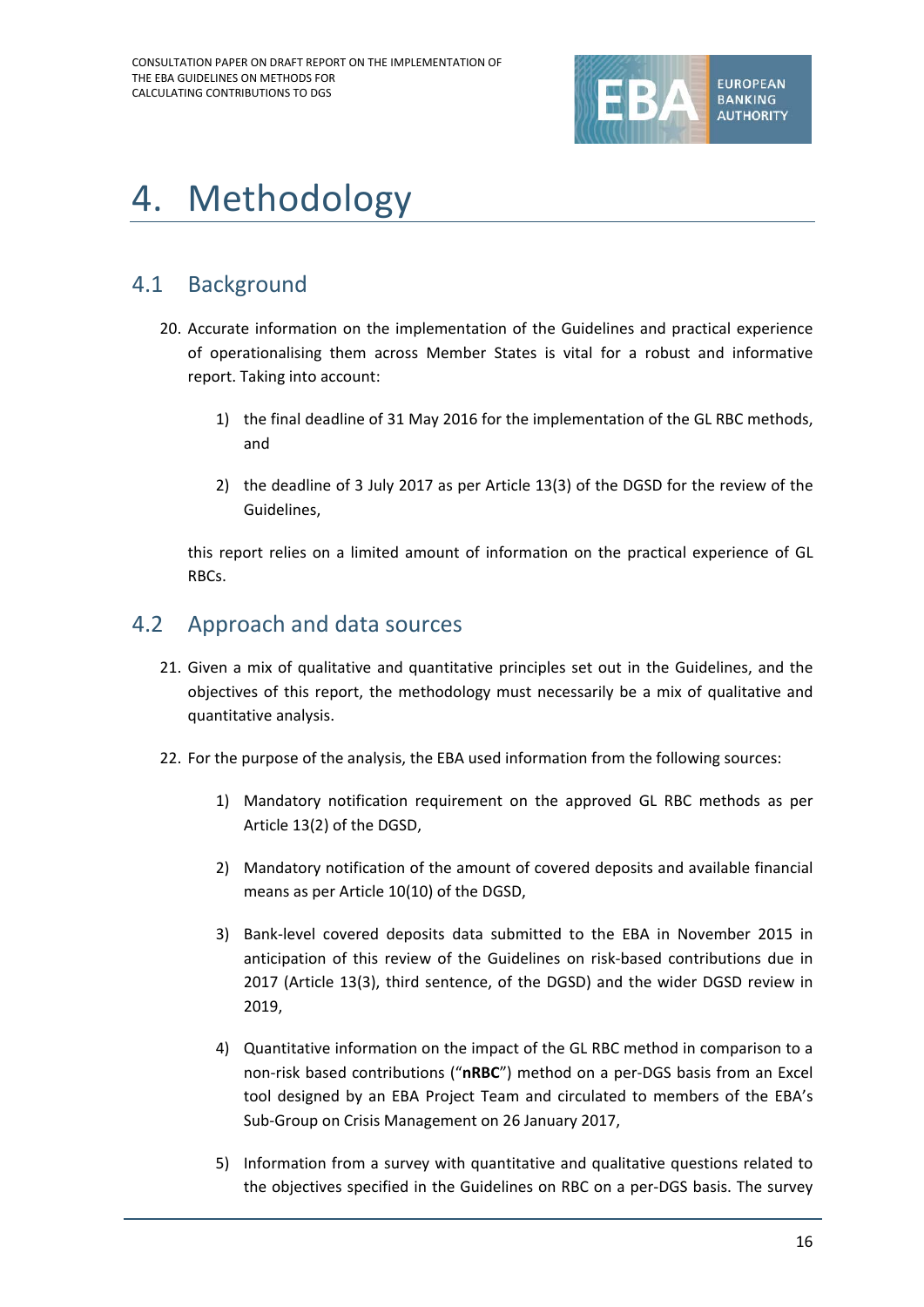# 4. Methodology

## 4.1 Background

20. Accurate information on the implementation of the Guidelines and practical experience of operationalising them across Member States is vital for a robust and informative report. Taking into account:

    1) the final deadline of 31 May 2016 for the implementation of the GL RBC methods, and

    2) the deadline of 3 July 2017 as per Article 13(3) of the DGSD for the review of the Guidelines,

    this report relies on a limited amount of information on the practical experience of GL RBCs.

## 4.2 Approach and data sources

21. Given a mix of qualitative and quantitative principles set out in the Guidelines, and the objectives of this report, the methodology must necessarily be a mix of qualitative and quantitative analysis.

22. For the purpose of the analysis, the EBA used information from the following sources:

    1) Mandatory notification requirement on the approved GL RBC methods as per Article 13(2) of the DGSD,

    2) Mandatory notification of the amount of covered deposits and available financial means as per Article 10(10) of the DGSD,

    3) Bank-level covered deposits data submitted to the EBA in November 2015 in anticipation of this review of the Guidelines on risk-based contributions due in 2017 (Article 13(3), third sentence, of the DGSD) and the wider DGSD review in 2019,

    4) Quantitative information on the impact of the GL RBC method in comparison to a non-risk based contributions ("**nRBC**") method on a per-DGS basis from an Excel tool designed by an EBA Project Team and circulated to members of the EBA's Sub-Group on Crisis Management on 26 January 2017,

    5) Information from a survey with quantitative and qualitative questions related to the objectives specified in the Guidelines on RBC on a per-DGS basis. The survey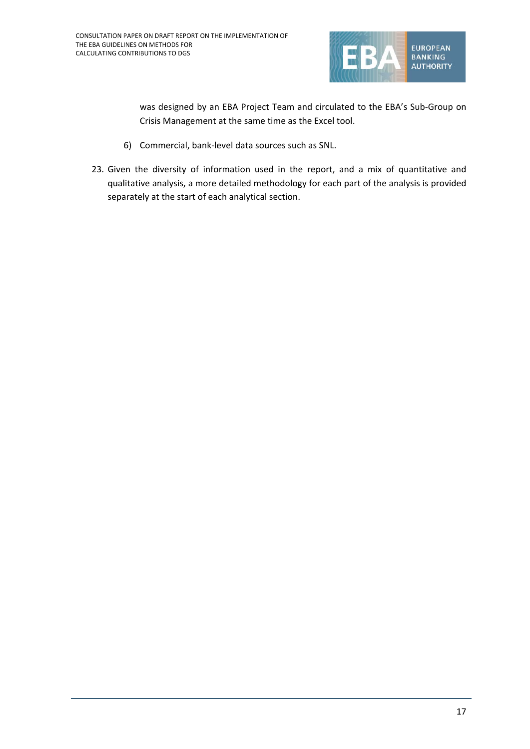was designed by an EBA Project Team and circulated to the EBA's Sub-Group on Crisis Management at the same time as the Excel tool.

6) Commercial, bank-level data sources such as SNL.

23. Given the diversity of information used in the report, and a mix of quantitative and qualitative analysis, a more detailed methodology for each part of the analysis is provided separately at the start of each analytical section.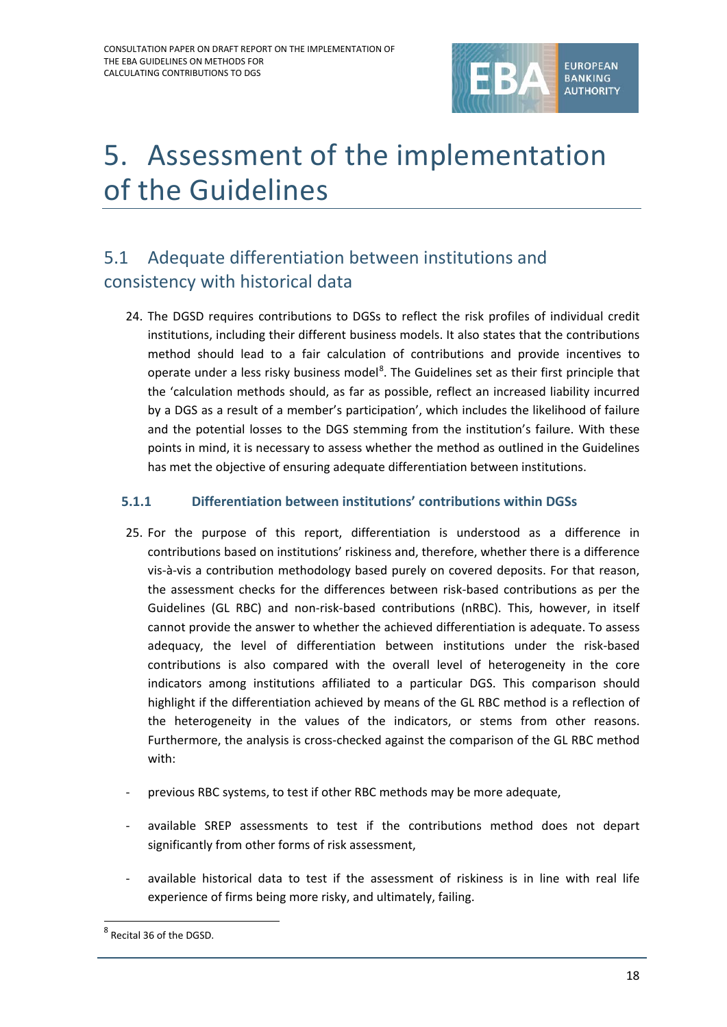# 5. Assessment of the implementation of the Guidelines

## 5.1 Adequate differentiation between institutions and consistency with historical data

24. The DGSD requires contributions to DGSs to reflect the risk profiles of individual credit institutions, including their different business models. It also states that the contributions method should lead to a fair calculation of contributions and provide incentives to operate under a less risky business model[8]. The Guidelines set as their first principle that the 'calculation methods should, as far as possible, reflect an increased liability incurred by a DGS as a result of a member's participation', which includes the likelihood of failure and the potential losses to the DGS stemming from the institution's failure. With these points in mind, it is necessary to assess whether the method as outlined in the Guidelines has met the objective of ensuring adequate differentiation between institutions.

### 5.1.1 Differentiation between institutions' contributions within DGSs

25. For the purpose of this report, differentiation is understood as a difference in contributions based on institutions' riskiness and, therefore, whether there is a difference vis-à-vis a contribution methodology based purely on covered deposits. For that reason, the assessment checks for the differences between risk-based contributions as per the Guidelines (GL RBC) and non-risk-based contributions (nRBC). This, however, in itself cannot provide the answer to whether the achieved differentiation is adequate. To assess adequacy, the level of differentiation between institutions under the risk-based contributions is also compared with the overall level of heterogeneity in the core indicators among institutions affiliated to a particular DGS. This comparison should highlight if the differentiation achieved by means of the GL RBC method is a reflection of the heterogeneity in the values of the indicators, or stems from other reasons. Furthermore, the analysis is cross-checked against the comparison of the GL RBC method with:

- previous RBC systems, to test if other RBC methods may be more adequate,
- available SREP assessments to test if the contributions method does not depart significantly from other forms of risk assessment,
- available historical data to test if the assessment of riskiness is in line with real life experience of firms being more risky, and ultimately, failing.

[8] Recital 36 of the DGSD.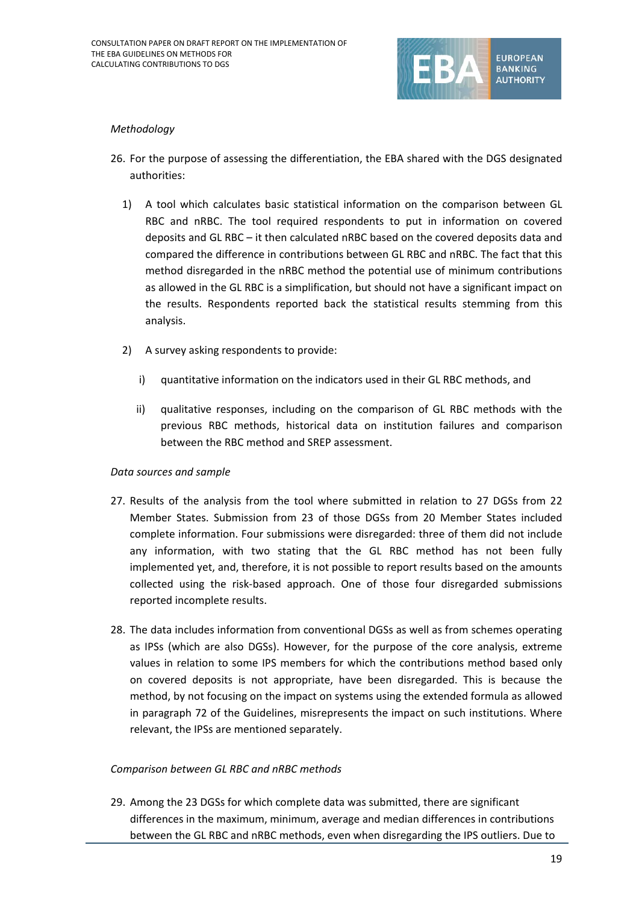*Methodology*

26. For the purpose of assessing the differentiation, the EBA shared with the DGS designated authorities:

    1) A tool which calculates basic statistical information on the comparison between GL RBC and nRBC. The tool required respondents to put in information on covered deposits and GL RBC – it then calculated nRBC based on the covered deposits data and compared the difference in contributions between GL RBC and nRBC. The fact that this method disregarded in the nRBC method the potential use of minimum contributions as allowed in the GL RBC is a simplification, but should not have a significant impact on the results. Respondents reported back the statistical results stemming from this analysis.

    2) A survey asking respondents to provide:

        i) quantitative information on the indicators used in their GL RBC methods, and

        ii) qualitative responses, including on the comparison of GL RBC methods with the previous RBC methods, historical data on institution failures and comparison between the RBC method and SREP assessment.

*Data sources and sample*

27. Results of the analysis from the tool where submitted in relation to 27 DGSs from 22 Member States. Submission from 23 of those DGSs from 20 Member States included complete information. Four submissions were disregarded: three of them did not include any information, with two stating that the GL RBC method has not been fully implemented yet, and, therefore, it is not possible to report results based on the amounts collected using the risk-based approach. One of those four disregarded submissions reported incomplete results.

28. The data includes information from conventional DGSs as well as from schemes operating as IPSs (which are also DGSs). However, for the purpose of the core analysis, extreme values in relation to some IPS members for which the contributions method based only on covered deposits is not appropriate, have been disregarded. This is because the method, by not focusing on the impact on systems using the extended formula as allowed in paragraph 72 of the Guidelines, misrepresents the impact on such institutions. Where relevant, the IPSs are mentioned separately.

*Comparison between GL RBC and nRBC methods*

29. Among the 23 DGSs for which complete data was submitted, there are significant differences in the maximum, minimum, average and median differences in contributions between the GL RBC and nRBC methods, even when disregarding the IPS outliers. Due to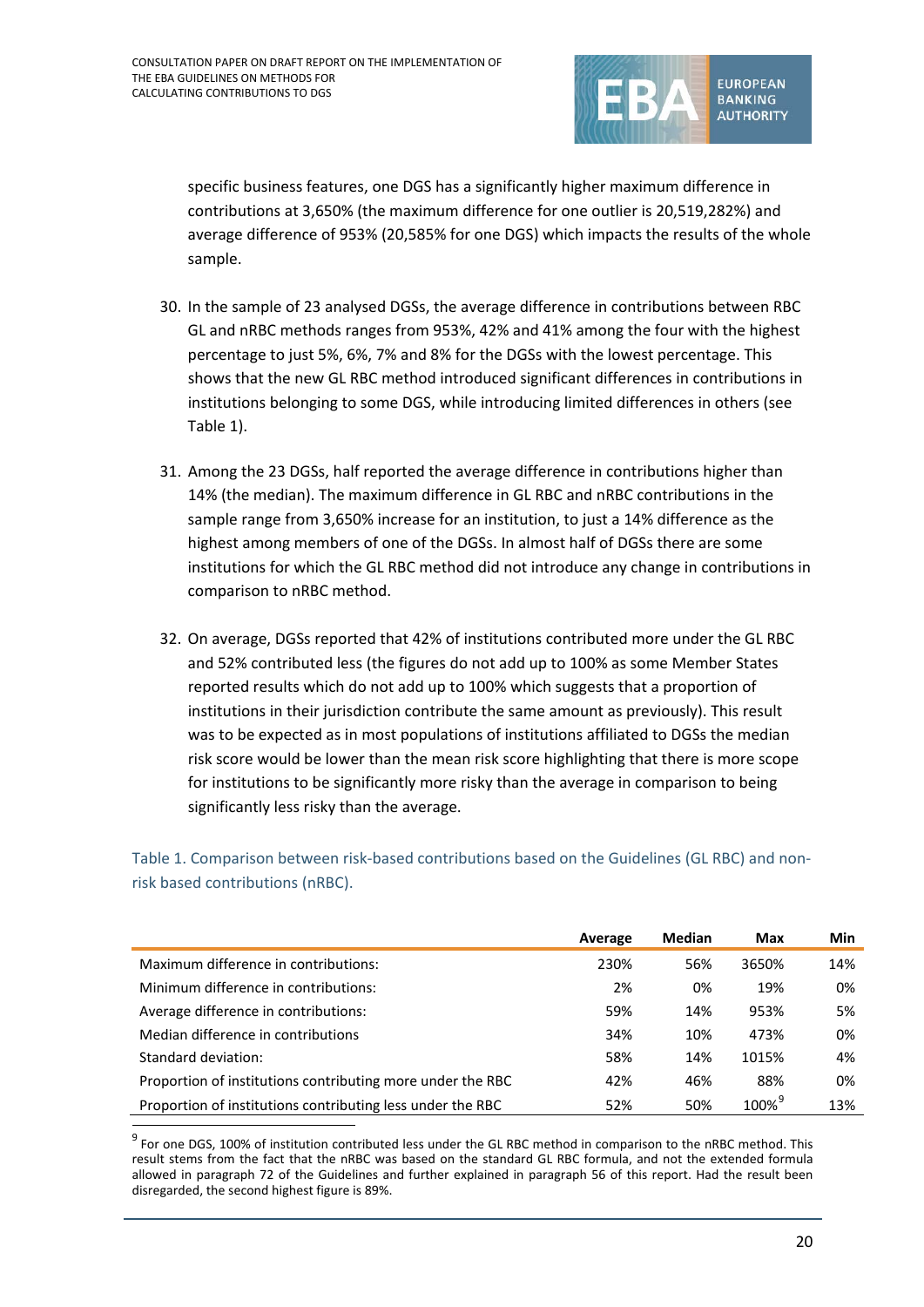specific business features, one DGS has a significantly higher maximum difference in contributions at 3,650% (the maximum difference for one outlier is 20,519,282%) and average difference of 953% (20,585% for one DGS) which impacts the results of the whole sample.

30. In the sample of 23 analysed DGSs, the average difference in contributions between RBC GL and nRBC methods ranges from 953%, 42% and 41% among the four with the highest percentage to just 5%, 6%, 7% and 8% for the DGSs with the lowest percentage. This shows that the new GL RBC method introduced significant differences in contributions in institutions belonging to some DGS, while introducing limited differences in others (see Table 1).

31. Among the 23 DGSs, half reported the average difference in contributions higher than 14% (the median). The maximum difference in GL RBC and nRBC contributions in the sample range from 3,650% increase for an institution, to just a 14% difference as the highest among members of one of the DGSs. In almost half of DGSs there are some institutions for which the GL RBC method did not introduce any change in contributions in comparison to nRBC method.

32. On average, DGSs reported that 42% of institutions contributed more under the GL RBC and 52% contributed less (the figures do not add up to 100% as some Member States reported results which do not add up to 100% which suggests that a proportion of institutions in their jurisdiction contribute the same amount as previously). This result was to be expected as in most populations of institutions affiliated to DGSs the median risk score would be lower than the mean risk score highlighting that there is more scope for institutions to be significantly more risky than the average in comparison to being significantly less risky than the average.

Table 1. Comparison between risk-based contributions based on the Guidelines (GL RBC) and non-risk based contributions (nRBC).

| | Average | Median | Max | Min |
|---|---|---|---|---|
| Maximum difference in contributions: | 230% | 56% | 3650% | 14% |
| Minimum difference in contributions: | 2% | 0% | 19% | 0% |
| Average difference in contributions: | 59% | 14% | 953% | 5% |
| Median difference in contributions | 34% | 10% | 473% | 0% |
| Standard deviation: | 58% | 14% | 1015% | 4% |
| Proportion of institutions contributing more under the RBC | 42% | 46% | 88% | 0% |
| Proportion of institutions contributing less under the RBC | 52% | 50% | 100%[9] | 13% |

[9] For one DGS, 100% of institution contributed less under the GL RBC method in comparison to the nRBC method. This result stems from the fact that the nRBC was based on the standard GL RBC formula, and not the extended formula allowed in paragraph 72 of the Guidelines and further explained in paragraph 56 of this report. Had the result been disregarded, the second highest figure is 89%.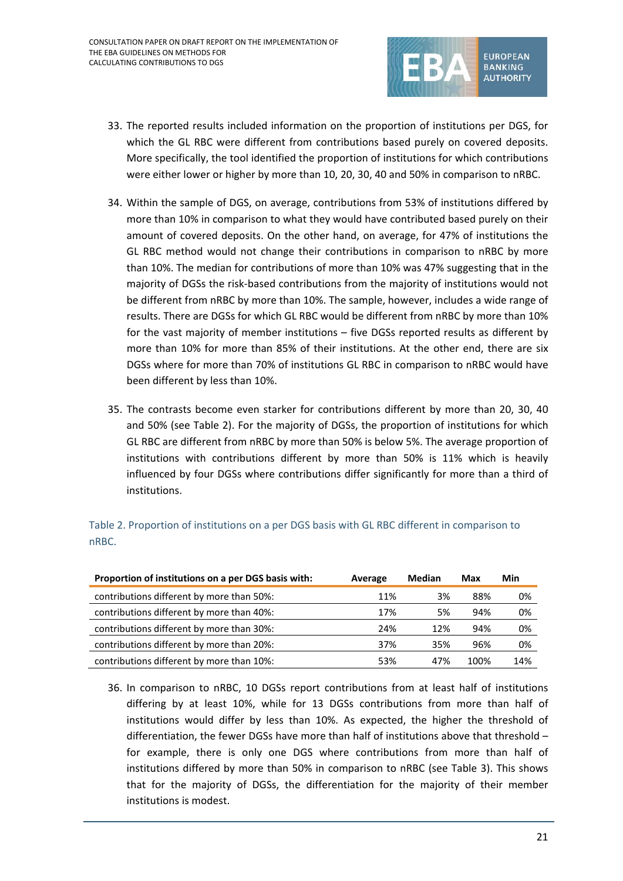33. The reported results included information on the proportion of institutions per DGS, for which the GL RBC were different from contributions based purely on covered deposits. More specifically, the tool identified the proportion of institutions for which contributions were either lower or higher by more than 10, 20, 30, 40 and 50% in comparison to nRBC.

34. Within the sample of DGS, on average, contributions from 53% of institutions differed by more than 10% in comparison to what they would have contributed based purely on their amount of covered deposits. On the other hand, on average, for 47% of institutions the GL RBC method would not change their contributions in comparison to nRBC by more than 10%. The median for contributions of more than 10% was 47% suggesting that in the majority of DGSs the risk-based contributions from the majority of institutions would not be different from nRBC by more than 10%. The sample, however, includes a wide range of results. There are DGSs for which GL RBC would be different from nRBC by more than 10% for the vast majority of member institutions – five DGSs reported results as different by more than 10% for more than 85% of their institutions. At the other end, there are six DGSs where for more than 70% of institutions GL RBC in comparison to nRBC would have been different by less than 10%.

35. The contrasts become even starker for contributions different by more than 20, 30, 40 and 50% (see Table 2). For the majority of DGSs, the proportion of institutions for which GL RBC are different from nRBC by more than 50% is below 5%. The average proportion of institutions with contributions different by more than 50% is 11% which is heavily influenced by four DGSs where contributions differ significantly for more than a third of institutions.

Table 2. Proportion of institutions on a per DGS basis with GL RBC different in comparison to nRBC.

| Proportion of institutions on a per DGS basis with: | Average | Median | Max | Min |
|---|---|---|---|---|
| contributions different by more than 50%: | 11% | 3% | 88% | 0% |
| contributions different by more than 40%: | 17% | 5% | 94% | 0% |
| contributions different by more than 30%: | 24% | 12% | 94% | 0% |
| contributions different by more than 20%: | 37% | 35% | 96% | 0% |
| contributions different by more than 10%: | 53% | 47% | 100% | 14% |

36. In comparison to nRBC, 10 DGSs report contributions from at least half of institutions differing by at least 10%, while for 13 DGSs contributions from more than half of institutions would differ by less than 10%. As expected, the higher the threshold of differentiation, the fewer DGSs have more than half of institutions above that threshold – for example, there is only one DGS where contributions from more than half of institutions differed by more than 50% in comparison to nRBC (see Table 3). This shows that for the majority of DGSs, the differentiation for the majority of their member institutions is modest.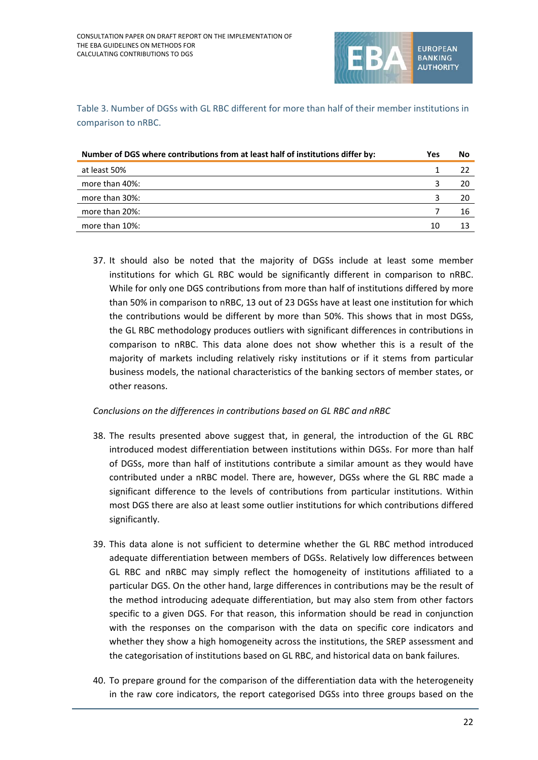Table 3. Number of DGSs with GL RBC different for more than half of their member institutions in comparison to nRBC.

| Number of DGS where contributions from at least half of institutions differ by: | Yes | No |
|---|---|---|
| at least 50% | 1 | 22 |
| more than 40%: | 3 | 20 |
| more than 30%: | 3 | 20 |
| more than 20%: | 7 | 16 |
| more than 10%: | 10 | 13 |

37. It should also be noted that the majority of DGSs include at least some member institutions for which GL RBC would be significantly different in comparison to nRBC. While for only one DGS contributions from more than half of institutions differed by more than 50% in comparison to nRBC, 13 out of 23 DGSs have at least one institution for which the contributions would be different by more than 50%. This shows that in most DGSs, the GL RBC methodology produces outliers with significant differences in contributions in comparison to nRBC. This data alone does not show whether this is a result of the majority of markets including relatively risky institutions or if it stems from particular business models, the national characteristics of the banking sectors of member states, or other reasons.

*Conclusions on the differences in contributions based on GL RBC and nRBC*

38. The results presented above suggest that, in general, the introduction of the GL RBC introduced modest differentiation between institutions within DGSs. For more than half of DGSs, more than half of institutions contribute a similar amount as they would have contributed under a nRBC model. There are, however, DGSs where the GL RBC made a significant difference to the levels of contributions from particular institutions. Within most DGS there are also at least some outlier institutions for which contributions differed significantly.

39. This data alone is not sufficient to determine whether the GL RBC method introduced adequate differentiation between members of DGSs. Relatively low differences between GL RBC and nRBC may simply reflect the homogeneity of institutions affiliated to a particular DGS. On the other hand, large differences in contributions may be the result of the method introducing adequate differentiation, but may also stem from other factors specific to a given DGS. For that reason, this information should be read in conjunction with the responses on the comparison with the data on specific core indicators and whether they show a high homogeneity across the institutions, the SREP assessment and the categorisation of institutions based on GL RBC, and historical data on bank failures.

40. To prepare ground for the comparison of the differentiation data with the heterogeneity in the raw core indicators, the report categorised DGSs into three groups based on the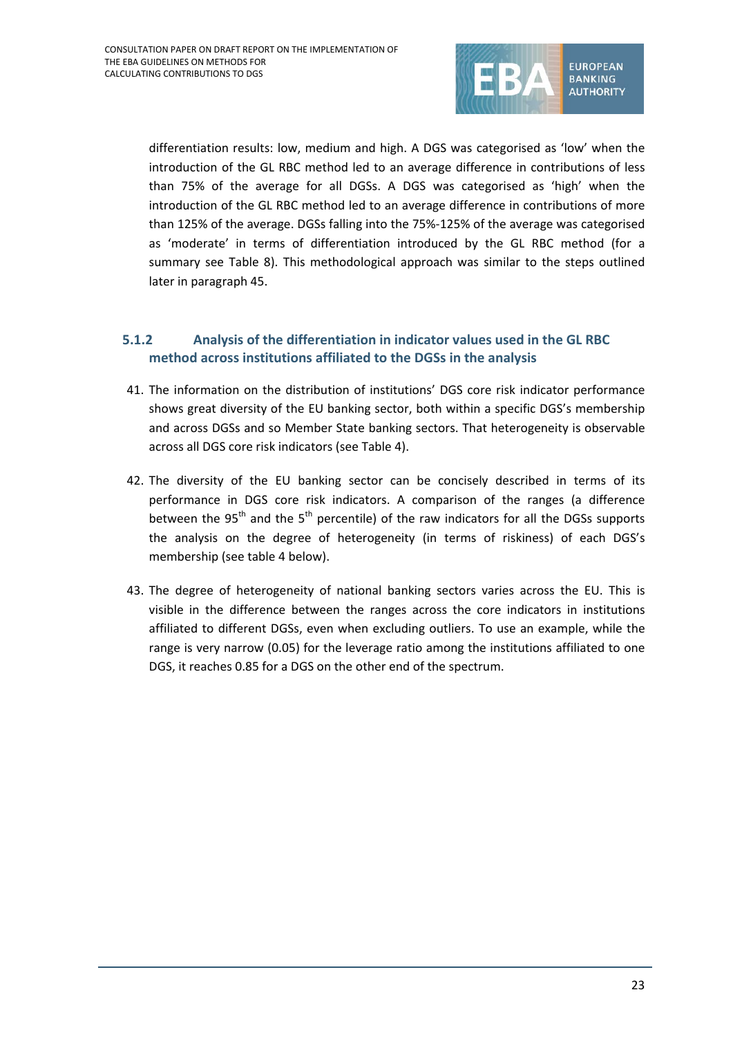differentiation results: low, medium and high. A DGS was categorised as 'low' when the introduction of the GL RBC method led to an average difference in contributions of less than 75% of the average for all DGSs. A DGS was categorised as 'high' when the introduction of the GL RBC method led to an average difference in contributions of more than 125% of the average. DGSs falling into the 75%-125% of the average was categorised as 'moderate' in terms of differentiation introduced by the GL RBC method (for a summary see Table 8). This methodological approach was similar to the steps outlined later in paragraph 45.

### 5.1.2 Analysis of the differentiation in indicator values used in the GL RBC method across institutions affiliated to the DGSs in the analysis

41. The information on the distribution of institutions' DGS core risk indicator performance shows great diversity of the EU banking sector, both within a specific DGS's membership and across DGSs and so Member State banking sectors. That heterogeneity is observable across all DGS core risk indicators (see Table 4).

42. The diversity of the EU banking sector can be concisely described in terms of its performance in DGS core risk indicators. A comparison of the ranges (a difference between the $95^{th}$ and the $5^{th}$ percentile) of the raw indicators for all the DGSs supports the analysis on the degree of heterogeneity (in terms of riskiness) of each DGS's membership (see table 4 below).

43. The degree of heterogeneity of national banking sectors varies across the EU. This is visible in the difference between the ranges across the core indicators in institutions affiliated to different DGSs, even when excluding outliers. To use an example, while the range is very narrow (0.05) for the leverage ratio among the institutions affiliated to one DGS, it reaches 0.85 for a DGS on the other end of the spectrum.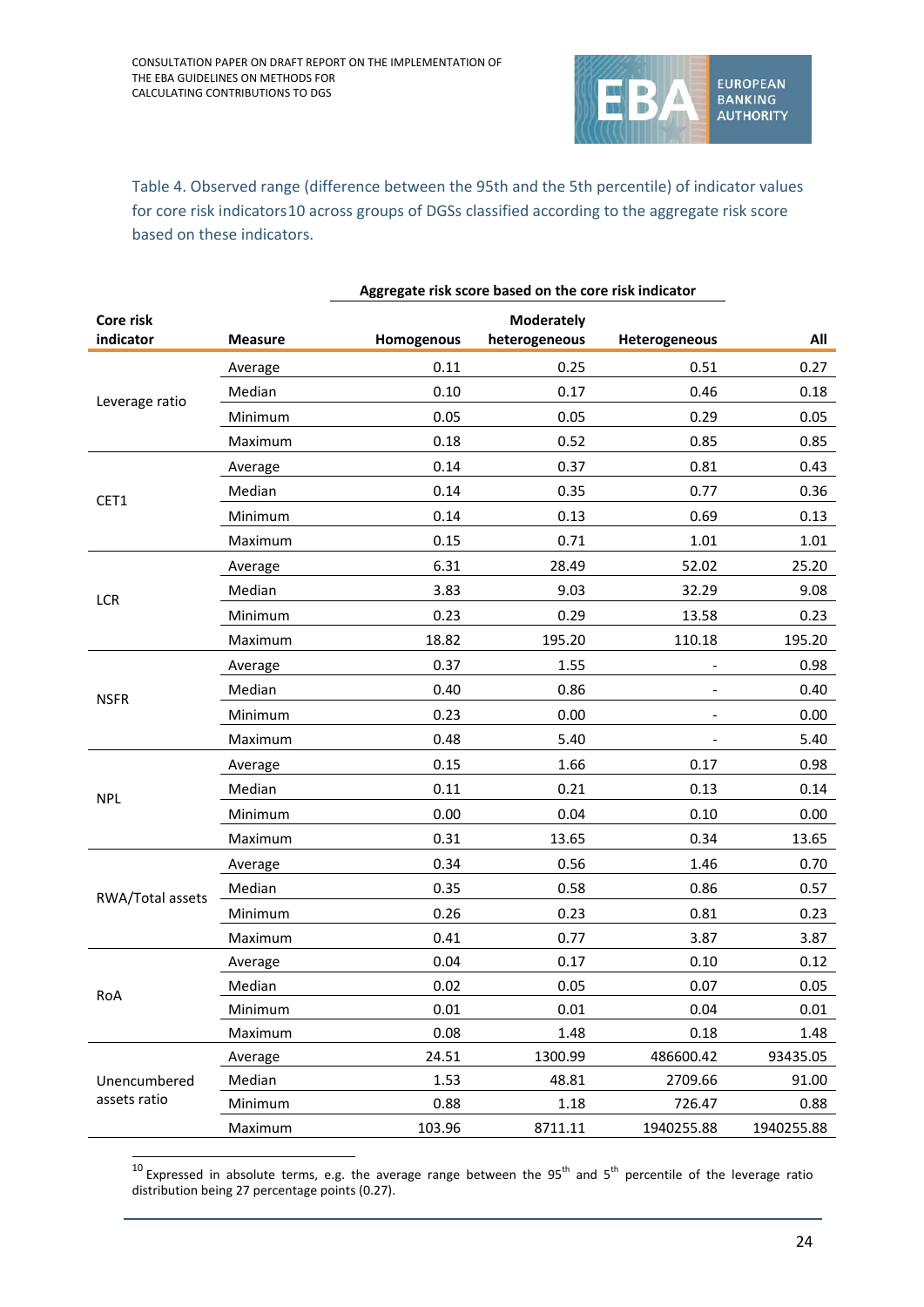Table 4. Observed range (difference between the 95th and the 5th percentile) of indicator values for core risk indicators[10] across groups of DGSs classified according to the aggregate risk score based on these indicators.

| | | Aggregate risk score based on the core risk indicator | | | |
|---|---|---|---|---|---|
| **Core risk indicator** | **Measure** | **Homogenous** | **Moderately heterogeneous** | **Heterogeneous** | **All** |
| Leverage ratio | Average | 0.11 | 0.25 | 0.51 | 0.27 |
| | Median | 0.10 | 0.17 | 0.46 | 0.18 |
| | Minimum | 0.05 | 0.05 | 0.29 | 0.05 |
| | Maximum | 0.18 | 0.52 | 0.85 | 0.85 |
| CET1 | Average | 0.14 | 0.37 | 0.81 | 0.43 |
| | Median | 0.14 | 0.35 | 0.77 | 0.36 |
| | Minimum | 0.14 | 0.13 | 0.69 | 0.13 |
| | Maximum | 0.15 | 0.71 | 1.01 | 1.01 |
| LCR | Average | 6.31 | 28.49 | 52.02 | 25.20 |
| | Median | 3.83 | 9.03 | 32.29 | 9.08 |
| | Minimum | 0.23 | 0.29 | 13.58 | 0.23 |
| | Maximum | 18.82 | 195.20 | 110.18 | 195.20 |
| NSFR | Average | 0.37 | 1.55 | - | 0.98 |
| | Median | 0.40 | 0.86 | - | 0.40 |
| | Minimum | 0.23 | 0.00 | - | 0.00 |
| | Maximum | 0.48 | 5.40 | - | 5.40 |
| NPL | Average | 0.15 | 1.66 | 0.17 | 0.98 |
| | Median | 0.11 | 0.21 | 0.13 | 0.14 |
| | Minimum | 0.00 | 0.04 | 0.10 | 0.00 |
| | Maximum | 0.31 | 13.65 | 0.34 | 13.65 |
| RWA/Total assets | Average | 0.34 | 0.56 | 1.46 | 0.70 |
| | Median | 0.35 | 0.58 | 0.86 | 0.57 |
| | Minimum | 0.26 | 0.23 | 0.81 | 0.23 |
| | Maximum | 0.41 | 0.77 | 3.87 | 3.87 |
| RoA | Average | 0.04 | 0.17 | 0.10 | 0.12 |
| | Median | 0.02 | 0.05 | 0.07 | 0.05 |
| | Minimum | 0.01 | 0.01 | 0.04 | 0.01 |
| | Maximum | 0.08 | 1.48 | 0.18 | 1.48 |
| Unencumbered assets ratio | Average | 24.51 | 1300.99 | 486600.42 | 93435.05 |
| | Median | 1.53 | 48.81 | 2709.66 | 91.00 |
| | Minimum | 0.88 | 1.18 | 726.47 | 0.88 |
| | Maximum | 103.96 | 8711.11 | 1940255.88 | 1940255.88 |

[10] Expressed in absolute terms, e.g. the average range between the 95th and 5th percentile of the leverage ratio distribution being 27 percentage points (0.27).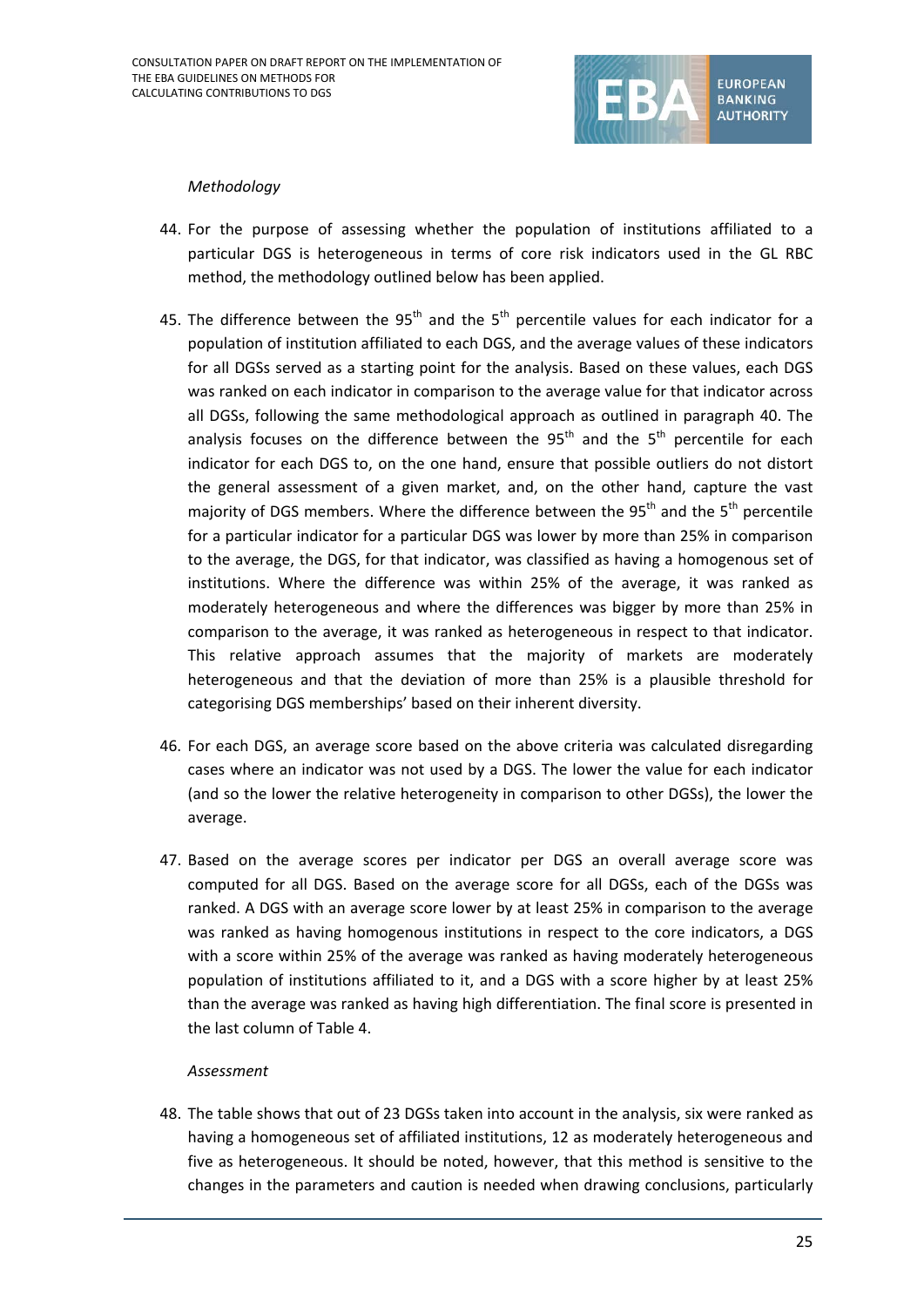*Methodology*

44. For the purpose of assessing whether the population of institutions affiliated to a particular DGS is heterogeneous in terms of core risk indicators used in the GL RBC method, the methodology outlined below has been applied.

45. The difference between the 95th and the 5th percentile values for each indicator for a population of institution affiliated to each DGS, and the average values of these indicators for all DGSs served as a starting point for the analysis. Based on these values, each DGS was ranked on each indicator in comparison to the average value for that indicator across all DGSs, following the same methodological approach as outlined in paragraph 40. The analysis focuses on the difference between the 95th and the 5th percentile for each indicator for each DGS to, on the one hand, ensure that possible outliers do not distort the general assessment of a given market, and, on the other hand, capture the vast majority of DGS members. Where the difference between the 95th and the 5th percentile for a particular indicator for a particular DGS was lower by more than 25% in comparison to the average, the DGS, for that indicator, was classified as having a homogenous set of institutions. Where the difference was within 25% of the average, it was ranked as moderately heterogeneous and where the differences was bigger by more than 25% in comparison to the average, it was ranked as heterogeneous in respect to that indicator. This relative approach assumes that the majority of markets are moderately heterogeneous and that the deviation of more than 25% is a plausible threshold for categorising DGS memberships' based on their inherent diversity.

46. For each DGS, an average score based on the above criteria was calculated disregarding cases where an indicator was not used by a DGS. The lower the value for each indicator (and so the lower the relative heterogeneity in comparison to other DGSs), the lower the average.

47. Based on the average scores per indicator per DGS an overall average score was computed for all DGS. Based on the average score for all DGSs, each of the DGSs was ranked. A DGS with an average score lower by at least 25% in comparison to the average was ranked as having homogenous institutions in respect to the core indicators, a DGS with a score within 25% of the average was ranked as having moderately heterogeneous population of institutions affiliated to it, and a DGS with a score higher by at least 25% than the average was ranked as having high differentiation. The final score is presented in the last column of Table 4.

*Assessment*

48. The table shows that out of 23 DGSs taken into account in the analysis, six were ranked as having a homogeneous set of affiliated institutions, 12 as moderately heterogeneous and five as heterogeneous. It should be noted, however, that this method is sensitive to the changes in the parameters and caution is needed when drawing conclusions, particularly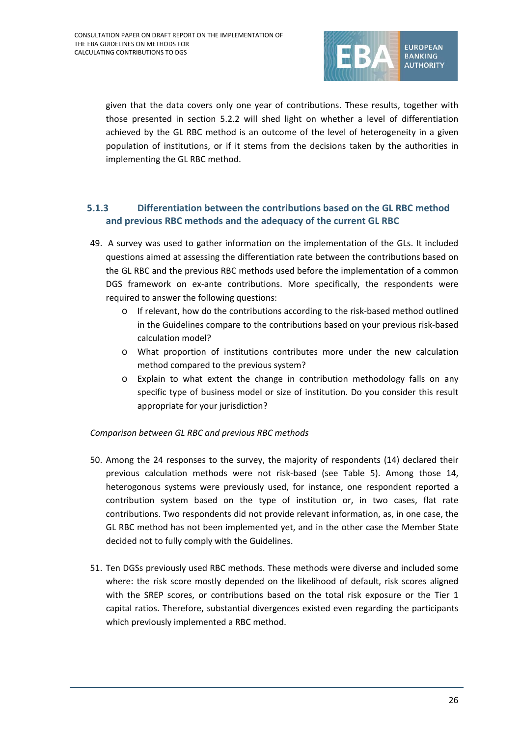given that the data covers only one year of contributions. These results, together with those presented in section 5.2.2 will shed light on whether a level of differentiation achieved by the GL RBC method is an outcome of the level of heterogeneity in a given population of institutions, or if it stems from the decisions taken by the authorities in implementing the GL RBC method.

### 5.1.3 Differentiation between the contributions based on the GL RBC method and previous RBC methods and the adequacy of the current GL RBC

49. A survey was used to gather information on the implementation of the GLs. It included questions aimed at assessing the differentiation rate between the contributions based on the GL RBC and the previous RBC methods used before the implementation of a common DGS framework on ex-ante contributions. More specifically, the respondents were required to answer the following questions:
    - If relevant, how do the contributions according to the risk-based method outlined in the Guidelines compare to the contributions based on your previous risk-based calculation model?
    - What proportion of institutions contributes more under the new calculation method compared to the previous system?
    - Explain to what extent the change in contribution methodology falls on any specific type of business model or size of institution. Do you consider this result appropriate for your jurisdiction?

*Comparison between GL RBC and previous RBC methods*

50. Among the 24 responses to the survey, the majority of respondents (14) declared their previous calculation methods were not risk-based (see Table 5). Among those 14, heterogonous systems were previously used, for instance, one respondent reported a contribution system based on the type of institution or, in two cases, flat rate contributions. Two respondents did not provide relevant information, as, in one case, the GL RBC method has not been implemented yet, and in the other case the Member State decided not to fully comply with the Guidelines.

51. Ten DGSs previously used RBC methods. These methods were diverse and included some where: the risk score mostly depended on the likelihood of default, risk scores aligned with the SREP scores, or contributions based on the total risk exposure or the Tier 1 capital ratios. Therefore, substantial divergences existed even regarding the participants which previously implemented a RBC method.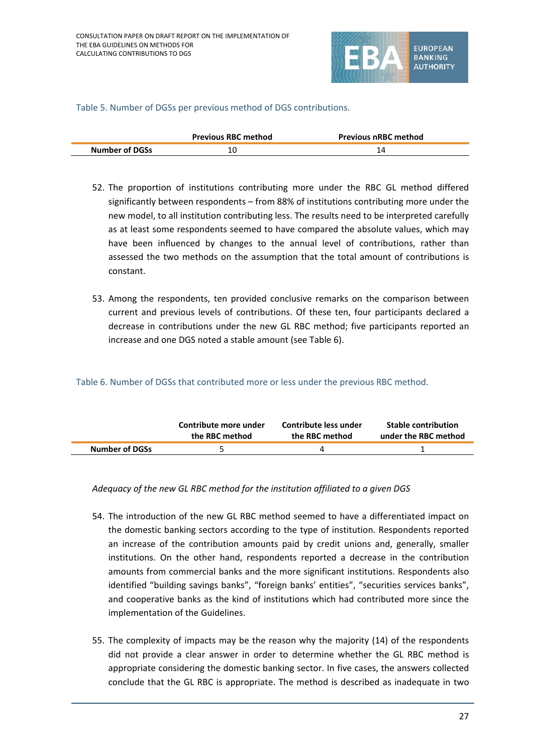Table 5. Number of DGSs per previous method of DGS contributions.

| | Previous RBC method | Previous nRBC method |
|---|---|---|
| **Number of DGSs** | 10 | 14 |

52. The proportion of institutions contributing more under the RBC GL method differed significantly between respondents – from 88% of institutions contributing more under the new model, to all institution contributing less. The results need to be interpreted carefully as at least some respondents seemed to have compared the absolute values, which may have been influenced by changes to the annual level of contributions, rather than assessed the two methods on the assumption that the total amount of contributions is constant.

53. Among the respondents, ten provided conclusive remarks on the comparison between current and previous levels of contributions. Of these ten, four participants declared a decrease in contributions under the new GL RBC method; five participants reported an increase and one DGS noted a stable amount (see Table 6).

Table 6. Number of DGSs that contributed more or less under the previous RBC method.

| | Contribute more under the RBC method | Contribute less under the RBC method | Stable contribution under the RBC method |
|---|---|---|---|
| **Number of DGSs** | 5 | 4 | 1 |

*Adequacy of the new GL RBC method for the institution affiliated to a given DGS*

54. The introduction of the new GL RBC method seemed to have a differentiated impact on the domestic banking sectors according to the type of institution. Respondents reported an increase of the contribution amounts paid by credit unions and, generally, smaller institutions. On the other hand, respondents reported a decrease in the contribution amounts from commercial banks and the more significant institutions. Respondents also identified "building savings banks", "foreign banks' entities", "securities services banks", and cooperative banks as the kind of institutions which had contributed more since the implementation of the Guidelines.

55. The complexity of impacts may be the reason why the majority (14) of the respondents did not provide a clear answer in order to determine whether the GL RBC method is appropriate considering the domestic banking sector. In five cases, the answers collected conclude that the GL RBC is appropriate. The method is described as inadequate in two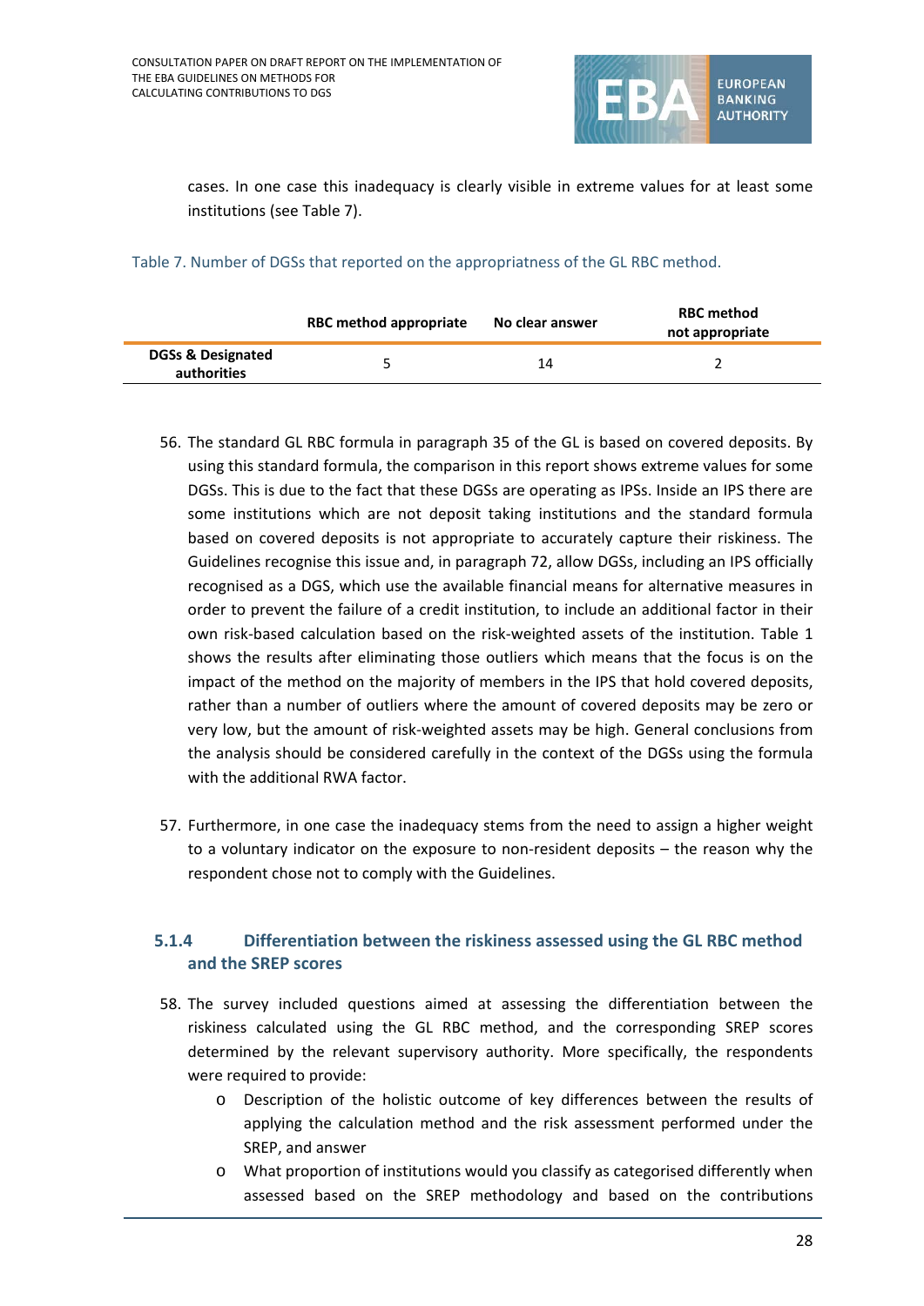cases. In one case this inadequacy is clearly visible in extreme values for at least some institutions (see Table 7).

Table 7. Number of DGSs that reported on the appropriatness of the GL RBC method.

| | RBC method appropriate | No clear answer | RBC method not appropriate |
|---|---|---|---|
| DGSs & Designated authorities | 5 | 14 | 2 |

56. The standard GL RBC formula in paragraph 35 of the GL is based on covered deposits. By using this standard formula, the comparison in this report shows extreme values for some DGSs. This is due to the fact that these DGSs are operating as IPSs. Inside an IPS there are some institutions which are not deposit taking institutions and the standard formula based on covered deposits is not appropriate to accurately capture their riskiness. The Guidelines recognise this issue and, in paragraph 72, allow DGSs, including an IPS officially recognised as a DGS, which use the available financial means for alternative measures in order to prevent the failure of a credit institution, to include an additional factor in their own risk-based calculation based on the risk-weighted assets of the institution. Table 1 shows the results after eliminating those outliers which means that the focus is on the impact of the method on the majority of members in the IPS that hold covered deposits, rather than a number of outliers where the amount of covered deposits may be zero or very low, but the amount of risk-weighted assets may be high. General conclusions from the analysis should be considered carefully in the context of the DGSs using the formula with the additional RWA factor.

57. Furthermore, in one case the inadequacy stems from the need to assign a higher weight to a voluntary indicator on the exposure to non-resident deposits – the reason why the respondent chose not to comply with the Guidelines.

### 5.1.4 Differentiation between the riskiness assessed using the GL RBC method and the SREP scores

58. The survey included questions aimed at assessing the differentiation between the riskiness calculated using the GL RBC method, and the corresponding SREP scores determined by the relevant supervisory authority. More specifically, the respondents were required to provide:
    - Description of the holistic outcome of key differences between the results of applying the calculation method and the risk assessment performed under the SREP, and answer
    - What proportion of institutions would you classify as categorised differently when assessed based on the SREP methodology and based on the contributions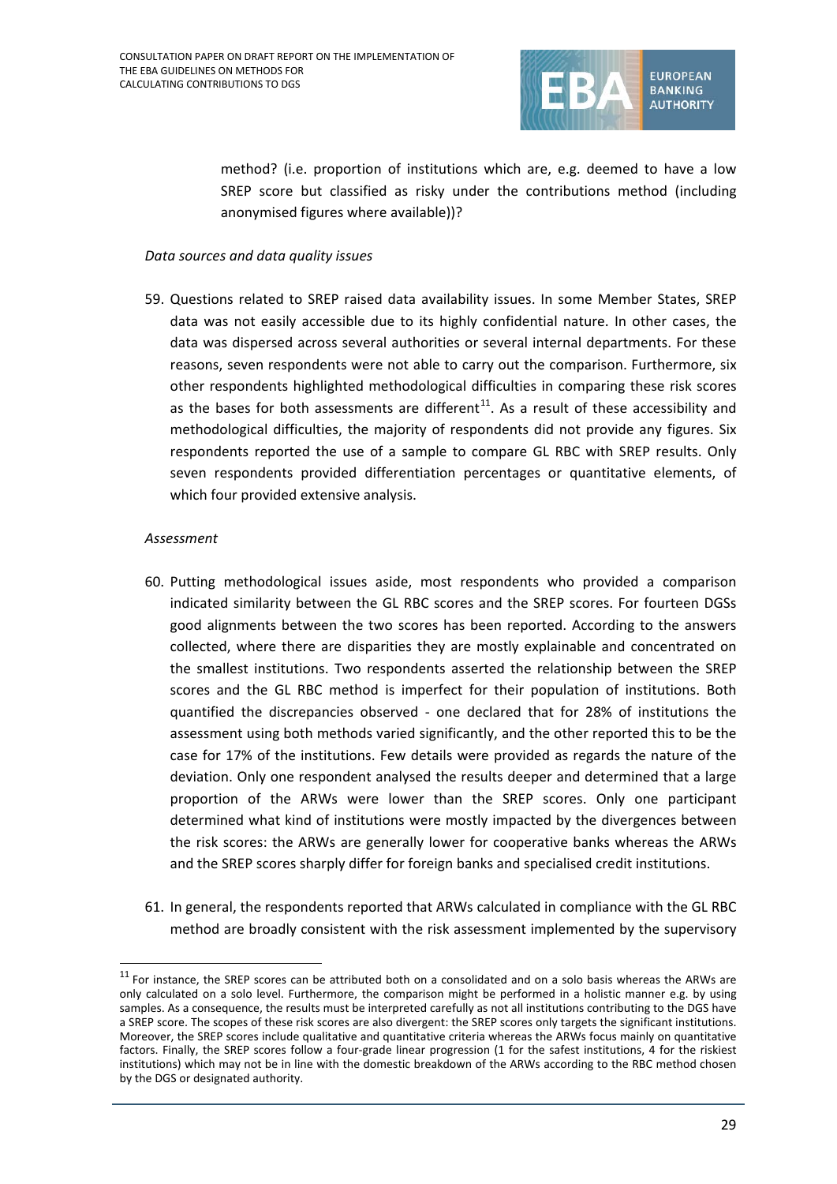method? (i.e. proportion of institutions which are, e.g. deemed to have a low SREP score but classified as risky under the contributions method (including anonymised figures where available))?

*Data sources and data quality issues*

59. Questions related to SREP raised data availability issues. In some Member States, SREP data was not easily accessible due to its highly confidential nature. In other cases, the data was dispersed across several authorities or several internal departments. For these reasons, seven respondents were not able to carry out the comparison. Furthermore, six other respondents highlighted methodological difficulties in comparing these risk scores as the bases for both assessments are different[11]. As a result of these accessibility and methodological difficulties, the majority of respondents did not provide any figures. Six respondents reported the use of a sample to compare GL RBC with SREP results. Only seven respondents provided differentiation percentages or quantitative elements, of which four provided extensive analysis.

*Assessment*

60. Putting methodological issues aside, most respondents who provided a comparison indicated similarity between the GL RBC scores and the SREP scores. For fourteen DGSs good alignments between the two scores has been reported. According to the answers collected, where there are disparities they are mostly explainable and concentrated on the smallest institutions. Two respondents asserted the relationship between the SREP scores and the GL RBC method is imperfect for their population of institutions. Both quantified the discrepancies observed - one declared that for 28% of institutions the assessment using both methods varied significantly, and the other reported this to be the case for 17% of the institutions. Few details were provided as regards the nature of the deviation. Only one respondent analysed the results deeper and determined that a large proportion of the ARWs were lower than the SREP scores. Only one participant determined what kind of institutions were mostly impacted by the divergences between the risk scores: the ARWs are generally lower for cooperative banks whereas the ARWs and the SREP scores sharply differ for foreign banks and specialised credit institutions.

61. In general, the respondents reported that ARWs calculated in compliance with the GL RBC method are broadly consistent with the risk assessment implemented by the supervisory

---

[11] For instance, the SREP scores can be attributed both on a consolidated and on a solo basis whereas the ARWs are only calculated on a solo level. Furthermore, the comparison might be performed in a holistic manner e.g. by using samples. As a consequence, the results must be interpreted carefully as not all institutions contributing to the DGS have a SREP score. The scopes of these risk scores are also divergent: the SREP scores only targets the significant institutions. Moreover, the SREP scores include qualitative and quantitative criteria whereas the ARWs focus mainly on quantitative factors. Finally, the SREP scores follow a four-grade linear progression (1 for the safest institutions, 4 for the riskiest institutions) which may not be in line with the domestic breakdown of the ARWs according to the RBC method chosen by the DGS or designated authority.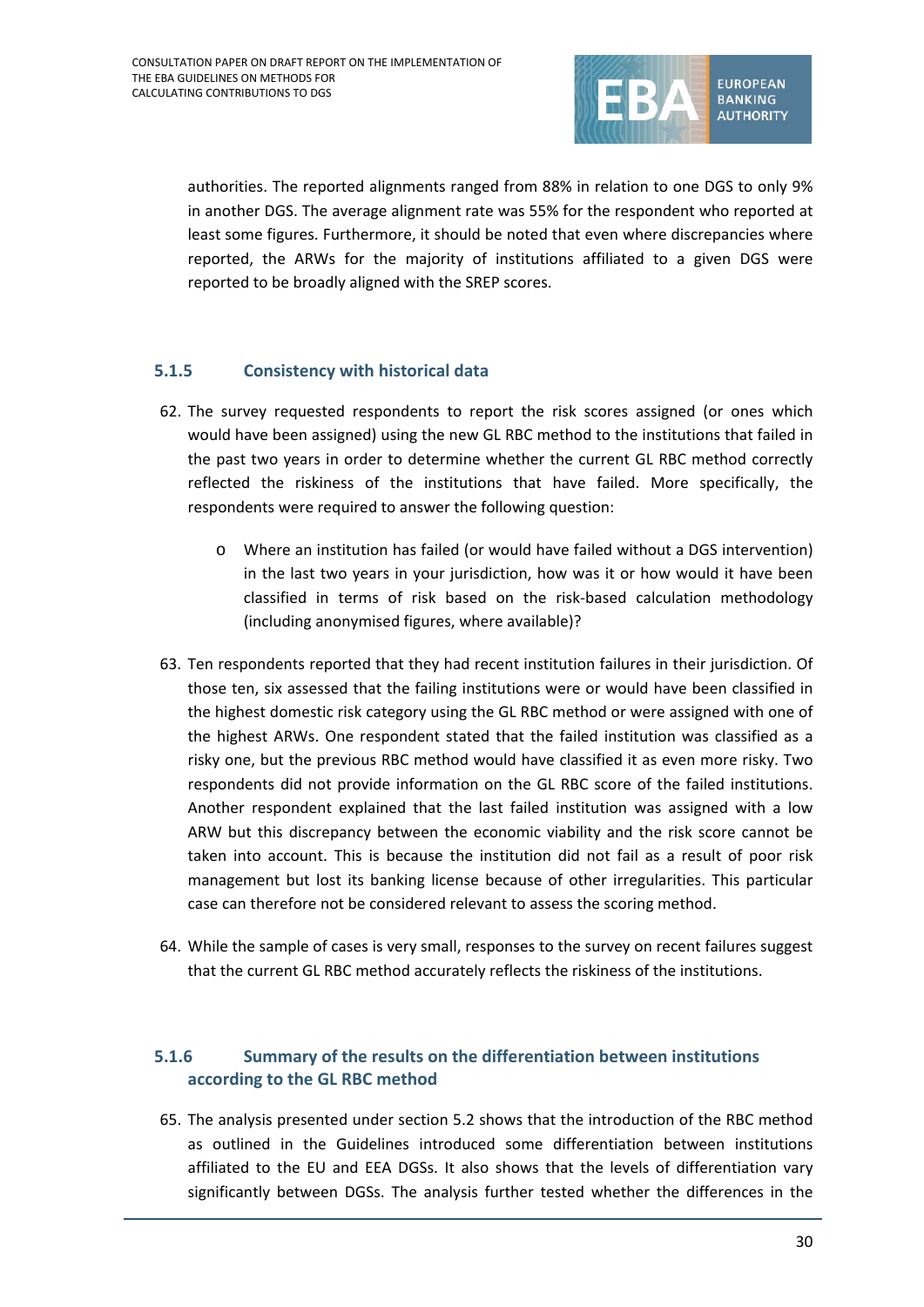authorities. The reported alignments ranged from 88% in relation to one DGS to only 9% in another DGS. The average alignment rate was 55% for the respondent who reported at least some figures. Furthermore, it should be noted that even where discrepancies where reported, the ARWs for the majority of institutions affiliated to a given DGS were reported to be broadly aligned with the SREP scores.

#### 5.1.5 Consistency with historical data

62. The survey requested respondents to report the risk scores assigned (or ones which would have been assigned) using the new GL RBC method to the institutions that failed in the past two years in order to determine whether the current GL RBC method correctly reflected the riskiness of the institutions that have failed. More specifically, the respondents were required to answer the following question:

    - Where an institution has failed (or would have failed without a DGS intervention) in the last two years in your jurisdiction, how was it or how would it have been classified in terms of risk based on the risk-based calculation methodology (including anonymised figures, where available)?

63. Ten respondents reported that they had recent institution failures in their jurisdiction. Of those ten, six assessed that the failing institutions were or would have been classified in the highest domestic risk category using the GL RBC method or were assigned with one of the highest ARWs. One respondent stated that the failed institution was classified as a risky one, but the previous RBC method would have classified it as even more risky. Two respondents did not provide information on the GL RBC score of the failed institutions. Another respondent explained that the last failed institution was assigned with a low ARW but this discrepancy between the economic viability and the risk score cannot be taken into account. This is because the institution did not fail as a result of poor risk management but lost its banking license because of other irregularities. This particular case can therefore not be considered relevant to assess the scoring method.

64. While the sample of cases is very small, responses to the survey on recent failures suggest that the current GL RBC method accurately reflects the riskiness of the institutions.

#### 5.1.6 Summary of the results on the differentiation between institutions according to the GL RBC method

65. The analysis presented under section 5.2 shows that the introduction of the RBC method as outlined in the Guidelines introduced some differentiation between institutions affiliated to the EU and EEA DGSs. It also shows that the levels of differentiation vary significantly between DGSs. The analysis further tested whether the differences in the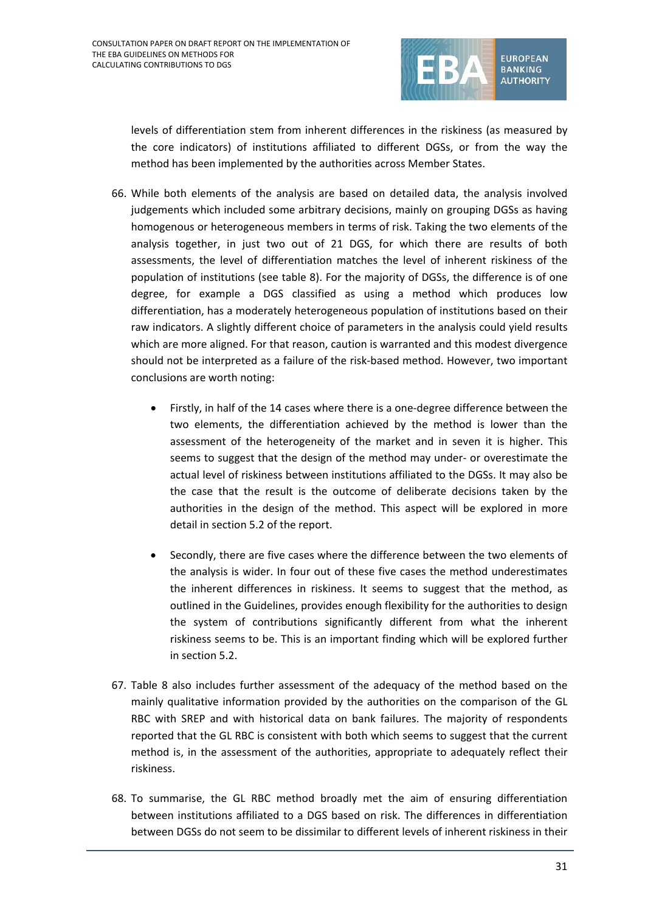levels of differentiation stem from inherent differences in the riskiness (as measured by the core indicators) of institutions affiliated to different DGSs, or from the way the method has been implemented by the authorities across Member States.

66. While both elements of the analysis are based on detailed data, the analysis involved judgements which included some arbitrary decisions, mainly on grouping DGSs as having homogenous or heterogeneous members in terms of risk. Taking the two elements of the analysis together, in just two out of 21 DGS, for which there are results of both assessments, the level of differentiation matches the level of inherent riskiness of the population of institutions (see table 8). For the majority of DGSs, the difference is of one degree, for example a DGS classified as using a method which produces low differentiation, has a moderately heterogeneous population of institutions based on their raw indicators. A slightly different choice of parameters in the analysis could yield results which are more aligned. For that reason, caution is warranted and this modest divergence should not be interpreted as a failure of the risk-based method. However, two important conclusions are worth noting:

    - Firstly, in half of the 14 cases where there is a one-degree difference between the two elements, the differentiation achieved by the method is lower than the assessment of the heterogeneity of the market and in seven it is higher. This seems to suggest that the design of the method may under- or overestimate the actual level of riskiness between institutions affiliated to the DGSs. It may also be the case that the result is the outcome of deliberate decisions taken by the authorities in the design of the method. This aspect will be explored in more detail in section 5.2 of the report.

    - Secondly, there are five cases where the difference between the two elements of the analysis is wider. In four out of these five cases the method underestimates the inherent differences in riskiness. It seems to suggest that the method, as outlined in the Guidelines, provides enough flexibility for the authorities to design the system of contributions significantly different from what the inherent riskiness seems to be. This is an important finding which will be explored further in section 5.2.

67. Table 8 also includes further assessment of the adequacy of the method based on the mainly qualitative information provided by the authorities on the comparison of the GL RBC with SREP and with historical data on bank failures. The majority of respondents reported that the GL RBC is consistent with both which seems to suggest that the current method is, in the assessment of the authorities, appropriate to adequately reflect their riskiness.

68. To summarise, the GL RBC method broadly met the aim of ensuring differentiation between institutions affiliated to a DGS based on risk. The differences in differentiation between DGSs do not seem to be dissimilar to different levels of inherent riskiness in their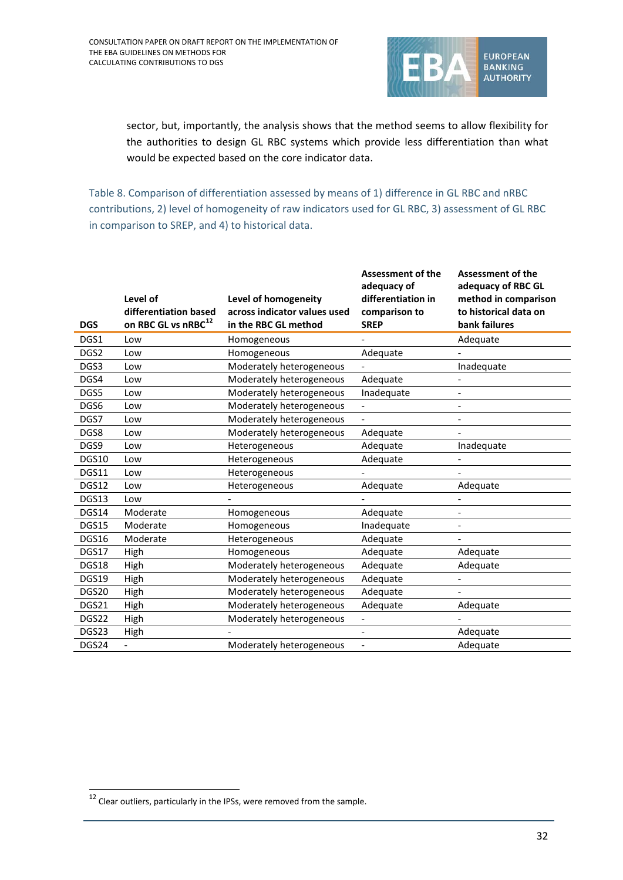sector, but, importantly, the analysis shows that the method seems to allow flexibility for the authorities to design GL RBC systems which provide less differentiation than what would be expected based on the core indicator data.

Table 8. Comparison of differentiation assessed by means of 1) difference in GL RBC and nRBC contributions, 2) level of homogeneity of raw indicators used for GL RBC, 3) assessment of GL RBC in comparison to SREP, and 4) to historical data.

| DGS | Level of differentiation based on RBC GL vs nRBC[12] | Level of homogeneity across indicator values used in the RBC GL method | Assessment of the adequacy of differentiation in comparison to SREP | Assessment of the adequacy of RBC GL method in comparison to historical data on bank failures |
|---|---|---|---|---|
| DGS1 | Low | Homogeneous | - | Adequate |
| DGS2 | Low | Homogeneous | Adequate | - |
| DGS3 | Low | Moderately heterogeneous | - | Inadequate |
| DGS4 | Low | Moderately heterogeneous | Adequate | - |
| DGS5 | Low | Moderately heterogeneous | Inadequate | - |
| DGS6 | Low | Moderately heterogeneous | - | - |
| DGS7 | Low | Moderately heterogeneous | - | - |
| DGS8 | Low | Moderately heterogeneous | Adequate | - |
| DGS9 | Low | Heterogeneous | Adequate | Inadequate |
| DGS10 | Low | Heterogeneous | Adequate | - |
| DGS11 | Low | Heterogeneous | - | - |
| DGS12 | Low | Heterogeneous | Adequate | Adequate |
| DGS13 | Low | - | - | - |
| DGS14 | Moderate | Homogeneous | Adequate | - |
| DGS15 | Moderate | Homogeneous | Inadequate | - |
| DGS16 | Moderate | Heterogeneous | Adequate | - |
| DGS17 | High | Homogeneous | Adequate | Adequate |
| DGS18 | High | Moderately heterogeneous | Adequate | Adequate |
| DGS19 | High | Moderately heterogeneous | Adequate | - |
| DGS20 | High | Moderately heterogeneous | Adequate | - |
| DGS21 | High | Moderately heterogeneous | Adequate | Adequate |
| DGS22 | High | Moderately heterogeneous | - | - |
| DGS23 | High | - | - | Adequate |
| DGS24 | - | Moderately heterogeneous | - | Adequate |

[12] Clear outliers, particularly in the IPSs, were removed from the sample.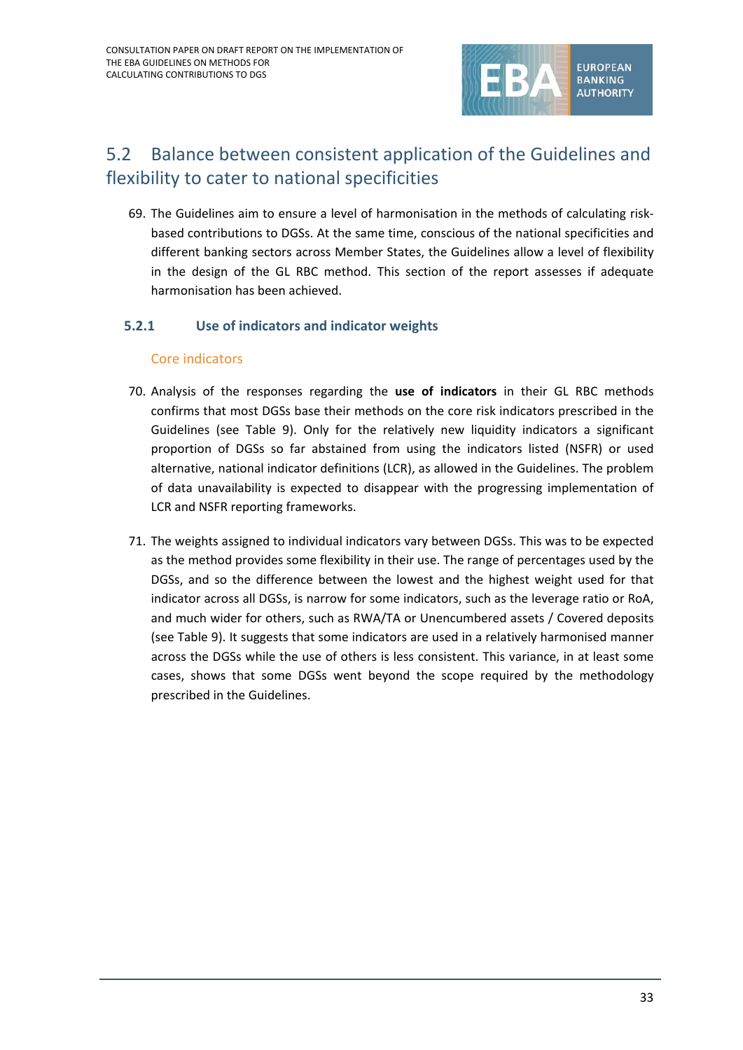## 5.2 Balance between consistent application of the Guidelines and flexibility to cater to national specificities

69. The Guidelines aim to ensure a level of harmonisation in the methods of calculating risk-based contributions to DGSs. At the same time, conscious of the national specificities and different banking sectors across Member States, the Guidelines allow a level of flexibility in the design of the GL RBC method. This section of the report assesses if adequate harmonisation has been achieved.

### 5.2.1 Use of indicators and indicator weights

#### Core indicators

70. Analysis of the responses regarding the **use of indicators** in their GL RBC methods confirms that most DGSs base their methods on the core risk indicators prescribed in the Guidelines (see Table 9). Only for the relatively new liquidity indicators a significant proportion of DGSs so far abstained from using the indicators listed (NSFR) or used alternative, national indicator definitions (LCR), as allowed in the Guidelines. The problem of data unavailability is expected to disappear with the progressing implementation of LCR and NSFR reporting frameworks.

71. The weights assigned to individual indicators vary between DGSs. This was to be expected as the method provides some flexibility in their use. The range of percentages used by the DGSs, and so the difference between the lowest and the highest weight used for that indicator across all DGSs, is narrow for some indicators, such as the leverage ratio or RoA, and much wider for others, such as RWA/TA or Unencumbered assets / Covered deposits (see Table 9). It suggests that some indicators are used in a relatively harmonised manner across the DGSs while the use of others is less consistent. This variance, in at least some cases, shows that some DGSs went beyond the scope required by the methodology prescribed in the Guidelines.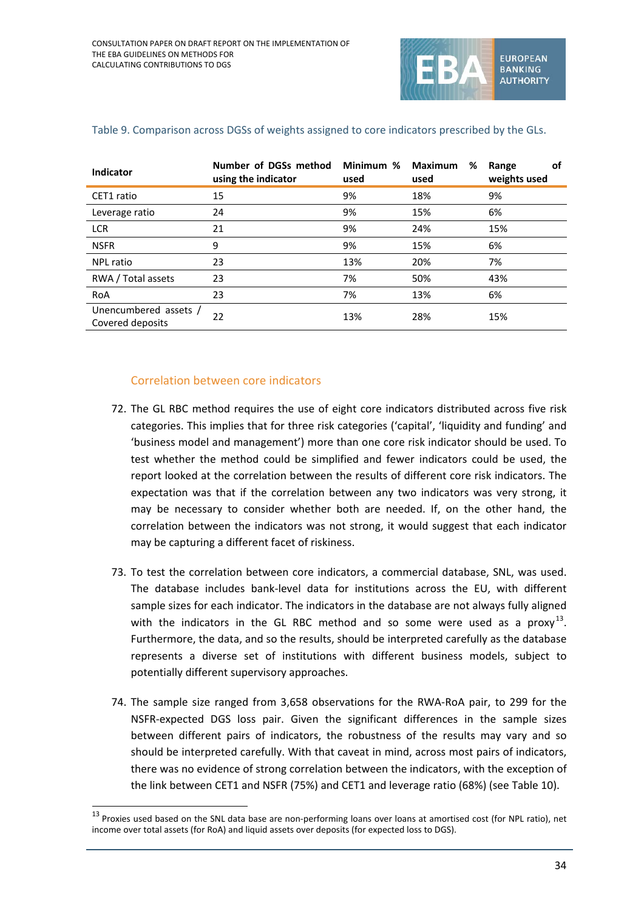Table 9. Comparison across DGSs of weights assigned to core indicators prescribed by the GLs.

| Indicator | Number of DGSs method using the indicator | Minimum % used | Maximum % used | Range of weights used |
|---|---|---|---|---|
| CET1 ratio | 15 | 9% | 18% | 9% |
| Leverage ratio | 24 | 9% | 15% | 6% |
| LCR | 21 | 9% | 24% | 15% |
| NSFR | 9 | 9% | 15% | 6% |
| NPL ratio | 23 | 13% | 20% | 7% |
| RWA / Total assets | 23 | 7% | 50% | 43% |
| RoA | 23 | 7% | 13% | 6% |
| Unencumbered assets / Covered deposits | 22 | 13% | 28% | 15% |

## Correlation between core indicators

72. The GL RBC method requires the use of eight core indicators distributed across five risk categories. This implies that for three risk categories ('capital', 'liquidity and funding' and 'business model and management') more than one core risk indicator should be used. To test whether the method could be simplified and fewer indicators could be used, the report looked at the correlation between the results of different core risk indicators. The expectation was that if the correlation between any two indicators was very strong, it may be necessary to consider whether both are needed. If, on the other hand, the correlation between the indicators was not strong, it would suggest that each indicator may be capturing a different facet of riskiness.

73. To test the correlation between core indicators, a commercial database, SNL, was used. The database includes bank-level data for institutions across the EU, with different sample sizes for each indicator. The indicators in the database are not always fully aligned with the indicators in the GL RBC method and so some were used as a proxy[13]. Furthermore, the data, and so the results, should be interpreted carefully as the database represents a diverse set of institutions with different business models, subject to potentially different supervisory approaches.

74. The sample size ranged from 3,658 observations for the RWA-RoA pair, to 299 for the NSFR-expected DGS loss pair. Given the significant differences in the sample sizes between different pairs of indicators, the robustness of the results may vary and so should be interpreted carefully. With that caveat in mind, across most pairs of indicators, there was no evidence of strong correlation between the indicators, with the exception of the link between CET1 and NSFR (75%) and CET1 and leverage ratio (68%) (see Table 10).

[13] Proxies used based on the SNL data base are non-performing loans over loans at amortised cost (for NPL ratio), net income over total assets (for RoA) and liquid assets over deposits (for expected loss to DGS).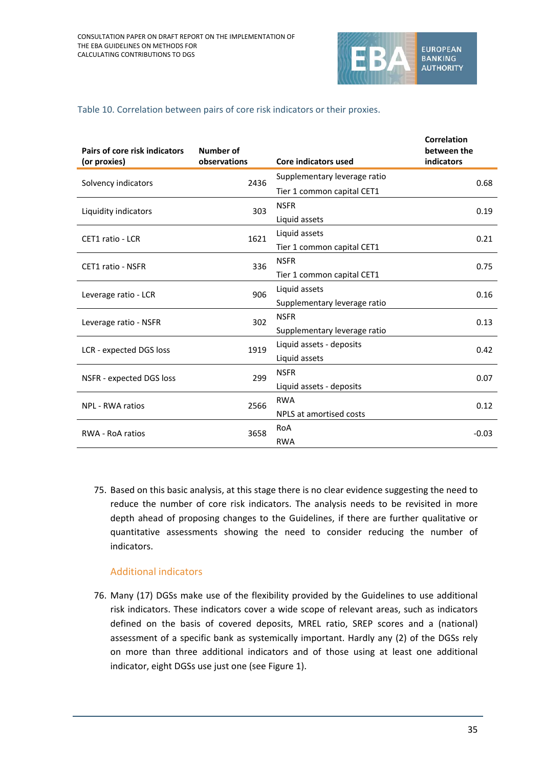Table 10. Correlation between pairs of core risk indicators or their proxies.

| Pairs of core risk indicators (or proxies) | Number of observations | Core indicators used | Correlation between the indicators |
|---|---|---|---|
| Solvency indicators | 2436 | Supplementary leverage ratio<br>Tier 1 common capital CET1 | 0.68 |
| Liquidity indicators | 303 | NSFR<br>Liquid assets | 0.19 |
| CET1 ratio - LCR | 1621 | Liquid assets<br>Tier 1 common capital CET1 | 0.21 |
| CET1 ratio - NSFR | 336 | NSFR<br>Tier 1 common capital CET1 | 0.75 |
| Leverage ratio - LCR | 906 | Liquid assets<br>Supplementary leverage ratio | 0.16 |
| Leverage ratio - NSFR | 302 | NSFR<br>Supplementary leverage ratio | 0.13 |
| LCR - expected DGS loss | 1919 | Liquid assets - deposits<br>Liquid assets | 0.42 |
| NSFR - expected DGS loss | 299 | NSFR<br>Liquid assets - deposits | 0.07 |
| NPL - RWA ratios | 2566 | RWA<br>NPLS at amortised costs | 0.12 |
| RWA - RoA ratios | 3658 | RoA<br>RWA | -0.03 |

75. Based on this basic analysis, at this stage there is no clear evidence suggesting the need to reduce the number of core risk indicators. The analysis needs to be revisited in more depth ahead of proposing changes to the Guidelines, if there are further qualitative or quantitative assessments showing the need to consider reducing the number of indicators.

### Additional indicators

76. Many (17) DGSs make use of the flexibility provided by the Guidelines to use additional risk indicators. These indicators cover a wide scope of relevant areas, such as indicators defined on the basis of covered deposits, MREL ratio, SREP scores and a (national) assessment of a specific bank as systemically important. Hardly any (2) of the DGSs rely on more than three additional indicators and of those using at least one additional indicator, eight DGSs use just one (see Figure 1).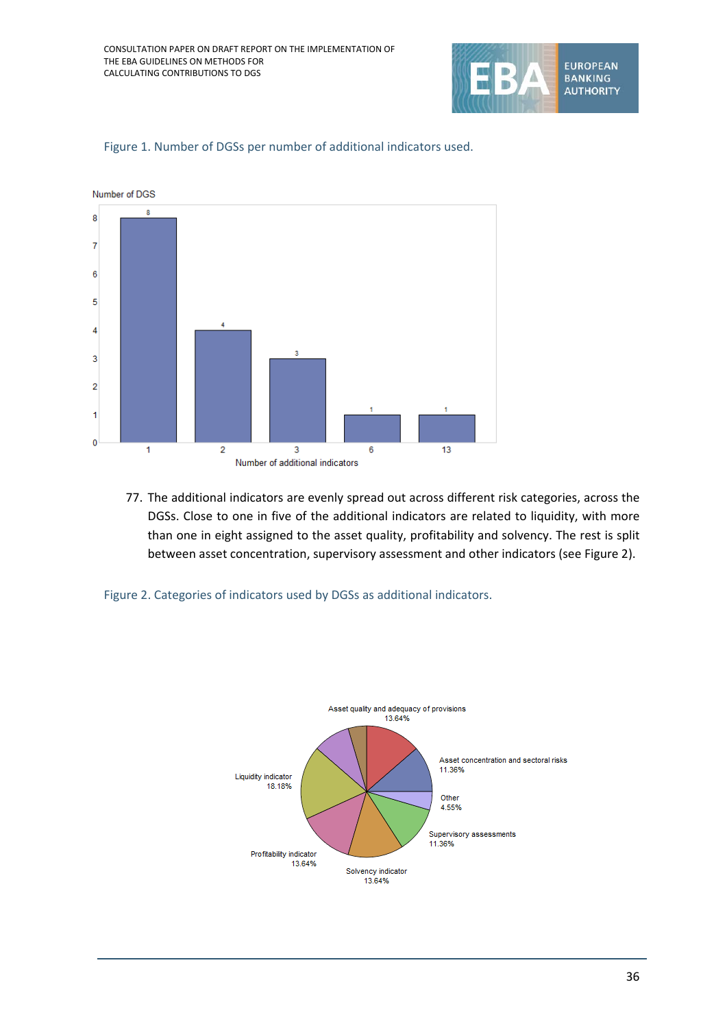Figure 1. Number of DGSs per number of additional indicators used.

| Number of additional indicators | Number of DGS |
|---|---|
| 1 | 8 |
| 2 | 4 |
| 3 | 3 |
| 6 | 1 |
| 13 | 1 |

77. The additional indicators are evenly spread out across different risk categories, across the DGSs. Close to one in five of the additional indicators are related to liquidity, with more than one in eight assigned to the asset quality, profitability and solvency. The rest is split between asset concentration, supervisory assessment and other indicators (see Figure 2).

Figure 2. Categories of indicators used by DGSs as additional indicators.

| Category | Share |
|---|---|
| Asset quality and adequacy of provisions | 13.64% |
| Asset concentration and sectoral risks | 11.36% |
| Other | 4.55% |
| Supervisory assessments | 11.36% |
| Solvency indicator | 13.64% |
| Profitability indicator | 13.64% |
| Liquidity indicator | 18.18% |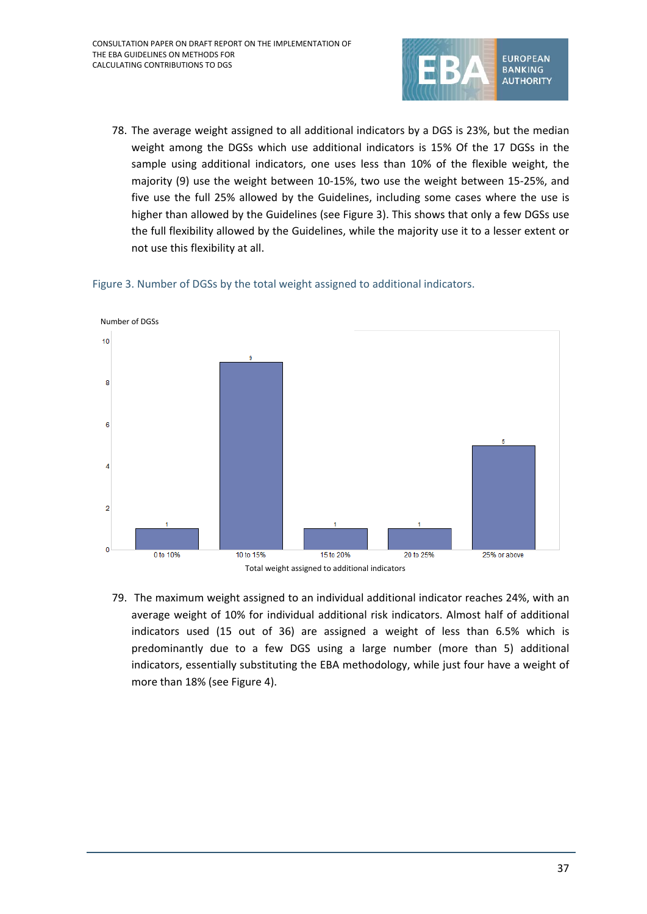78. The average weight assigned to all additional indicators by a DGS is 23%, but the median weight among the DGSs which use additional indicators is 15% Of the 17 DGSs in the sample using additional indicators, one uses less than 10% of the flexible weight, the majority (9) use the weight between 10-15%, two use the weight between 15-25%, and five use the full 25% allowed by the Guidelines, including some cases where the use is higher than allowed by the Guidelines (see Figure 3). This shows that only a few DGSs use the full flexibility allowed by the Guidelines, while the majority use it to a lesser extent or not use this flexibility at all.

Figure 3. Number of DGSs by the total weight assigned to additional indicators.

| Total weight assigned to additional indicators | Number of DGSs |
|---|---|
| 0 to 10% | 1 |
| 10 to 15% | 9 |
| 15 to 20% | 1 |
| 20 to 25% | 1 |
| 25% or above | 5 |

79. The maximum weight assigned to an individual additional indicator reaches 24%, with an average weight of 10% for individual additional risk indicators. Almost half of additional indicators used (15 out of 36) are assigned a weight of less than 6.5% which is predominantly due to a few DGS using a large number (more than 5) additional indicators, essentially substituting the EBA methodology, while just four have a weight of more than 18% (see Figure 4).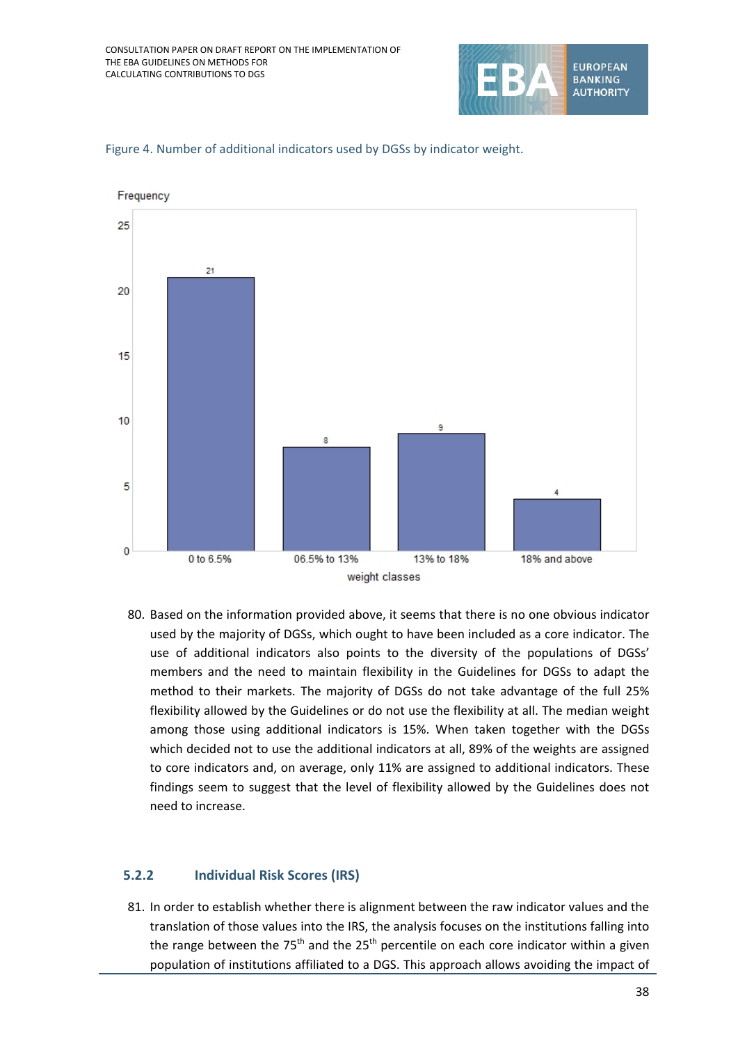Figure 4. Number of additional indicators used by DGSs by indicator weight.

80. Based on the information provided above, it seems that there is no one obvious indicator used by the majority of DGSs, which ought to have been included as a core indicator. The use of additional indicators also points to the diversity of the populations of DGSs' members and the need to maintain flexibility in the Guidelines for DGSs to adapt the method to their markets. The majority of DGSs do not take advantage of the full 25% flexibility allowed by the Guidelines or do not use the flexibility at all. The median weight among those using additional indicators is 15%. When taken together with the DGSs which decided not to use the additional indicators at all, 89% of the weights are assigned to core indicators and, on average, only 11% are assigned to additional indicators. These findings seem to suggest that the level of flexibility allowed by the Guidelines does not need to increase.

### 5.2.2 Individual Risk Scores (IRS)

81. In order to establish whether there is alignment between the raw indicator values and the translation of those values into the IRS, the analysis focuses on the institutions falling into the range between the 75th and the 25th percentile on each core indicator within a given population of institutions affiliated to a DGS. This approach allows avoiding the impact of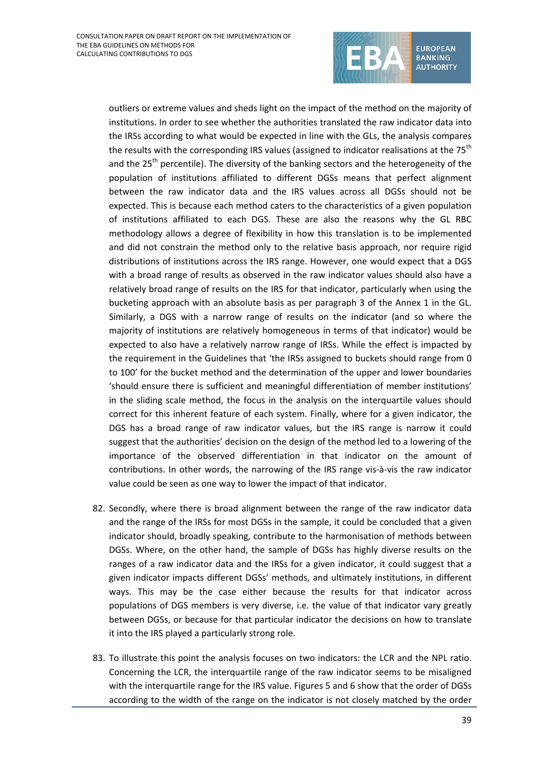outliers or extreme values and sheds light on the impact of the method on the majority of institutions. In order to see whether the authorities translated the raw indicator data into the IRSs according to what would be expected in line with the GLs, the analysis compares the results with the corresponding IRS values (assigned to indicator realisations at the 75th and the 25th percentile). The diversity of the banking sectors and the heterogeneity of the population of institutions affiliated to different DGSs means that perfect alignment between the raw indicator data and the IRS values across all DGSs should not be expected. This is because each method caters to the characteristics of a given population of institutions affiliated to each DGS. These are also the reasons why the GL RBC methodology allows a degree of flexibility in how this translation is to be implemented and did not constrain the method only to the relative basis approach, nor require rigid distributions of institutions across the IRS range. However, one would expect that a DGS with a broad range of results as observed in the raw indicator values should also have a relatively broad range of results on the IRS for that indicator, particularly when using the bucketing approach with an absolute basis as per paragraph 3 of the Annex 1 in the GL. Similarly, a DGS with a narrow range of results on the indicator (and so where the majority of institutions are relatively homogeneous in terms of that indicator) would be expected to also have a relatively narrow range of IRSs. While the effect is impacted by the requirement in the Guidelines that 'the IRSs assigned to buckets should range from 0 to 100' for the bucket method and the determination of the upper and lower boundaries 'should ensure there is sufficient and meaningful differentiation of member institutions' in the sliding scale method, the focus in the analysis on the interquartile values should correct for this inherent feature of each system. Finally, where for a given indicator, the DGS has a broad range of raw indicator values, but the IRS range is narrow it could suggest that the authorities' decision on the design of the method led to a lowering of the importance of the observed differentiation in that indicator on the amount of contributions. In other words, the narrowing of the IRS range vis-à-vis the raw indicator value could be seen as one way to lower the impact of that indicator.

82. Secondly, where there is broad alignment between the range of the raw indicator data and the range of the IRSs for most DGSs in the sample, it could be concluded that a given indicator should, broadly speaking, contribute to the harmonisation of methods between DGSs. Where, on the other hand, the sample of DGSs has highly diverse results on the ranges of a raw indicator data and the IRSs for a given indicator, it could suggest that a given indicator impacts different DGSs' methods, and ultimately institutions, in different ways. This may be the case either because the results for that indicator across populations of DGS members is very diverse, i.e. the value of that indicator vary greatly between DGSs, or because for that particular indicator the decisions on how to translate it into the IRS played a particularly strong role.

83. To illustrate this point the analysis focuses on two indicators: the LCR and the NPL ratio. Concerning the LCR, the interquartile range of the raw indicator seems to be misaligned with the interquartile range for the IRS value. Figures 5 and 6 show that the order of DGSs according to the width of the range on the indicator is not closely matched by the order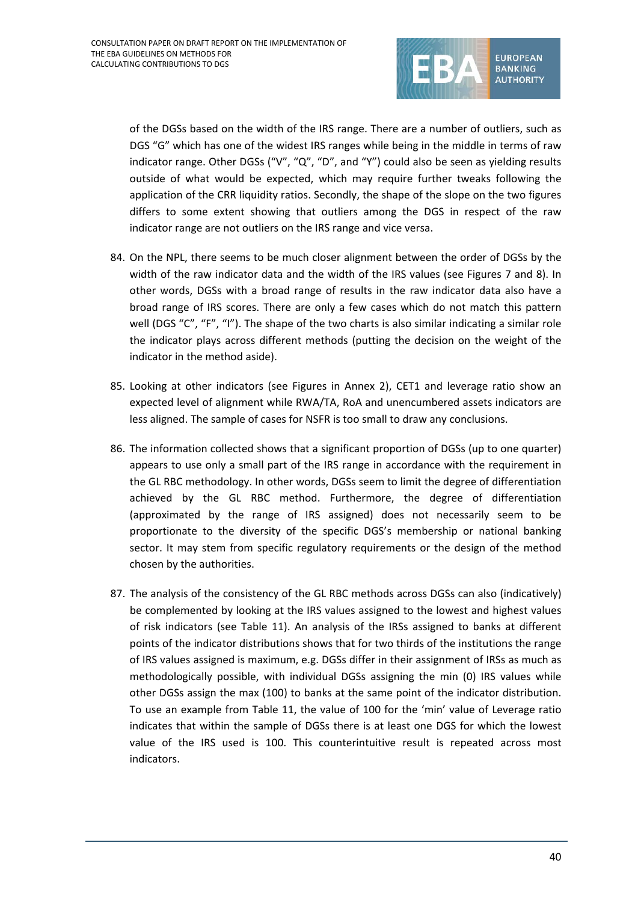of the DGSs based on the width of the IRS range. There are a number of outliers, such as DGS “G” which has one of the widest IRS ranges while being in the middle in terms of raw indicator range. Other DGSs (“V”, “Q”, “D”, and “Y”) could also be seen as yielding results outside of what would be expected, which may require further tweaks following the application of the CRR liquidity ratios. Secondly, the shape of the slope on the two figures differs to some extent showing that outliers among the DGS in respect of the raw indicator range are not outliers on the IRS range and vice versa.

84. On the NPL, there seems to be much closer alignment between the order of DGSs by the width of the raw indicator data and the width of the IRS values (see Figures 7 and 8). In other words, DGSs with a broad range of results in the raw indicator data also have a broad range of IRS scores. There are only a few cases which do not match this pattern well (DGS “C”, “F”, “I”). The shape of the two charts is also similar indicating a similar role the indicator plays across different methods (putting the decision on the weight of the indicator in the method aside).

85. Looking at other indicators (see Figures in Annex 2), CET1 and leverage ratio show an expected level of alignment while RWA/TA, RoA and unencumbered assets indicators are less aligned. The sample of cases for NSFR is too small to draw any conclusions.

86. The information collected shows that a significant proportion of DGSs (up to one quarter) appears to use only a small part of the IRS range in accordance with the requirement in the GL RBC methodology. In other words, DGSs seem to limit the degree of differentiation achieved by the GL RBC method. Furthermore, the degree of differentiation (approximated by the range of IRS assigned) does not necessarily seem to be proportionate to the diversity of the specific DGS’s membership or national banking sector. It may stem from specific regulatory requirements or the design of the method chosen by the authorities.

87. The analysis of the consistency of the GL RBC methods across DGSs can also (indicatively) be complemented by looking at the IRS values assigned to the lowest and highest values of risk indicators (see Table 11). An analysis of the IRSs assigned to banks at different points of the indicator distributions shows that for two thirds of the institutions the range of IRS values assigned is maximum, e.g. DGSs differ in their assignment of IRSs as much as methodologically possible, with individual DGSs assigning the min (0) IRS values while other DGSs assign the max (100) to banks at the same point of the indicator distribution. To use an example from Table 11, the value of 100 for the ‘min’ value of Leverage ratio indicates that within the sample of DGSs there is at least one DGS for which the lowest value of the IRS used is 100. This counterintuitive result is repeated across most indicators.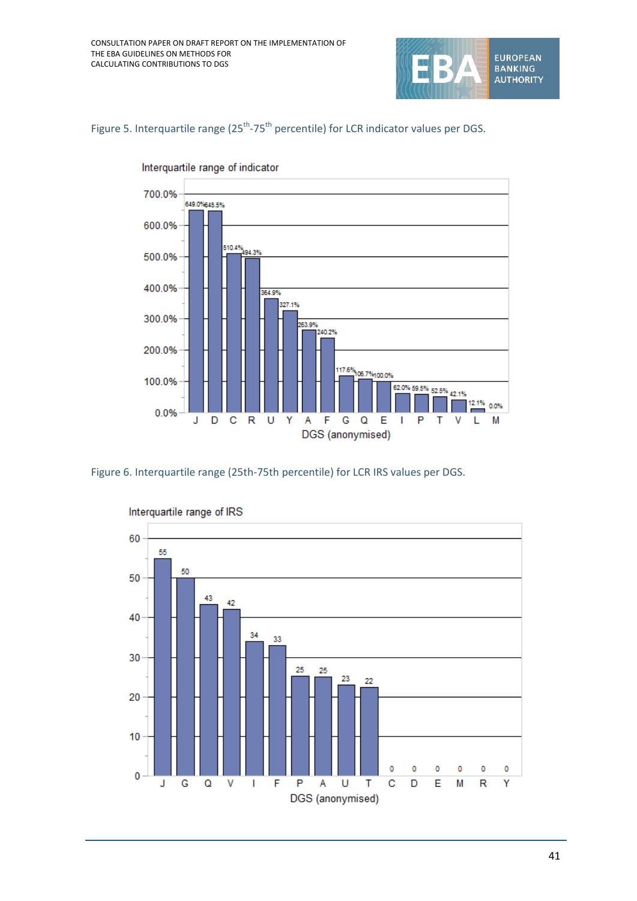Figure 5. Interquartile range (25th-75th percentile) for LCR indicator values per DGS.

Interquartile range of indicator

| DGS (anonymised) | Interquartile range of indicator |
|---|---|
| J | 649.0% |
| D | 645.5% |
| C | 510.4% |
| R | 494.3% |
| U | 364.9% |
| Y | 327.1% |
| A | 263.9% |
| F | 240.2% |
| G | 117.6% |
| Q | 106.7% |
| E | 100.0% |
| I | 62.0% |
| P | 59.5% |
| T | 52.5% |
| V | 42.1% |
| L | 12.1% |
| M | 0.0% |

Figure 6. Interquartile range (25th-75th percentile) for LCR IRS values per DGS.

Interquartile range of IRS

| DGS (anonymised) | Interquartile range of IRS |
|---|---|
| J | 55 |
| G | 50 |
| Q | 43 |
| V | 42 |
| I | 34 |
| F | 33 |
| P | 25 |
| A | 25 |
| U | 23 |
| T | 22 |
| C | 0 |
| D | 0 |
| E | 0 |
| M | 0 |
| R | 0 |
| Y | 0 |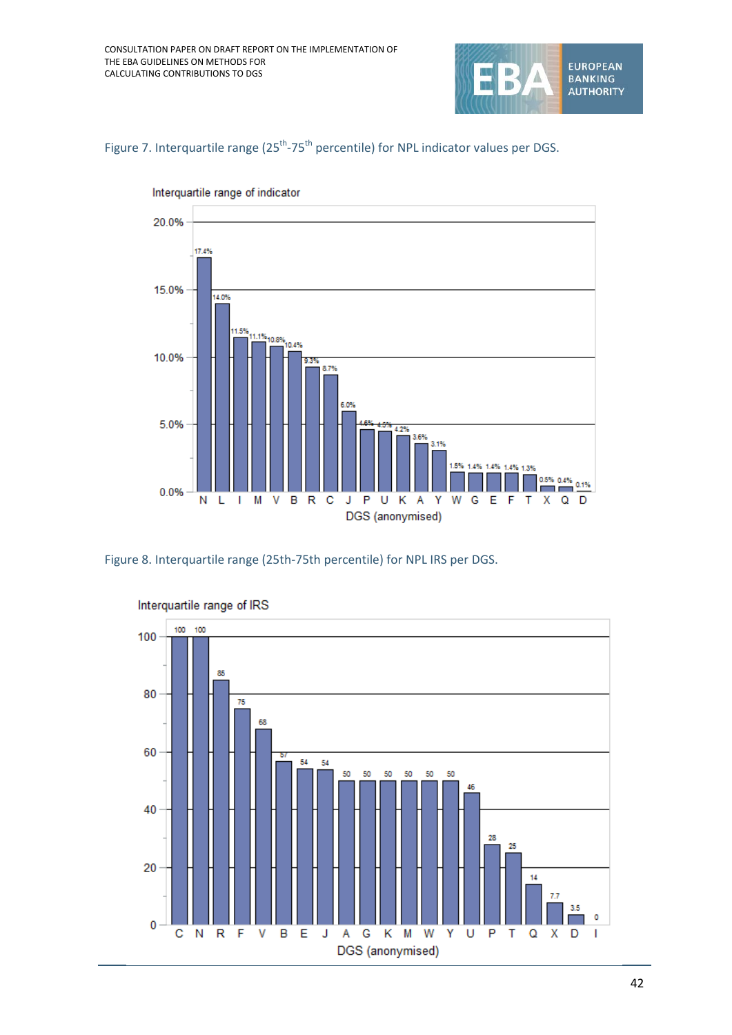Figure 7. Interquartile range (25th-75th percentile) for NPL indicator values per DGS.

Interquartile range of indicator

| DGS (anonymised) | Interquartile range of indicator |
|---|---|
| N | 17.4% |
| L | 14.0% |
| I | 11.5% |
| M | 11.1% |
| V | 10.8% |
| B | 10.4% |
| R | 9.3% |
| C | 8.7% |
| J | 6.0% |
| P | 4.6% |
| U | 4.5% |
| K | 4.2% |
| A | 3.6% |
| Y | 3.1% |
| W | 1.5% |
| G | 1.4% |
| E | 1.4% |
| F | 1.4% |
| T | 1.3% |
| X | 0.5% |
| Q | 0.4% |
| D | 0.1% |

Figure 8. Interquartile range (25th-75th percentile) for NPL IRS per DGS.

Interquartile range of IRS

| DGS (anonymised) | Interquartile range of IRS |
|---|---|
| C | 100 |
| N | 100 |
| R | 85 |
| F | 75 |
| V | 68 |
| B | 57 |
| E | 54 |
| J | 54 |
| A | 50 |
| G | 50 |
| K | 50 |
| M | 50 |
| W | 50 |
| Y | 50 |
| U | 46 |
| P | 28 |
| T | 25 |
| Q | 14 |
| X | 7.7 |
| D | 3.5 |
| I | 0 |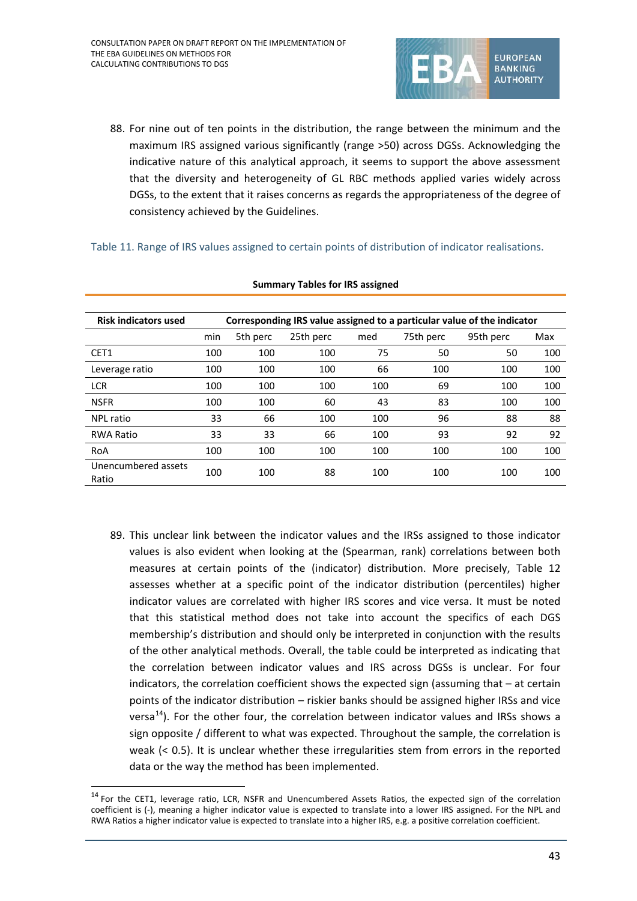88. For nine out of ten points in the distribution, the range between the minimum and the maximum IRS assigned various significantly (range >50) across DGSs. Acknowledging the indicative nature of this analytical approach, it seems to support the above assessment that the diversity and heterogeneity of GL RBC methods applied varies widely across DGSs, to the extent that it raises concerns as regards the appropriateness of the degree of consistency achieved by the Guidelines.

Table 11. Range of IRS values assigned to certain points of distribution of indicator realisations.

**Summary Tables for IRS assigned**

| Risk indicators used | Corresponding IRS value assigned to a particular value of the indicator | | | | | | |
|---|---|---|---|---|---|---|---|
| | min | 5th perc | 25th perc | med | 75th perc | 95th perc | Max |
| CET1 | 100 | 100 | 100 | 75 | 50 | 50 | 100 |
| Leverage ratio | 100 | 100 | 100 | 66 | 100 | 100 | 100 |
| LCR | 100 | 100 | 100 | 100 | 69 | 100 | 100 |
| NSFR | 100 | 100 | 60 | 43 | 83 | 100 | 100 |
| NPL ratio | 33 | 66 | 100 | 100 | 96 | 88 | 88 |
| RWA Ratio | 33 | 33 | 66 | 100 | 93 | 92 | 92 |
| RoA | 100 | 100 | 100 | 100 | 100 | 100 | 100 |
| Unencumbered assets Ratio | 100 | 100 | 88 | 100 | 100 | 100 | 100 |

89. This unclear link between the indicator values and the IRSs assigned to those indicator values is also evident when looking at the (Spearman, rank) correlations between both measures at certain points of the (indicator) distribution. More precisely, Table 12 assesses whether at a specific point of the indicator distribution (percentiles) higher indicator values are correlated with higher IRS scores and vice versa. It must be noted that this statistical method does not take into account the specifics of each DGS membership's distribution and should only be interpreted in conjunction with the results of the other analytical methods. Overall, the table could be interpreted as indicating that the correlation between indicator values and IRS across DGSs is unclear. For four indicators, the correlation coefficient shows the expected sign (assuming that – at certain points of the indicator distribution – riskier banks should be assigned higher IRSs and vice versa[14]). For the other four, the correlation between indicator values and IRSs shows a sign opposite / different to what was expected. Throughout the sample, the correlation is weak (< 0.5). It is unclear whether these irregularities stem from errors in the reported data or the way the method has been implemented.

[14] For the CET1, leverage ratio, LCR, NSFR and Unencumbered Assets Ratios, the expected sign of the correlation coefficient is (-), meaning a higher indicator value is expected to translate into a lower IRS assigned. For the NPL and RWA Ratios a higher indicator value is expected to translate into a higher IRS, e.g. a positive correlation coefficient.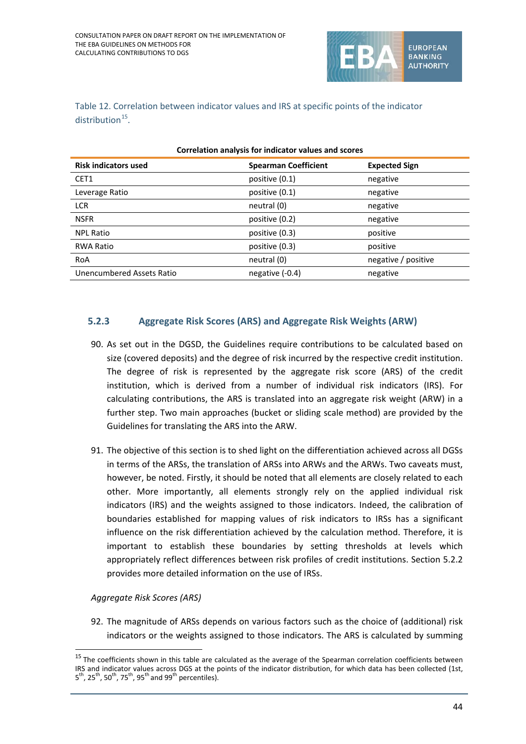Table 12. Correlation between indicator values and IRS at specific points of the indicator distribution[15].

**Correlation analysis for indicator values and scores**

| Risk indicators used | Spearman Coefficient | Expected Sign |
|---|---|---|
| CET1 | positive (0.1) | negative |
| Leverage Ratio | positive (0.1) | negative |
| LCR | neutral (0) | negative |
| NSFR | positive (0.2) | negative |
| NPL Ratio | positive (0.3) | positive |
| RWA Ratio | positive (0.3) | positive |
| RoA | neutral (0) | negative / positive |
| Unencumbered Assets Ratio | negative (-0.4) | negative |

### 5.2.3 Aggregate Risk Scores (ARS) and Aggregate Risk Weights (ARW)

90. As set out in the DGSD, the Guidelines require contributions to be calculated based on size (covered deposits) and the degree of risk incurred by the respective credit institution. The degree of risk is represented by the aggregate risk score (ARS) of the credit institution, which is derived from a number of individual risk indicators (IRS). For calculating contributions, the ARS is translated into an aggregate risk weight (ARW) in a further step. Two main approaches (bucket or sliding scale method) are provided by the Guidelines for translating the ARS into the ARW.

91. The objective of this section is to shed light on the differentiation achieved across all DGSs in terms of the ARSs, the translation of ARSs into ARWs and the ARWs. Two caveats must, however, be noted. Firstly, it should be noted that all elements are closely related to each other. More importantly, all elements strongly rely on the applied individual risk indicators (IRS) and the weights assigned to those indicators. Indeed, the calibration of boundaries established for mapping values of risk indicators to IRSs has a significant influence on the risk differentiation achieved by the calculation method. Therefore, it is important to establish these boundaries by setting thresholds at levels which appropriately reflect differences between risk profiles of credit institutions. Section 5.2.2 provides more detailed information on the use of IRSs.

*Aggregate Risk Scores (ARS)*

92. The magnitude of ARSs depends on various factors such as the choice of (additional) risk indicators or the weights assigned to those indicators. The ARS is calculated by summing

[15] The coefficients shown in this table are calculated as the average of the Spearman correlation coefficients between IRS and indicator values across DGS at the points of the indicator distribution, for which data has been collected (1st, 5th, 25th, 50th, 75th, 95th and 99th percentiles).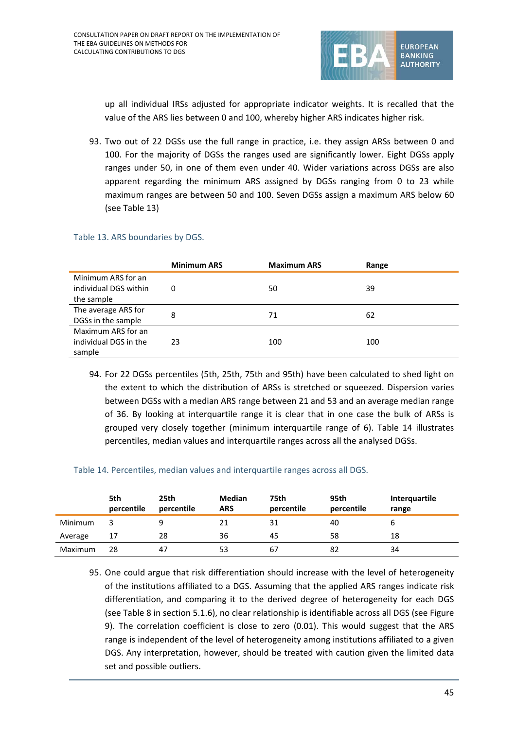up all individual IRSs adjusted for appropriate indicator weights. It is recalled that the value of the ARS lies between 0 and 100, whereby higher ARS indicates higher risk.

93. Two out of 22 DGSs use the full range in practice, i.e. they assign ARSs between 0 and 100. For the majority of DGSs the ranges used are significantly lower. Eight DGSs apply ranges under 50, in one of them even under 40. Wider variations across DGSs are also apparent regarding the minimum ARS assigned by DGSs ranging from 0 to 23 while maximum ranges are between 50 and 100. Seven DGSs assign a maximum ARS below 60 (see Table 13)

Table 13. ARS boundaries by DGS.

| | Minimum ARS | Maximum ARS | Range |
|---|---|---|---|
| Minimum ARS for an individual DGS within the sample | 0 | 50 | 39 |
| The average ARS for DGSs in the sample | 8 | 71 | 62 |
| Maximum ARS for an individual DGS in the sample | 23 | 100 | 100 |

94. For 22 DGSs percentiles (5th, 25th, 75th and 95th) have been calculated to shed light on the extent to which the distribution of ARSs is stretched or squeezed. Dispersion varies between DGSs with a median ARS range between 21 and 53 and an average median range of 36. By looking at interquartile range it is clear that in one case the bulk of ARSs is grouped very closely together (minimum interquartile range of 6). Table 14 illustrates percentiles, median values and interquartile ranges across all the analysed DGSs.

Table 14. Percentiles, median values and interquartile ranges across all DGS.

| | 5th percentile | 25th percentile | Median ARS | 75th percentile | 95th percentile | Interquartile range |
|---|---|---|---|---|---|---|
| Minimum | 3 | 9 | 21 | 31 | 40 | 6 |
| Average | 17 | 28 | 36 | 45 | 58 | 18 |
| Maximum | 28 | 47 | 53 | 67 | 82 | 34 |

95. One could argue that risk differentiation should increase with the level of heterogeneity of the institutions affiliated to a DGS. Assuming that the applied ARS ranges indicate risk differentiation, and comparing it to the derived degree of heterogeneity for each DGS (see Table 8 in section 5.1.6), no clear relationship is identifiable across all DGS (see Figure 9). The correlation coefficient is close to zero (0.01). This would suggest that the ARS range is independent of the level of heterogeneity among institutions affiliated to a given DGS. Any interpretation, however, should be treated with caution given the limited data set and possible outliers.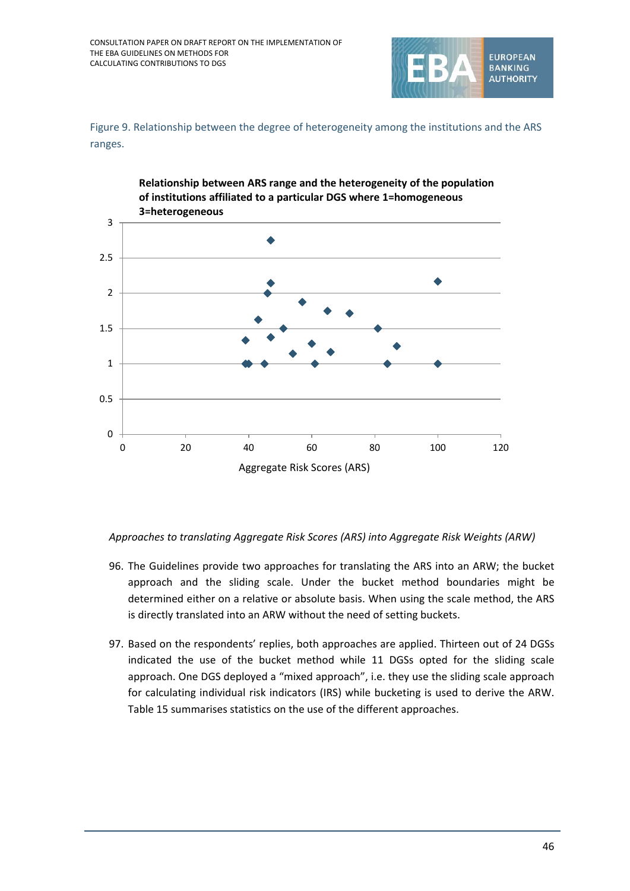Figure 9. Relationship between the degree of heterogeneity among the institutions and the ARS ranges.

*Approaches to translating Aggregate Risk Scores (ARS) into Aggregate Risk Weights (ARW)*

96. The Guidelines provide two approaches for translating the ARS into an ARW; the bucket approach and the sliding scale. Under the bucket method boundaries might be determined either on a relative or absolute basis. When using the scale method, the ARS is directly translated into an ARW without the need of setting buckets.

97. Based on the respondents' replies, both approaches are applied. Thirteen out of 24 DGSs indicated the use of the bucket method while 11 DGSs opted for the sliding scale approach. One DGS deployed a "mixed approach", i.e. they use the sliding scale approach for calculating individual risk indicators (IRS) while bucketing is used to derive the ARW. Table 15 summarises statistics on the use of the different approaches.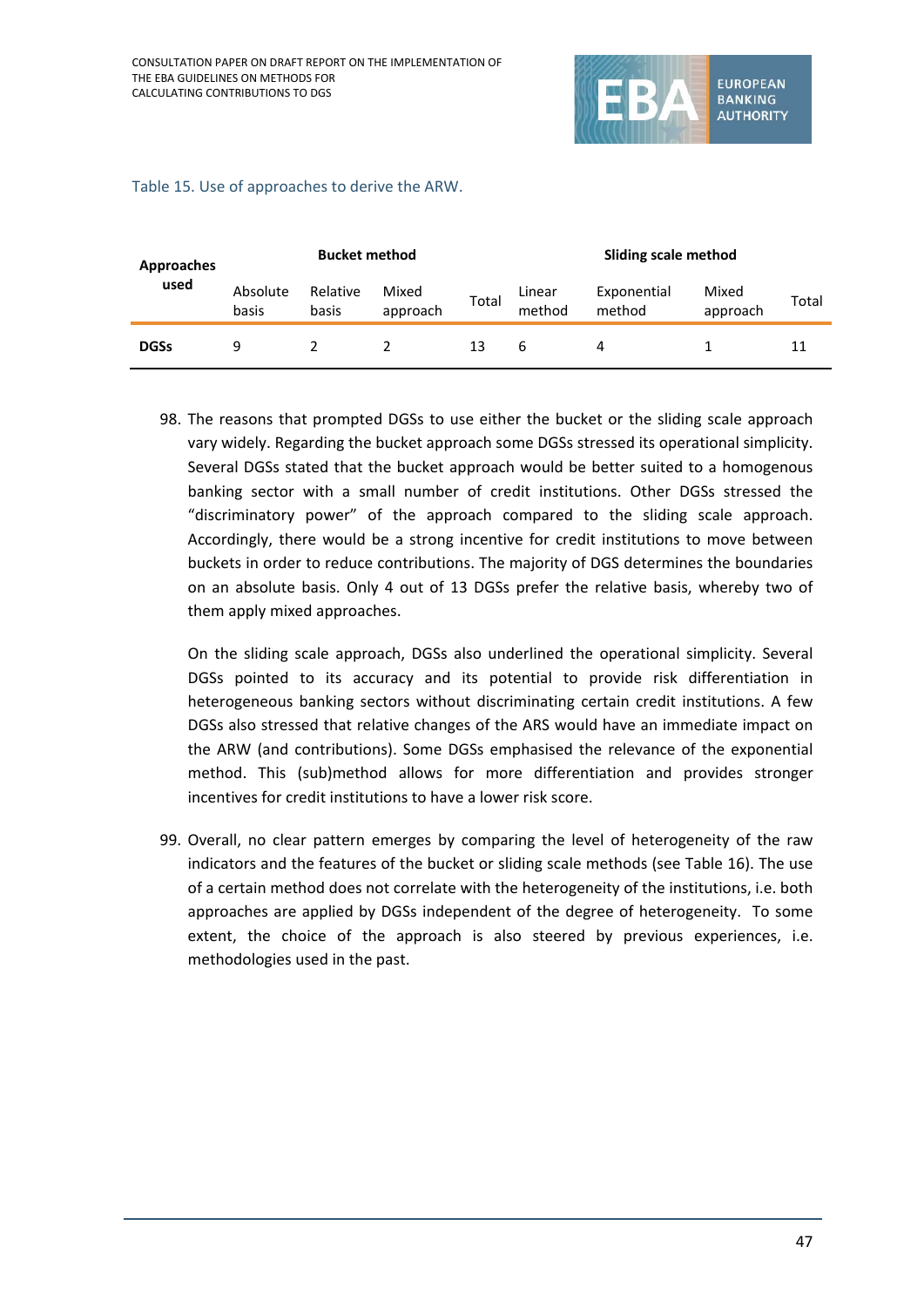Table 15. Use of approaches to derive the ARW.

| Approaches used | Bucket method | | | | Sliding scale method | | | |
|---|---|---|---|---|---|---|---|---|
| | Absolute basis | Relative basis | Mixed approach | Total | Linear method | Exponential method | Mixed approach | Total |
| **DGSs** | 9 | 2 | 2 | 13 | 6 | 4 | 1 | 11 |

98. The reasons that prompted DGSs to use either the bucket or the sliding scale approach vary widely. Regarding the bucket approach some DGSs stressed its operational simplicity. Several DGSs stated that the bucket approach would be better suited to a homogenous banking sector with a small number of credit institutions. Other DGSs stressed the "discriminatory power" of the approach compared to the sliding scale approach. Accordingly, there would be a strong incentive for credit institutions to move between buckets in order to reduce contributions. The majority of DGS determines the boundaries on an absolute basis. Only 4 out of 13 DGSs prefer the relative basis, whereby two of them apply mixed approaches.

    On the sliding scale approach, DGSs also underlined the operational simplicity. Several DGSs pointed to its accuracy and its potential to provide risk differentiation in heterogeneous banking sectors without discriminating certain credit institutions. A few DGSs also stressed that relative changes of the ARS would have an immediate impact on the ARW (and contributions). Some DGSs emphasised the relevance of the exponential method. This (sub)method allows for more differentiation and provides stronger incentives for credit institutions to have a lower risk score.

99. Overall, no clear pattern emerges by comparing the level of heterogeneity of the raw indicators and the features of the bucket or sliding scale methods (see Table 16). The use of a certain method does not correlate with the heterogeneity of the institutions, i.e. both approaches are applied by DGSs independent of the degree of heterogeneity. To some extent, the choice of the approach is also steered by previous experiences, i.e. methodologies used in the past.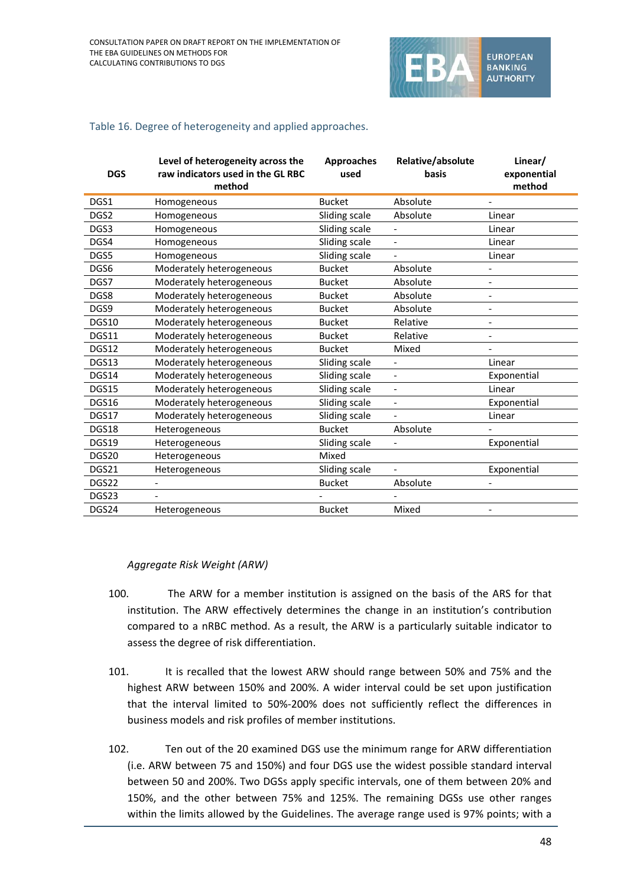Table 16. Degree of heterogeneity and applied approaches.

| DGS | Level of heterogeneity across the raw indicators used in the GL RBC method | Approaches used | Relative/absolute basis | Linear/ exponential method |
|---|---|---|---|---|
| DGS1 | Homogeneous | Bucket | Absolute | - |
| DGS2 | Homogeneous | Sliding scale | Absolute | Linear |
| DGS3 | Homogeneous | Sliding scale | - | Linear |
| DGS4 | Homogeneous | Sliding scale | - | Linear |
| DGS5 | Homogeneous | Sliding scale | - | Linear |
| DGS6 | Moderately heterogeneous | Bucket | Absolute | - |
| DGS7 | Moderately heterogeneous | Bucket | Absolute | - |
| DGS8 | Moderately heterogeneous | Bucket | Absolute | - |
| DGS9 | Moderately heterogeneous | Bucket | Absolute | - |
| DGS10 | Moderately heterogeneous | Bucket | Relative | - |
| DGS11 | Moderately heterogeneous | Bucket | Relative | - |
| DGS12 | Moderately heterogeneous | Bucket | Mixed | - |
| DGS13 | Moderately heterogeneous | Sliding scale | - | Linear |
| DGS14 | Moderately heterogeneous | Sliding scale | - | Exponential |
| DGS15 | Moderately heterogeneous | Sliding scale | - | Linear |
| DGS16 | Moderately heterogeneous | Sliding scale | - | Exponential |
| DGS17 | Moderately heterogeneous | Sliding scale | - | Linear |
| DGS18 | Heterogeneous | Bucket | Absolute | - |
| DGS19 | Heterogeneous | Sliding scale | - | Exponential |
| DGS20 | Heterogeneous | Mixed | | |
| DGS21 | Heterogeneous | Sliding scale | - | Exponential |
| DGS22 | - | Bucket | Absolute | - |
| DGS23 | - | - | - | |
| DGS24 | Heterogeneous | Bucket | Mixed | - |

*Aggregate Risk Weight (ARW)*

100. The ARW for a member institution is assigned on the basis of the ARS for that institution. The ARW effectively determines the change in an institution's contribution compared to a nRBC method. As a result, the ARW is a particularly suitable indicator to assess the degree of risk differentiation.

101. It is recalled that the lowest ARW should range between 50% and 75% and the highest ARW between 150% and 200%. A wider interval could be set upon justification that the interval limited to 50%-200% does not sufficiently reflect the differences in business models and risk profiles of member institutions.

102. Ten out of the 20 examined DGS use the minimum range for ARW differentiation (i.e. ARW between 75 and 150%) and four DGS use the widest possible standard interval between 50 and 200%. Two DGSs apply specific intervals, one of them between 20% and 150%, and the other between 75% and 125%. The remaining DGSs use other ranges within the limits allowed by the Guidelines. The average range used is 97% points; with a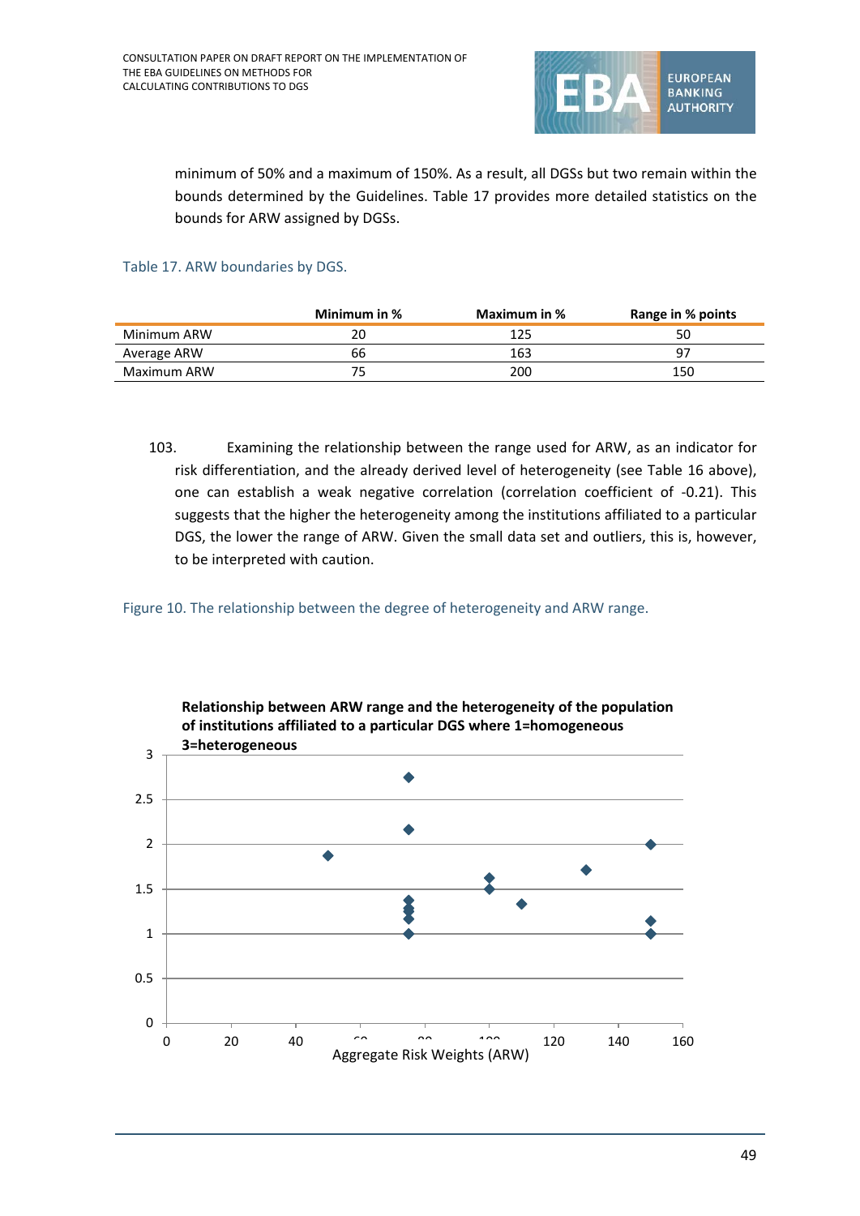minimum of 50% and a maximum of 150%. As a result, all DGSs but two remain within the bounds determined by the Guidelines. Table 17 provides more detailed statistics on the bounds for ARW assigned by DGSs.

Table 17. ARW boundaries by DGS.

| | Minimum in % | Maximum in % | Range in % points |
|---|---|---|---|
| Minimum ARW | 20 | 125 | 50 |
| Average ARW | 66 | 163 | 97 |
| Maximum ARW | 75 | 200 | 150 |

103. Examining the relationship between the range used for ARW, as an indicator for risk differentiation, and the already derived level of heterogeneity (see Table 16 above), one can establish a weak negative correlation (correlation coefficient of -0.21). This suggests that the higher the heterogeneity among the institutions affiliated to a particular DGS, the lower the range of ARW. Given the small data set and outliers, this is, however, to be interpreted with caution.

Figure 10. The relationship between the degree of heterogeneity and ARW range.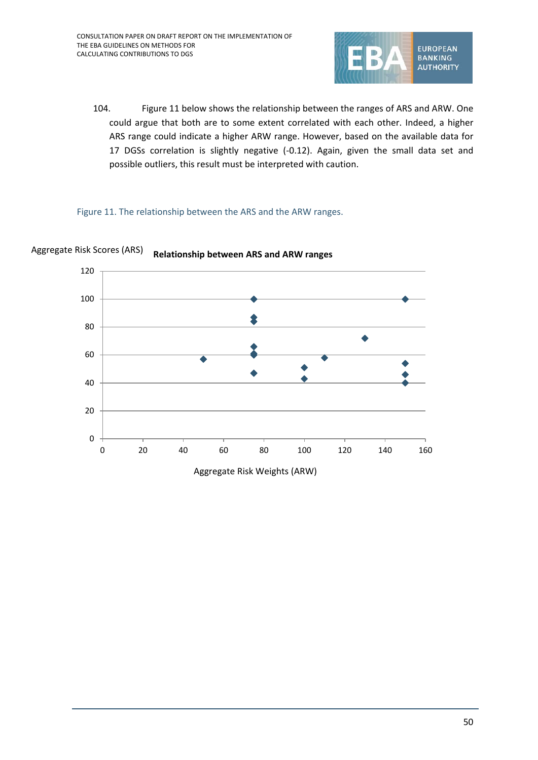104. Figure 11 below shows the relationship between the ranges of ARS and ARW. One could argue that both are to some extent correlated with each other. Indeed, a higher ARS range could indicate a higher ARW range. However, based on the available data for 17 DGSs correlation is slightly negative (-0.12). Again, given the small data set and possible outliers, this result must be interpreted with caution.

Figure 11. The relationship between the ARS and the ARW ranges.

**Relationship between ARS and ARW ranges**

Aggregate Risk Scores (ARS)

Aggregate Risk Weights (ARW)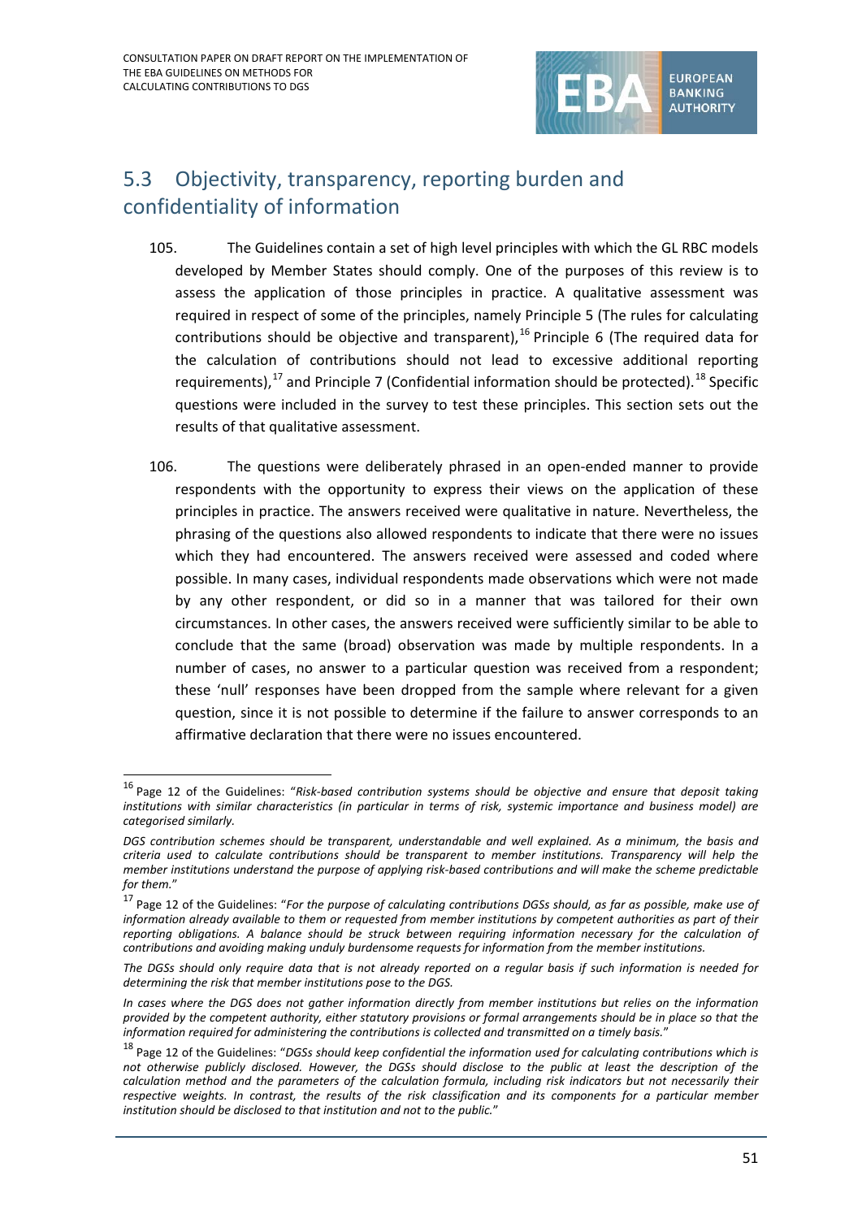## 5.3 Objectivity, transparency, reporting burden and confidentiality of information

105. The Guidelines contain a set of high level principles with which the GL RBC models developed by Member States should comply. One of the purposes of this review is to assess the application of those principles in practice. A qualitative assessment was required in respect of some of the principles, namely Principle 5 (The rules for calculating contributions should be objective and transparent),[16] Principle 6 (The required data for the calculation of contributions should not lead to excessive additional reporting requirements),[17] and Principle 7 (Confidential information should be protected).[18] Specific questions were included in the survey to test these principles. This section sets out the results of that qualitative assessment.

106. The questions were deliberately phrased in an open-ended manner to provide respondents with the opportunity to express their views on the application of these principles in practice. The answers received were qualitative in nature. Nevertheless, the phrasing of the questions also allowed respondents to indicate that there were no issues which they had encountered. The answers received were assessed and coded where possible. In many cases, individual respondents made observations which were not made by any other respondent, or did so in a manner that was tailored for their own circumstances. In other cases, the answers received were sufficiently similar to be able to conclude that the same (broad) observation was made by multiple respondents. In a number of cases, no answer to a particular question was received from a respondent; these 'null' responses have been dropped from the sample where relevant for a given question, since it is not possible to determine if the failure to answer corresponds to an affirmative declaration that there were no issues encountered.

---

[16] Page 12 of the Guidelines: "*Risk-based contribution systems should be objective and ensure that deposit taking institutions with similar characteristics (in particular in terms of risk, systemic importance and business model) are categorised similarly.*

*DGS contribution schemes should be transparent, understandable and well explained. As a minimum, the basis and criteria used to calculate contributions should be transparent to member institutions. Transparency will help the member institutions understand the purpose of applying risk-based contributions and will make the scheme predictable for them.*"

[17] Page 12 of the Guidelines: "*For the purpose of calculating contributions DGSs should, as far as possible, make use of information already available to them or requested from member institutions by competent authorities as part of their reporting obligations. A balance should be struck between requiring information necessary for the calculation of contributions and avoiding making unduly burdensome requests for information from the member institutions.*

*The DGSs should only require data that is not already reported on a regular basis if such information is needed for determining the risk that member institutions pose to the DGS.*

*In cases where the DGS does not gather information directly from member institutions but relies on the information provided by the competent authority, either statutory provisions or formal arrangements should be in place so that the information required for administering the contributions is collected and transmitted on a timely basis.*"

[18] Page 12 of the Guidelines: "*DGSs should keep confidential the information used for calculating contributions which is not otherwise publicly disclosed. However, the DGSs should disclose to the public at least the description of the calculation method and the parameters of the calculation formula, including risk indicators but not necessarily their respective weights. In contrast, the results of the risk classification and its components for a particular member institution should be disclosed to that institution and not to the public.*"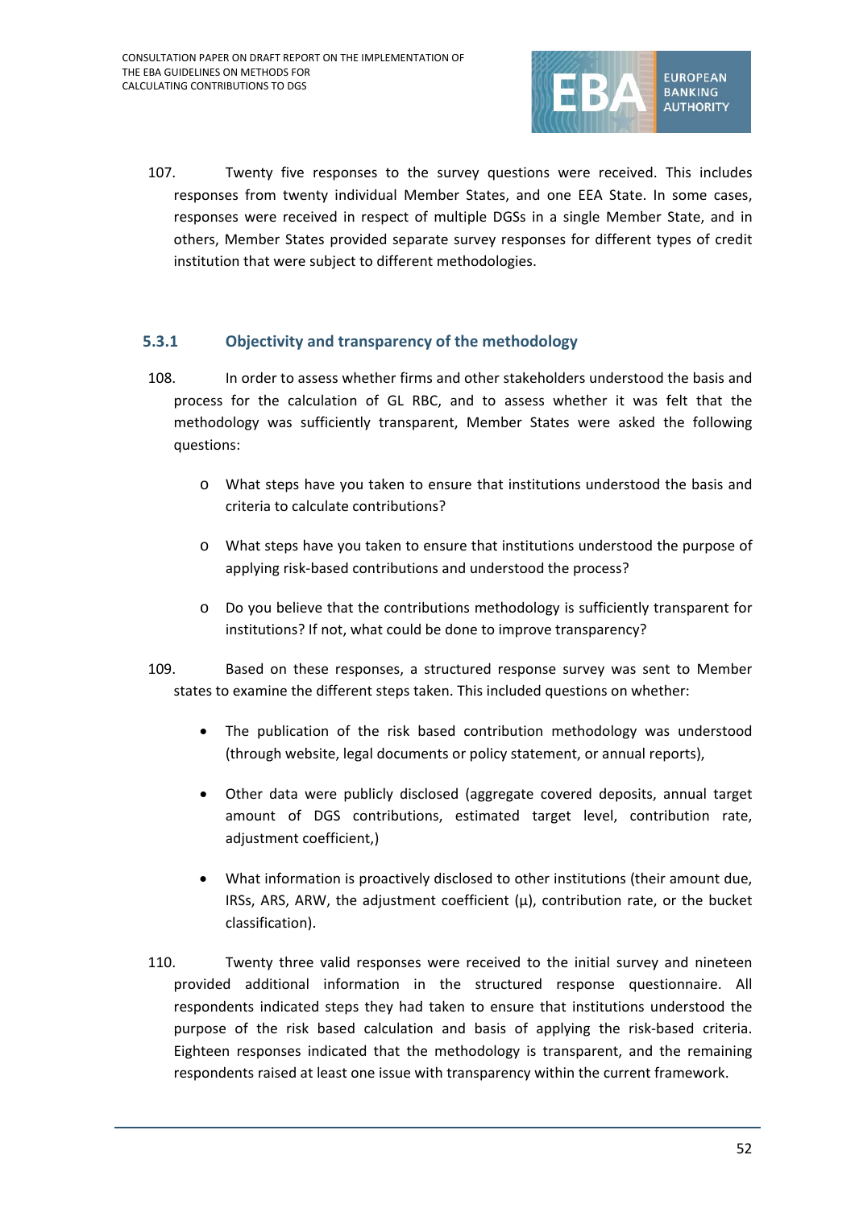107. Twenty five responses to the survey questions were received. This includes responses from twenty individual Member States, and one EEA State. In some cases, responses were received in respect of multiple DGSs in a single Member State, and in others, Member States provided separate survey responses for different types of credit institution that were subject to different methodologies.

### 5.3.1 Objectivity and transparency of the methodology

108. In order to assess whether firms and other stakeholders understood the basis and process for the calculation of GL RBC, and to assess whether it was felt that the methodology was sufficiently transparent, Member States were asked the following questions:

- What steps have you taken to ensure that institutions understood the basis and criteria to calculate contributions?
- What steps have you taken to ensure that institutions understood the purpose of applying risk-based contributions and understood the process?
- Do you believe that the contributions methodology is sufficiently transparent for institutions? If not, what could be done to improve transparency?

109. Based on these responses, a structured response survey was sent to Member states to examine the different steps taken. This included questions on whether:

- The publication of the risk based contribution methodology was understood (through website, legal documents or policy statement, or annual reports),
- Other data were publicly disclosed (aggregate covered deposits, annual target amount of DGS contributions, estimated target level, contribution rate, adjustment coefficient,)
- What information is proactively disclosed to other institutions (their amount due, IRSs, ARS, ARW, the adjustment coefficient (μ), contribution rate, or the bucket classification).

110. Twenty three valid responses were received to the initial survey and nineteen provided additional information in the structured response questionnaire. All respondents indicated steps they had taken to ensure that institutions understood the purpose of the risk based calculation and basis of applying the risk-based criteria. Eighteen responses indicated that the methodology is transparent, and the remaining respondents raised at least one issue with transparency within the current framework.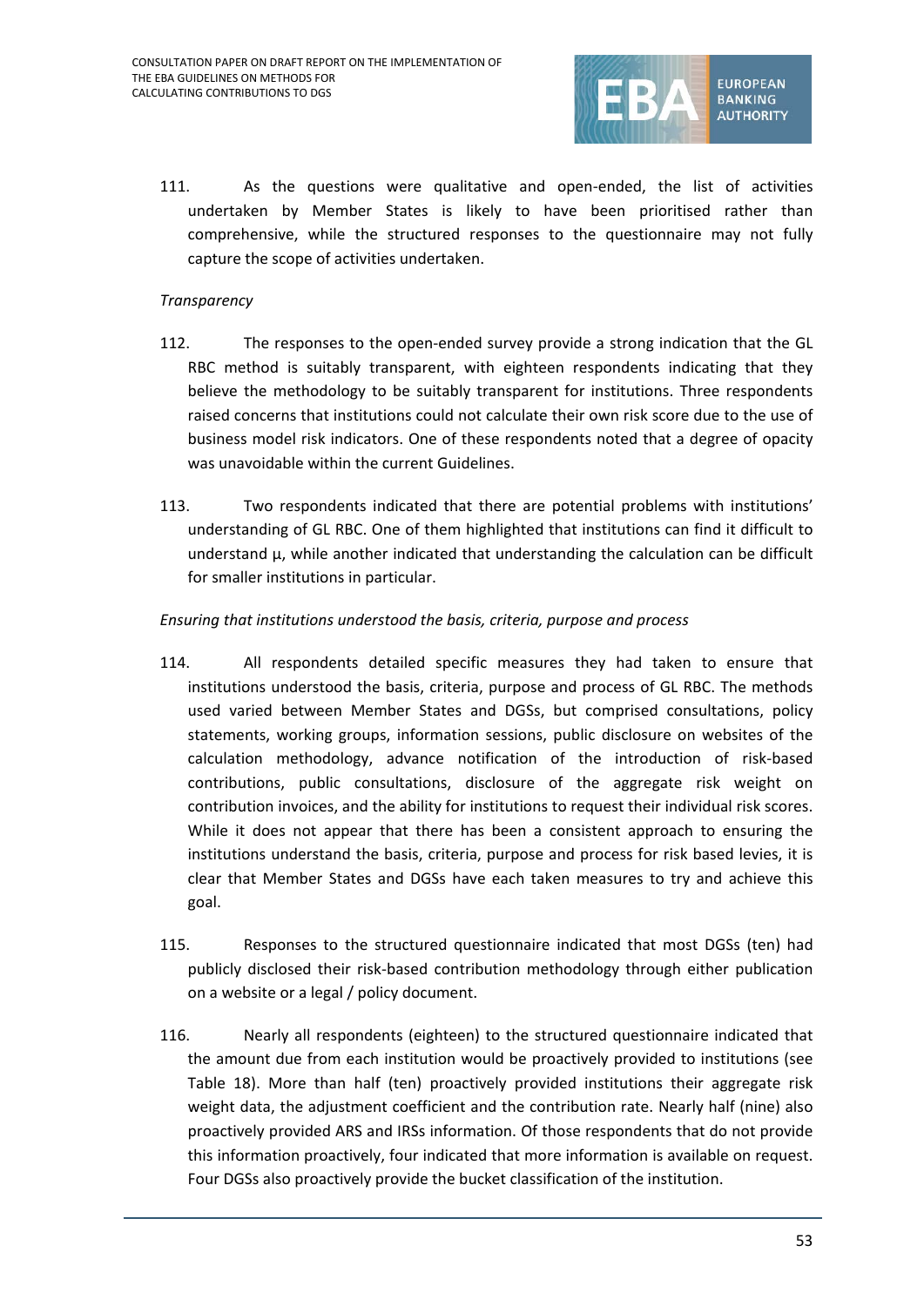111. As the questions were qualitative and open-ended, the list of activities undertaken by Member States is likely to have been prioritised rather than comprehensive, while the structured responses to the questionnaire may not fully capture the scope of activities undertaken.

*Transparency*

112. The responses to the open-ended survey provide a strong indication that the GL RBC method is suitably transparent, with eighteen respondents indicating that they believe the methodology to be suitably transparent for institutions. Three respondents raised concerns that institutions could not calculate their own risk score due to the use of business model risk indicators. One of these respondents noted that a degree of opacity was unavoidable within the current Guidelines.

113. Two respondents indicated that there are potential problems with institutions' understanding of GL RBC. One of them highlighted that institutions can find it difficult to understand $\mu$, while another indicated that understanding the calculation can be difficult for smaller institutions in particular.

*Ensuring that institutions understood the basis, criteria, purpose and process*

114. All respondents detailed specific measures they had taken to ensure that institutions understood the basis, criteria, purpose and process of GL RBC. The methods used varied between Member States and DGSs, but comprised consultations, policy statements, working groups, information sessions, public disclosure on websites of the calculation methodology, advance notification of the introduction of risk-based contributions, public consultations, disclosure of the aggregate risk weight on contribution invoices, and the ability for institutions to request their individual risk scores. While it does not appear that there has been a consistent approach to ensuring the institutions understand the basis, criteria, purpose and process for risk based levies, it is clear that Member States and DGSs have each taken measures to try and achieve this goal.

115. Responses to the structured questionnaire indicated that most DGSs (ten) had publicly disclosed their risk-based contribution methodology through either publication on a website or a legal / policy document.

116. Nearly all respondents (eighteen) to the structured questionnaire indicated that the amount due from each institution would be proactively provided to institutions (see Table 18). More than half (ten) proactively provided institutions their aggregate risk weight data, the adjustment coefficient and the contribution rate. Nearly half (nine) also proactively provided ARS and IRSs information. Of those respondents that do not provide this information proactively, four indicated that more information is available on request. Four DGSs also proactively provide the bucket classification of the institution.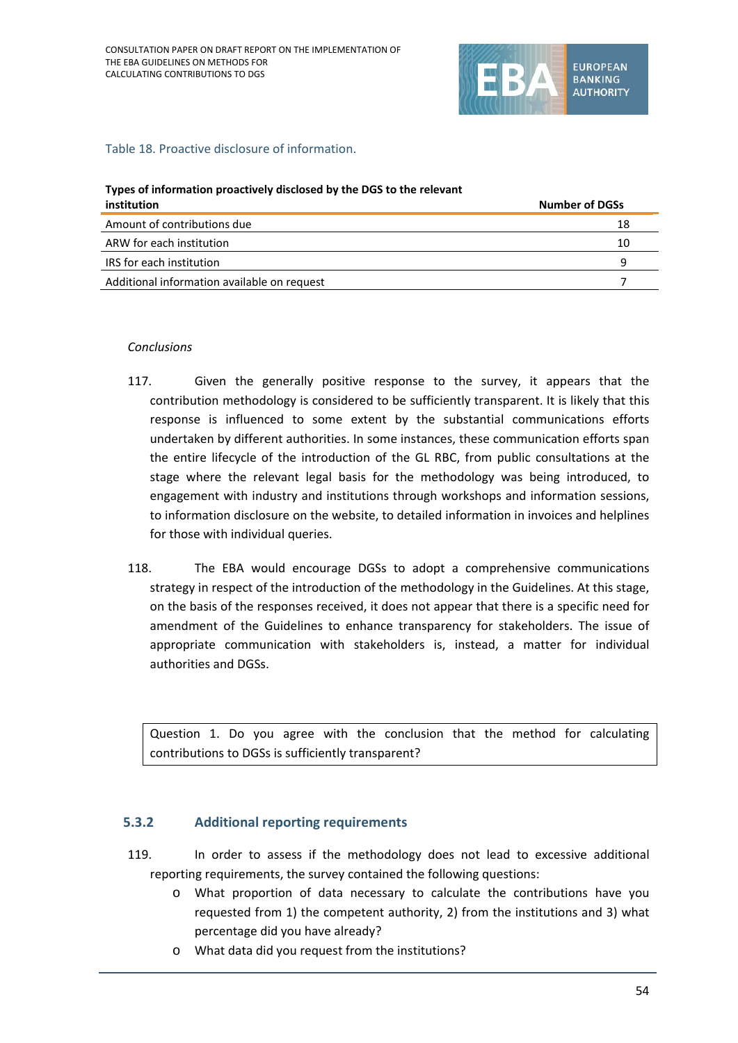Table 18. Proactive disclosure of information.

| Types of information proactively disclosed by the DGS to the relevant institution | Number of DGSs |
|---|---|
| Amount of contributions due | 18 |
| ARW for each institution | 10 |
| IRS for each institution | 9 |
| Additional information available on request | 7 |

*Conclusions*

117. Given the generally positive response to the survey, it appears that the contribution methodology is considered to be sufficiently transparent. It is likely that this response is influenced to some extent by the substantial communications efforts undertaken by different authorities. In some instances, these communication efforts span the entire lifecycle of the introduction of the GL RBC, from public consultations at the stage where the relevant legal basis for the methodology was being introduced, to engagement with industry and institutions through workshops and information sessions, to information disclosure on the website, to detailed information in invoices and helplines for those with individual queries.

118. The EBA would encourage DGSs to adopt a comprehensive communications strategy in respect of the introduction of the methodology in the Guidelines. At this stage, on the basis of the responses received, it does not appear that there is a specific need for amendment of the Guidelines to enhance transparency for stakeholders. The issue of appropriate communication with stakeholders is, instead, a matter for individual authorities and DGSs.

| Question 1. Do you agree with the conclusion that the method for calculating contributions to DGSs is sufficiently transparent? |
|---|

### 5.3.2 Additional reporting requirements

119. In order to assess if the methodology does not lead to excessive additional reporting requirements, the survey contained the following questions:

- What proportion of data necessary to calculate the contributions have you requested from 1) the competent authority, 2) from the institutions and 3) what percentage did you have already?
- What data did you request from the institutions?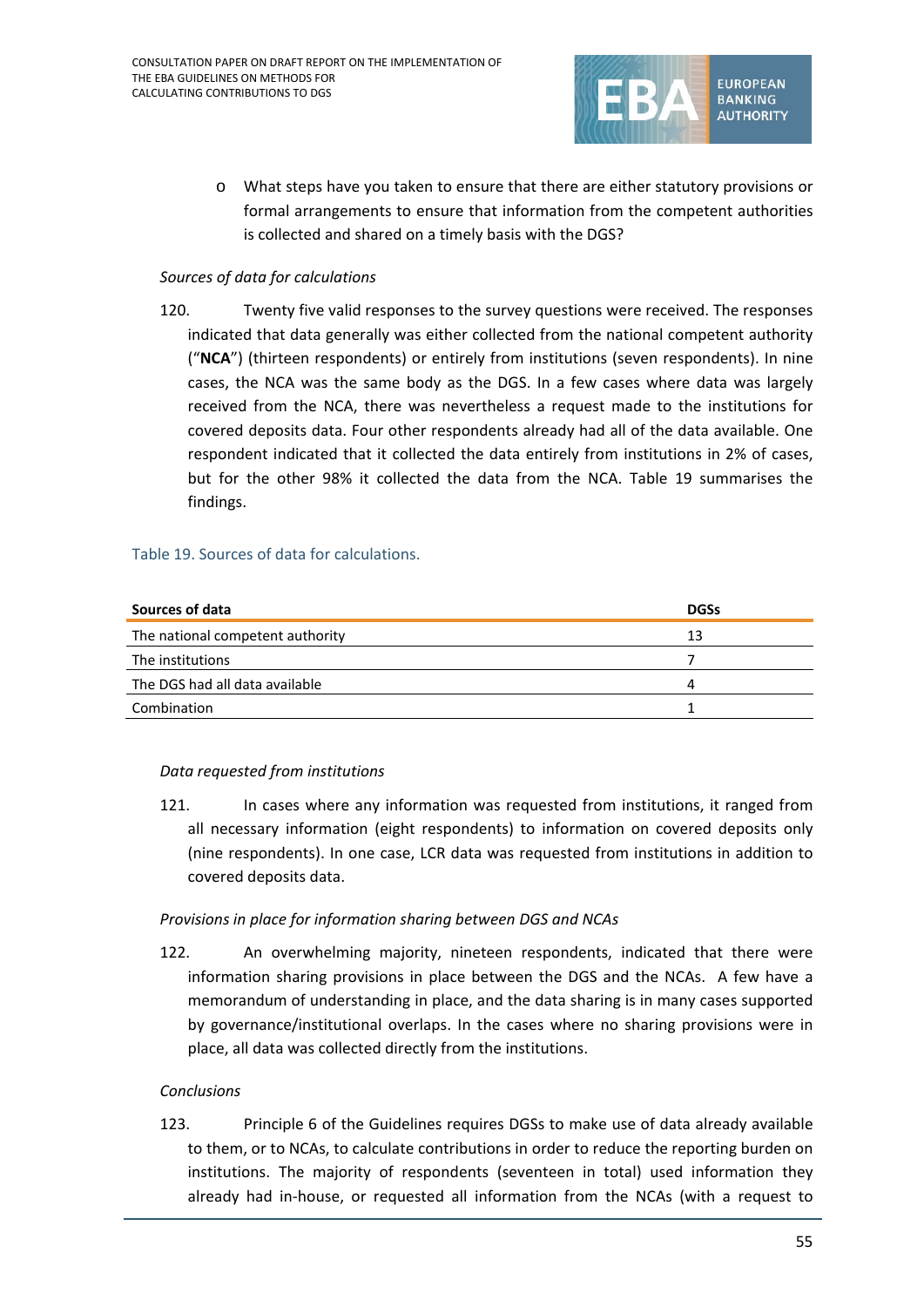- What steps have you taken to ensure that there are either statutory provisions or formal arrangements to ensure that information from the competent authorities is collected and shared on a timely basis with the DGS?

*Sources of data for calculations*

120. Twenty five valid responses to the survey questions were received. The responses indicated that data generally was either collected from the national competent authority ("**NCA**") (thirteen respondents) or entirely from institutions (seven respondents). In nine cases, the NCA was the same body as the DGS. In a few cases where data was largely received from the NCA, there was nevertheless a request made to the institutions for covered deposits data. Four other respondents already had all of the data available. One respondent indicated that it collected the data entirely from institutions in 2% of cases, but for the other 98% it collected the data from the NCA. Table 19 summarises the findings.

Table 19. Sources of data for calculations.

| Sources of data | DGSs |
|---|---|
| The national competent authority | 13 |
| The institutions | 7 |
| The DGS had all data available | 4 |
| Combination | 1 |

*Data requested from institutions*

121. In cases where any information was requested from institutions, it ranged from all necessary information (eight respondents) to information on covered deposits only (nine respondents). In one case, LCR data was requested from institutions in addition to covered deposits data.

*Provisions in place for information sharing between DGS and NCAs*

122. An overwhelming majority, nineteen respondents, indicated that there were information sharing provisions in place between the DGS and the NCAs. A few have a memorandum of understanding in place, and the data sharing is in many cases supported by governance/institutional overlaps. In the cases where no sharing provisions were in place, all data was collected directly from the institutions.

*Conclusions*

123. Principle 6 of the Guidelines requires DGSs to make use of data already available to them, or to NCAs, to calculate contributions in order to reduce the reporting burden on institutions. The majority of respondents (seventeen in total) used information they already had in-house, or requested all information from the NCAs (with a request to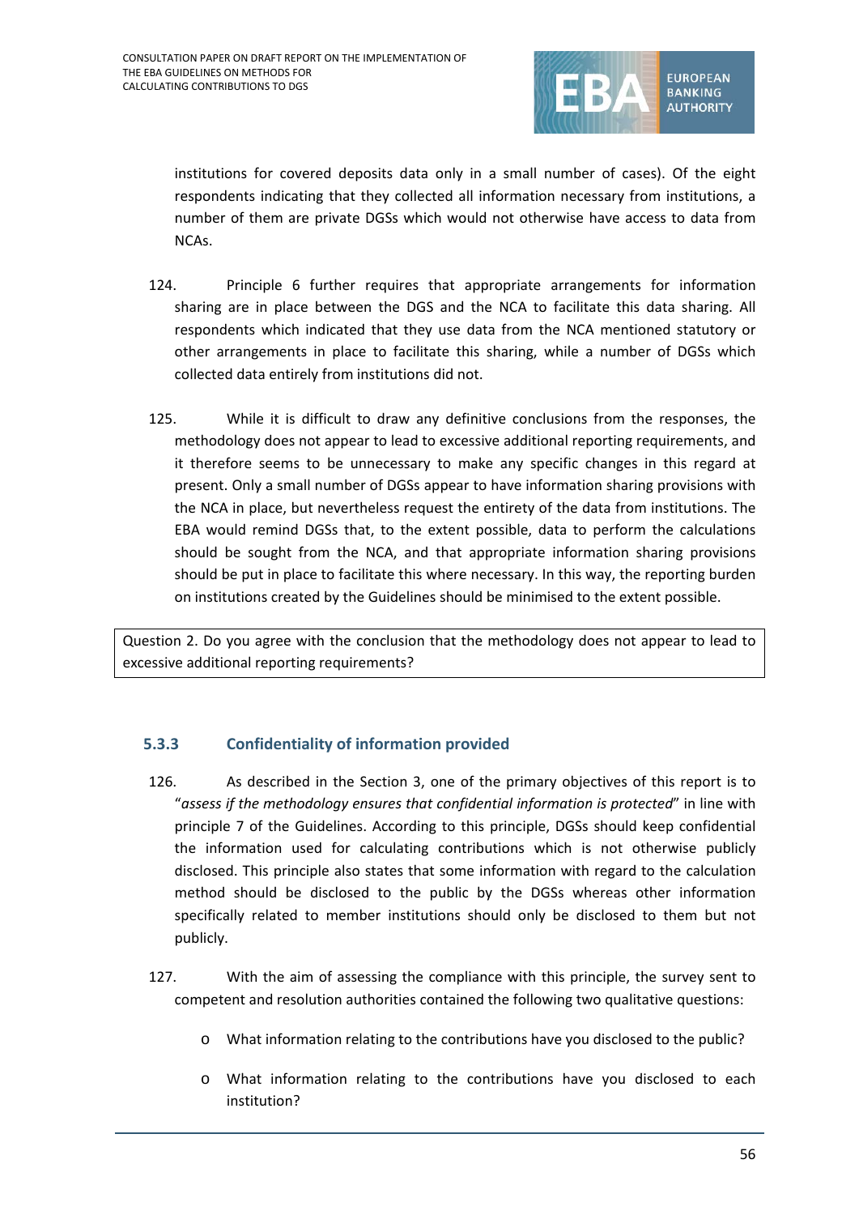institutions for covered deposits data only in a small number of cases). Of the eight respondents indicating that they collected all information necessary from institutions, a number of them are private DGSs which would not otherwise have access to data from NCAs.

124. Principle 6 further requires that appropriate arrangements for information sharing are in place between the DGS and the NCA to facilitate this data sharing. All respondents which indicated that they use data from the NCA mentioned statutory or other arrangements in place to facilitate this sharing, while a number of DGSs which collected data entirely from institutions did not.

125. While it is difficult to draw any definitive conclusions from the responses, the methodology does not appear to lead to excessive additional reporting requirements, and it therefore seems to be unnecessary to make any specific changes in this regard at present. Only a small number of DGSs appear to have information sharing provisions with the NCA in place, but nevertheless request the entirety of the data from institutions. The EBA would remind DGSs that, to the extent possible, data to perform the calculations should be sought from the NCA, and that appropriate information sharing provisions should be put in place to facilitate this where necessary. In this way, the reporting burden on institutions created by the Guidelines should be minimised to the extent possible.

| Question 2. Do you agree with the conclusion that the methodology does not appear to lead to excessive additional reporting requirements? |
|---|

### 5.3.3 Confidentiality of information provided

126. As described in the Section 3, one of the primary objectives of this report is to "*assess if the methodology ensures that confidential information is protected*" in line with principle 7 of the Guidelines. According to this principle, DGSs should keep confidential the information used for calculating contributions which is not otherwise publicly disclosed. This principle also states that some information with regard to the calculation method should be disclosed to the public by the DGSs whereas other information specifically related to member institutions should only be disclosed to them but not publicly.

127. With the aim of assessing the compliance with this principle, the survey sent to competent and resolution authorities contained the following two qualitative questions:

- What information relating to the contributions have you disclosed to the public?
- What information relating to the contributions have you disclosed to each institution?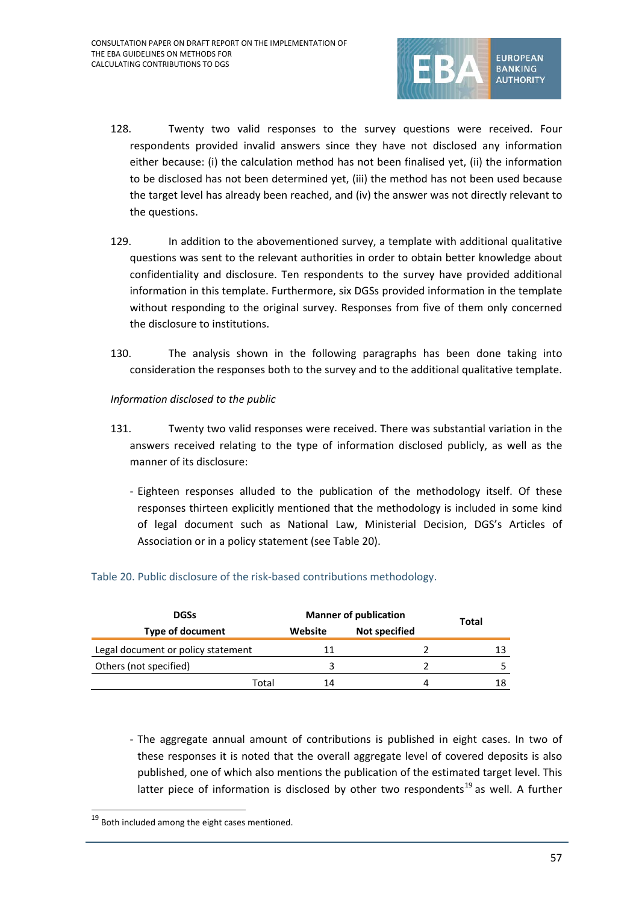128. Twenty two valid responses to the survey questions were received. Four respondents provided invalid answers since they have not disclosed any information either because: (i) the calculation method has not been finalised yet, (ii) the information to be disclosed has not been determined yet, (iii) the method has not been used because the target level has already been reached, and (iv) the answer was not directly relevant to the questions.

129. In addition to the abovementioned survey, a template with additional qualitative questions was sent to the relevant authorities in order to obtain better knowledge about confidentiality and disclosure. Ten respondents to the survey have provided additional information in this template. Furthermore, six DGSs provided information in the template without responding to the original survey. Responses from five of them only concerned the disclosure to institutions.

130. The analysis shown in the following paragraphs has been done taking into consideration the responses both to the survey and to the additional qualitative template.

*Information disclosed to the public*

131. Twenty two valid responses were received. There was substantial variation in the answers received relating to the type of information disclosed publicly, as well as the manner of its disclosure:

- Eighteen responses alluded to the publication of the methodology itself. Of these responses thirteen explicitly mentioned that the methodology is included in some kind of legal document such as National Law, Ministerial Decision, DGS's Articles of Association or in a policy statement (see Table 20).

Table 20. Public disclosure of the risk-based contributions methodology.

| DGSs | Manner of publication | | Total |
|---|---|---|---|
| Type of document | Website | Not specified | |
| Legal document or policy statement | 11 | 2 | 13 |
| Others (not specified) | 3 | 2 | 5 |
| Total | 14 | 4 | 18 |

- The aggregate annual amount of contributions is published in eight cases. In two of these responses it is noted that the overall aggregate level of covered deposits is also published, one of which also mentions the publication of the estimated target level. This latter piece of information is disclosed by other two respondents[19] as well. A further

[19] Both included among the eight cases mentioned.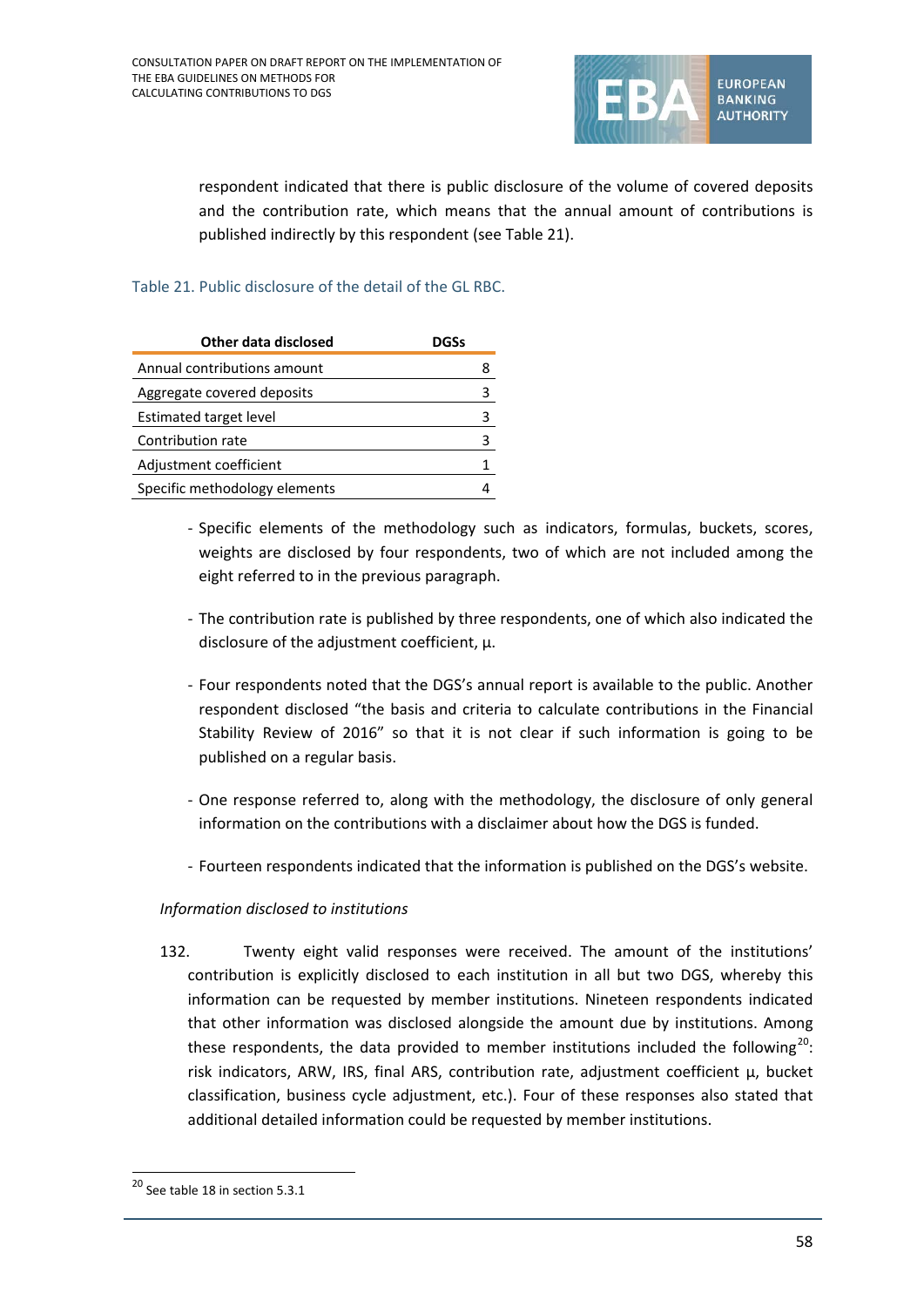respondent indicated that there is public disclosure of the volume of covered deposits and the contribution rate, which means that the annual amount of contributions is published indirectly by this respondent (see Table 21).

Table 21. Public disclosure of the detail of the GL RBC.

| Other data disclosed | DGSs |
|---|---|
| Annual contributions amount | 8 |
| Aggregate covered deposits | 3 |
| Estimated target level | 3 |
| Contribution rate | 3 |
| Adjustment coefficient | 1 |
| Specific methodology elements | 4 |

- Specific elements of the methodology such as indicators, formulas, buckets, scores, weights are disclosed by four respondents, two of which are not included among the eight referred to in the previous paragraph.

- The contribution rate is published by three respondents, one of which also indicated the disclosure of the adjustment coefficient, μ.

- Four respondents noted that the DGS's annual report is available to the public. Another respondent disclosed "the basis and criteria to calculate contributions in the Financial Stability Review of 2016" so that it is not clear if such information is going to be published on a regular basis.

- One response referred to, along with the methodology, the disclosure of only general information on the contributions with a disclaimer about how the DGS is funded.

- Fourteen respondents indicated that the information is published on the DGS's website.

*Information disclosed to institutions*

132. Twenty eight valid responses were received. The amount of the institutions' contribution is explicitly disclosed to each institution in all but two DGS, whereby this information can be requested by member institutions. Nineteen respondents indicated that other information was disclosed alongside the amount due by institutions. Among these respondents, the data provided to member institutions included the following[20]: risk indicators, ARW, IRS, final ARS, contribution rate, adjustment coefficient μ, bucket classification, business cycle adjustment, etc.). Four of these responses also stated that additional detailed information could be requested by member institutions.

[20] See table 18 in section 5.3.1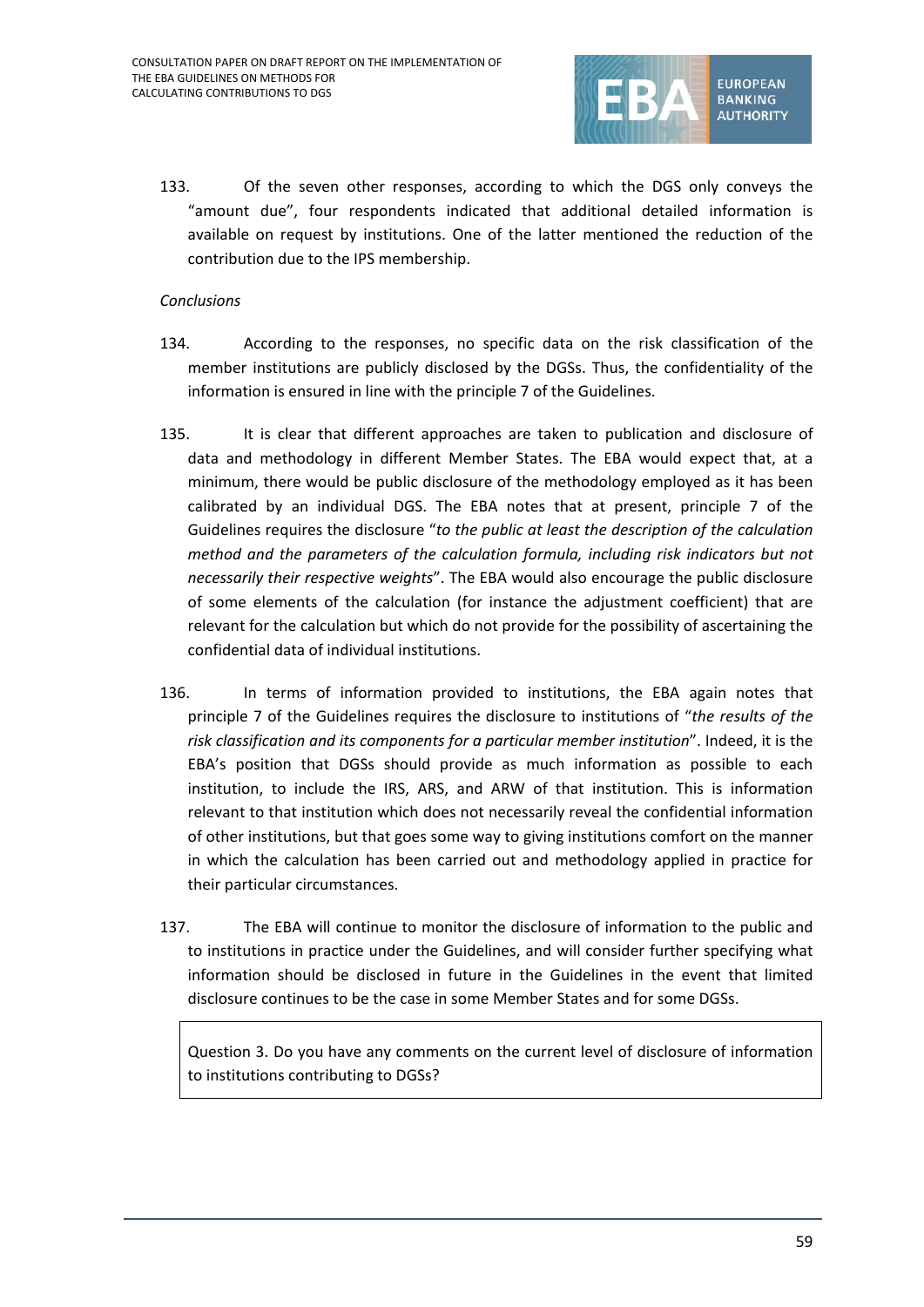133. Of the seven other responses, according to which the DGS only conveys the "amount due", four respondents indicated that additional detailed information is available on request by institutions. One of the latter mentioned the reduction of the contribution due to the IPS membership.

*Conclusions*

134. According to the responses, no specific data on the risk classification of the member institutions are publicly disclosed by the DGSs. Thus, the confidentiality of the information is ensured in line with the principle 7 of the Guidelines.

135. It is clear that different approaches are taken to publication and disclosure of data and methodology in different Member States. The EBA would expect that, at a minimum, there would be public disclosure of the methodology employed as it has been calibrated by an individual DGS. The EBA notes that at present, principle 7 of the Guidelines requires the disclosure "*to the public at least the description of the calculation method and the parameters of the calculation formula, including risk indicators but not necessarily their respective weights*". The EBA would also encourage the public disclosure of some elements of the calculation (for instance the adjustment coefficient) that are relevant for the calculation but which do not provide for the possibility of ascertaining the confidential data of individual institutions.

136. In terms of information provided to institutions, the EBA again notes that principle 7 of the Guidelines requires the disclosure to institutions of "*the results of the risk classification and its components for a particular member institution*". Indeed, it is the EBA's position that DGSs should provide as much information as possible to each institution, to include the IRS, ARS, and ARW of that institution. This is information relevant to that institution which does not necessarily reveal the confidential information of other institutions, but that goes some way to giving institutions comfort on the manner in which the calculation has been carried out and methodology applied in practice for their particular circumstances.

137. The EBA will continue to monitor the disclosure of information to the public and to institutions in practice under the Guidelines, and will consider further specifying what information should be disclosed in future in the Guidelines in the event that limited disclosure continues to be the case in some Member States and for some DGSs.

| Question 3. Do you have any comments on the current level of disclosure of information to institutions contributing to DGSs? |
|---|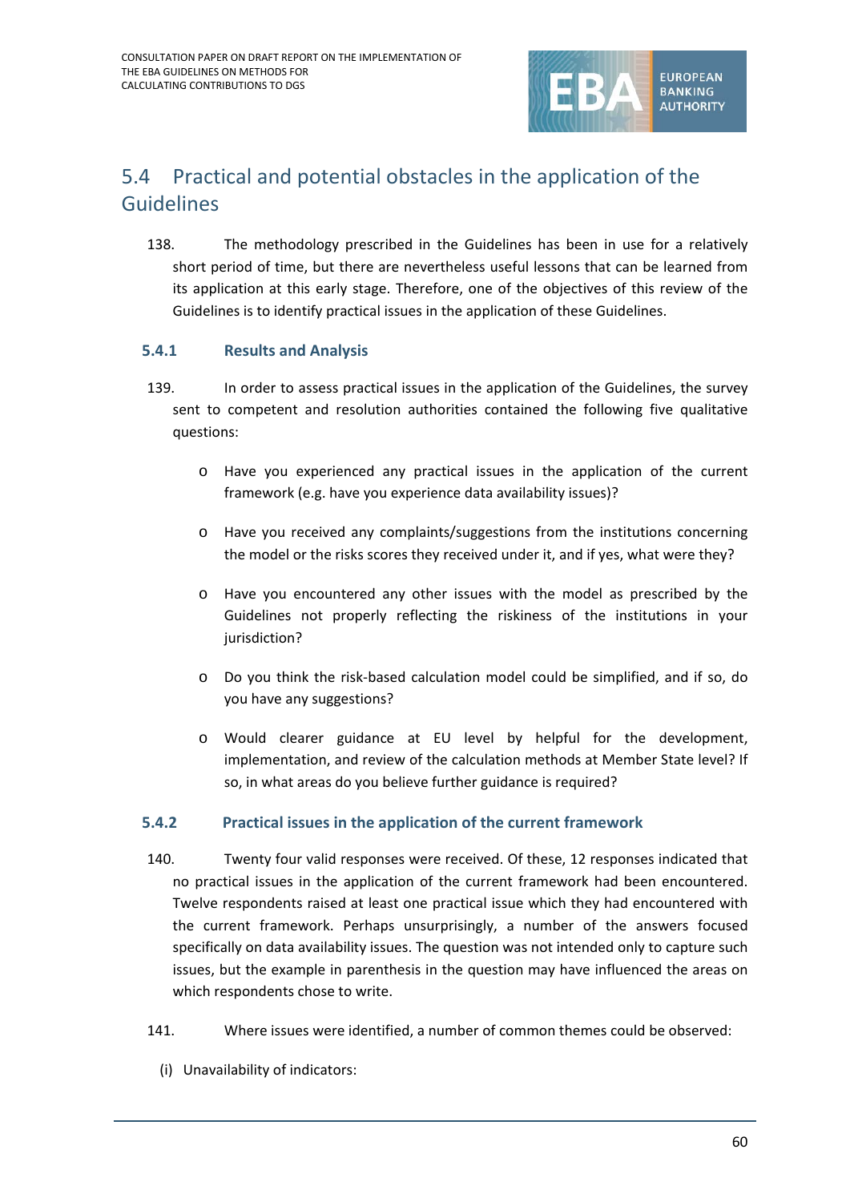## 5.4 Practical and potential obstacles in the application of the Guidelines

138. The methodology prescribed in the Guidelines has been in use for a relatively short period of time, but there are nevertheless useful lessons that can be learned from its application at this early stage. Therefore, one of the objectives of this review of the Guidelines is to identify practical issues in the application of these Guidelines.

### 5.4.1 Results and Analysis

139. In order to assess practical issues in the application of the Guidelines, the survey sent to competent and resolution authorities contained the following five qualitative questions:

- Have you experienced any practical issues in the application of the current framework (e.g. have you experience data availability issues)?
- Have you received any complaints/suggestions from the institutions concerning the model or the risks scores they received under it, and if yes, what were they?
- Have you encountered any other issues with the model as prescribed by the Guidelines not properly reflecting the riskiness of the institutions in your jurisdiction?
- Do you think the risk-based calculation model could be simplified, and if so, do you have any suggestions?
- Would clearer guidance at EU level by helpful for the development, implementation, and review of the calculation methods at Member State level? If so, in what areas do you believe further guidance is required?

### 5.4.2 Practical issues in the application of the current framework

140. Twenty four valid responses were received. Of these, 12 responses indicated that no practical issues in the application of the current framework had been encountered. Twelve respondents raised at least one practical issue which they had encountered with the current framework. Perhaps unsurprisingly, a number of the answers focused specifically on data availability issues. The question was not intended only to capture such issues, but the example in parenthesis in the question may have influenced the areas on which respondents chose to write.

141. Where issues were identified, a number of common themes could be observed:

(i) Unavailability of indicators: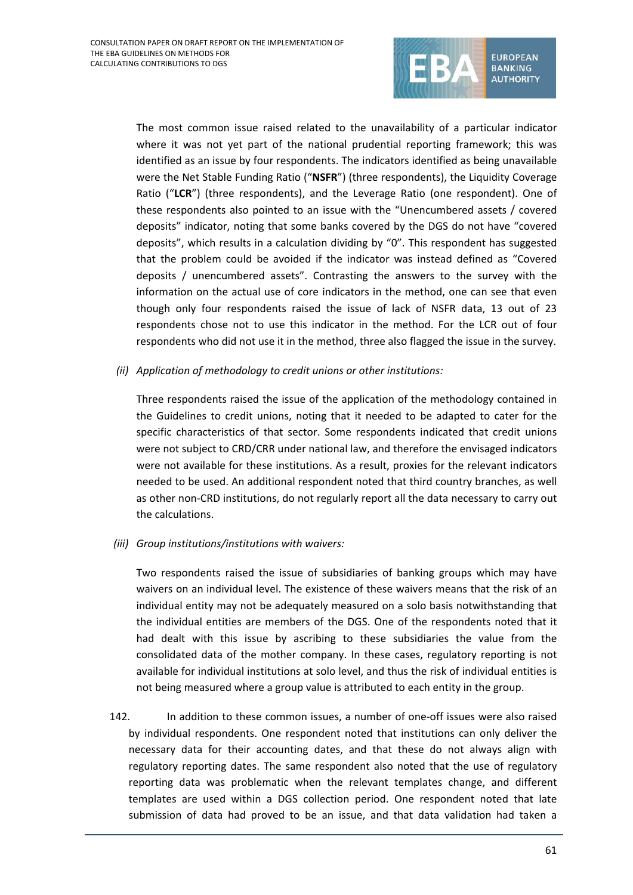The most common issue raised related to the unavailability of a particular indicator where it was not yet part of the national prudential reporting framework; this was identified as an issue by four respondents. The indicators identified as being unavailable were the Net Stable Funding Ratio ("**NSFR**") (three respondents), the Liquidity Coverage Ratio ("**LCR**") (three respondents), and the Leverage Ratio (one respondent). One of these respondents also pointed to an issue with the "Unencumbered assets / covered deposits" indicator, noting that some banks covered by the DGS do not have "covered deposits", which results in a calculation dividing by "0". This respondent has suggested that the problem could be avoided if the indicator was instead defined as "Covered deposits / unencumbered assets". Contrasting the answers to the survey with the information on the actual use of core indicators in the method, one can see that even though only four respondents raised the issue of lack of NSFR data, 13 out of 23 respondents chose not to use this indicator in the method. For the LCR out of four respondents who did not use it in the method, three also flagged the issue in the survey.

*(ii) Application of methodology to credit unions or other institutions:*

Three respondents raised the issue of the application of the methodology contained in the Guidelines to credit unions, noting that it needed to be adapted to cater for the specific characteristics of that sector. Some respondents indicated that credit unions were not subject to CRD/CRR under national law, and therefore the envisaged indicators were not available for these institutions. As a result, proxies for the relevant indicators needed to be used. An additional respondent noted that third country branches, as well as other non-CRD institutions, do not regularly report all the data necessary to carry out the calculations.

*(iii) Group institutions/institutions with waivers:*

Two respondents raised the issue of subsidiaries of banking groups which may have waivers on an individual level. The existence of these waivers means that the risk of an individual entity may not be adequately measured on a solo basis notwithstanding that the individual entities are members of the DGS. One of the respondents noted that it had dealt with this issue by ascribing to these subsidiaries the value from the consolidated data of the mother company. In these cases, regulatory reporting is not available for individual institutions at solo level, and thus the risk of individual entities is not being measured where a group value is attributed to each entity in the group.

142. In addition to these common issues, a number of one-off issues were also raised by individual respondents. One respondent noted that institutions can only deliver the necessary data for their accounting dates, and that these do not always align with regulatory reporting dates. The same respondent also noted that the use of regulatory reporting data was problematic when the relevant templates change, and different templates are used within a DGS collection period. One respondent noted that late submission of data had proved to be an issue, and that data validation had taken a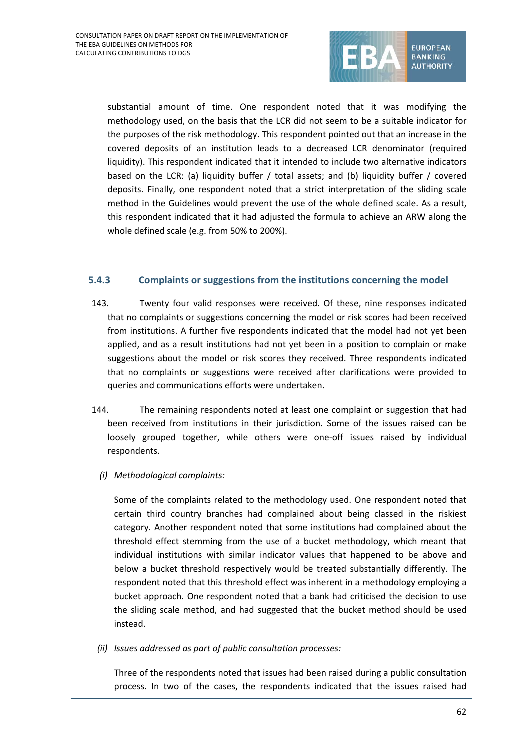substantial amount of time. One respondent noted that it was modifying the methodology used, on the basis that the LCR did not seem to be a suitable indicator for the purposes of the risk methodology. This respondent pointed out that an increase in the covered deposits of an institution leads to a decreased LCR denominator (required liquidity). This respondent indicated that it intended to include two alternative indicators based on the LCR: (a) liquidity buffer / total assets; and (b) liquidity buffer / covered deposits. Finally, one respondent noted that a strict interpretation of the sliding scale method in the Guidelines would prevent the use of the whole defined scale. As a result, this respondent indicated that it had adjusted the formula to achieve an ARW along the whole defined scale (e.g. from 50% to 200%).

### 5.4.3 Complaints or suggestions from the institutions concerning the model

143. Twenty four valid responses were received. Of these, nine responses indicated that no complaints or suggestions concerning the model or risk scores had been received from institutions. A further five respondents indicated that the model had not yet been applied, and as a result institutions had not yet been in a position to complain or make suggestions about the model or risk scores they received. Three respondents indicated that no complaints or suggestions were received after clarifications were provided to queries and communications efforts were undertaken.

144. The remaining respondents noted at least one complaint or suggestion that had been received from institutions in their jurisdiction. Some of the issues raised can be loosely grouped together, while others were one-off issues raised by individual respondents.

*(i) Methodological complaints:*

Some of the complaints related to the methodology used. One respondent noted that certain third country branches had complained about being classed in the riskiest category. Another respondent noted that some institutions had complained about the threshold effect stemming from the use of a bucket methodology, which meant that individual institutions with similar indicator values that happened to be above and below a bucket threshold respectively would be treated substantially differently. The respondent noted that this threshold effect was inherent in a methodology employing a bucket approach. One respondent noted that a bank had criticised the decision to use the sliding scale method, and had suggested that the bucket method should be used instead.

*(ii) Issues addressed as part of public consultation processes:*

Three of the respondents noted that issues had been raised during a public consultation process. In two of the cases, the respondents indicated that the issues raised had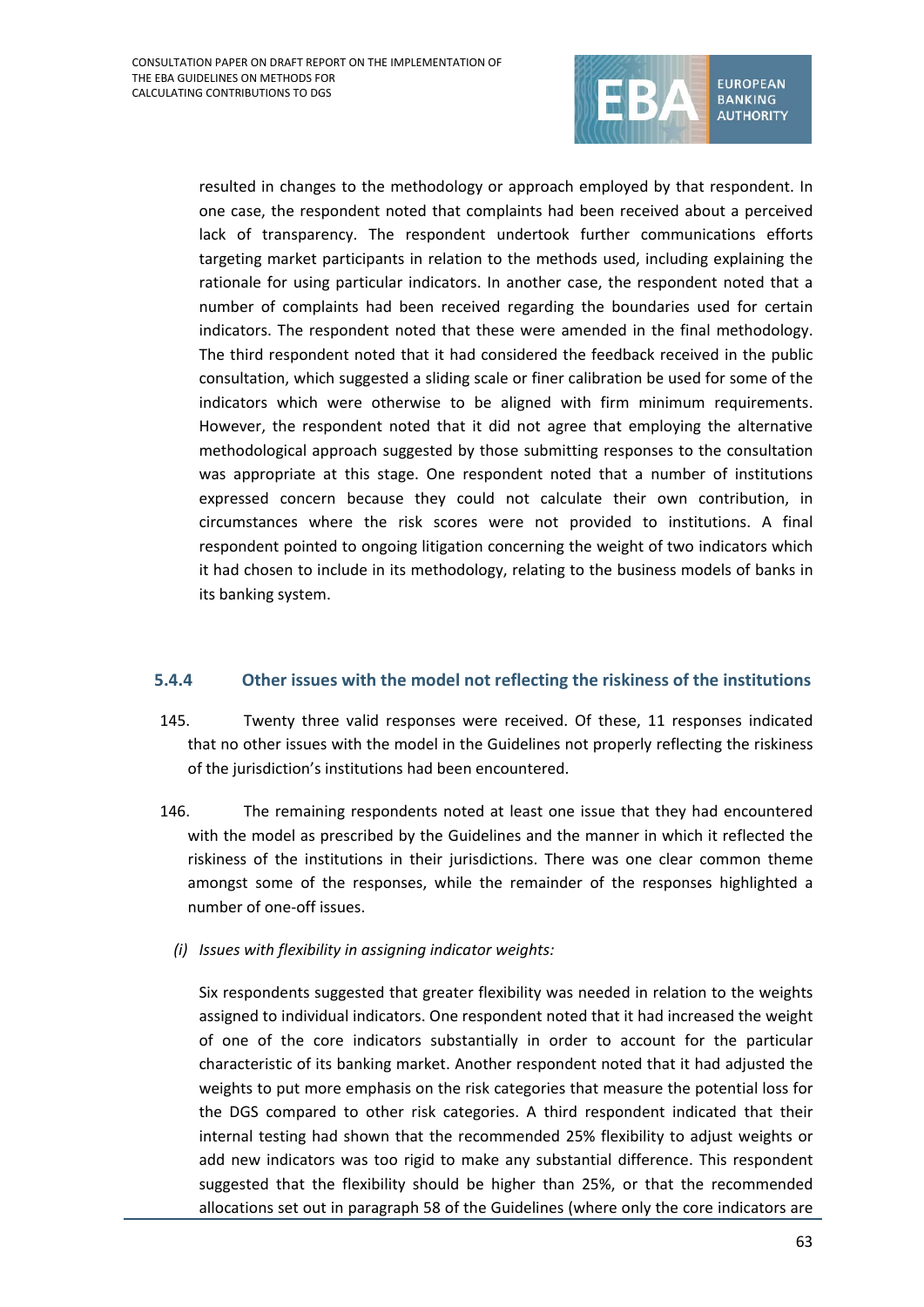resulted in changes to the methodology or approach employed by that respondent. In one case, the respondent noted that complaints had been received about a perceived lack of transparency. The respondent undertook further communications efforts targeting market participants in relation to the methods used, including explaining the rationale for using particular indicators. In another case, the respondent noted that a number of complaints had been received regarding the boundaries used for certain indicators. The respondent noted that these were amended in the final methodology. The third respondent noted that it had considered the feedback received in the public consultation, which suggested a sliding scale or finer calibration be used for some of the indicators which were otherwise to be aligned with firm minimum requirements. However, the respondent noted that it did not agree that employing the alternative methodological approach suggested by those submitting responses to the consultation was appropriate at this stage. One respondent noted that a number of institutions expressed concern because they could not calculate their own contribution, in circumstances where the risk scores were not provided to institutions. A final respondent pointed to ongoing litigation concerning the weight of two indicators which it had chosen to include in its methodology, relating to the business models of banks in its banking system.

### 5.4.4 Other issues with the model not reflecting the riskiness of the institutions

145. Twenty three valid responses were received. Of these, 11 responses indicated that no other issues with the model in the Guidelines not properly reflecting the riskiness of the jurisdiction's institutions had been encountered.

146. The remaining respondents noted at least one issue that they had encountered with the model as prescribed by the Guidelines and the manner in which it reflected the riskiness of the institutions in their jurisdictions. There was one clear common theme amongst some of the responses, while the remainder of the responses highlighted a number of one-off issues.

*(i) Issues with flexibility in assigning indicator weights:*

Six respondents suggested that greater flexibility was needed in relation to the weights assigned to individual indicators. One respondent noted that it had increased the weight of one of the core indicators substantially in order to account for the particular characteristic of its banking market. Another respondent noted that it had adjusted the weights to put more emphasis on the risk categories that measure the potential loss for the DGS compared to other risk categories. A third respondent indicated that their internal testing had shown that the recommended 25% flexibility to adjust weights or add new indicators was too rigid to make any substantial difference. This respondent suggested that the flexibility should be higher than 25%, or that the recommended allocations set out in paragraph 58 of the Guidelines (where only the core indicators are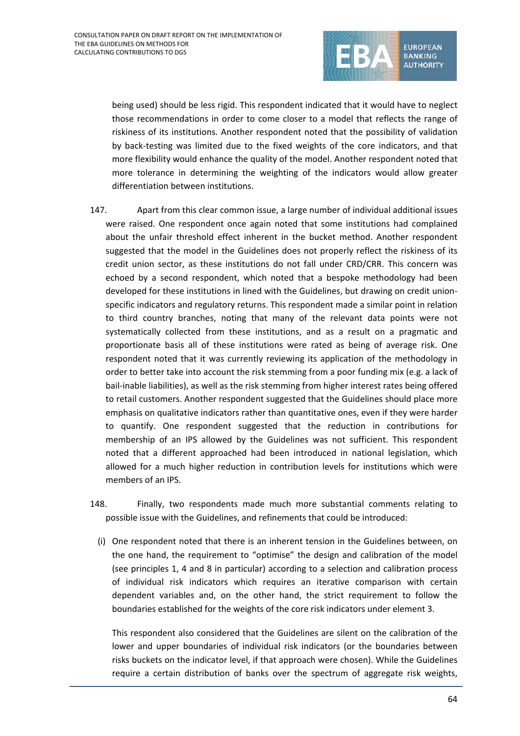being used) should be less rigid. This respondent indicated that it would have to neglect those recommendations in order to come closer to a model that reflects the range of riskiness of its institutions. Another respondent noted that the possibility of validation by back-testing was limited due to the fixed weights of the core indicators, and that more flexibility would enhance the quality of the model. Another respondent noted that more tolerance in determining the weighting of the indicators would allow greater differentiation between institutions.

147. Apart from this clear common issue, a large number of individual additional issues were raised. One respondent once again noted that some institutions had complained about the unfair threshold effect inherent in the bucket method. Another respondent suggested that the model in the Guidelines does not properly reflect the riskiness of its credit union sector, as these institutions do not fall under CRD/CRR. This concern was echoed by a second respondent, which noted that a bespoke methodology had been developed for these institutions in lined with the Guidelines, but drawing on credit union-specific indicators and regulatory returns. This respondent made a similar point in relation to third country branches, noting that many of the relevant data points were not systematically collected from these institutions, and as a result on a pragmatic and proportionate basis all of these institutions were rated as being of average risk. One respondent noted that it was currently reviewing its application of the methodology in order to better take into account the risk stemming from a poor funding mix (e.g. a lack of bail-inable liabilities), as well as the risk stemming from higher interest rates being offered to retail customers. Another respondent suggested that the Guidelines should place more emphasis on qualitative indicators rather than quantitative ones, even if they were harder to quantify. One respondent suggested that the reduction in contributions for membership of an IPS allowed by the Guidelines was not sufficient. This respondent noted that a different approached had been introduced in national legislation, which allowed for a much higher reduction in contribution levels for institutions which were members of an IPS.

148. Finally, two respondents made much more substantial comments relating to possible issue with the Guidelines, and refinements that could be introduced:

(i) One respondent noted that there is an inherent tension in the Guidelines between, on the one hand, the requirement to "optimise" the design and calibration of the model (see principles 1, 4 and 8 in particular) according to a selection and calibration process of individual risk indicators which requires an iterative comparison with certain dependent variables and, on the other hand, the strict requirement to follow the boundaries established for the weights of the core risk indicators under element 3.

This respondent also considered that the Guidelines are silent on the calibration of the lower and upper boundaries of individual risk indicators (or the boundaries between risks buckets on the indicator level, if that approach were chosen). While the Guidelines require a certain distribution of banks over the spectrum of aggregate risk weights,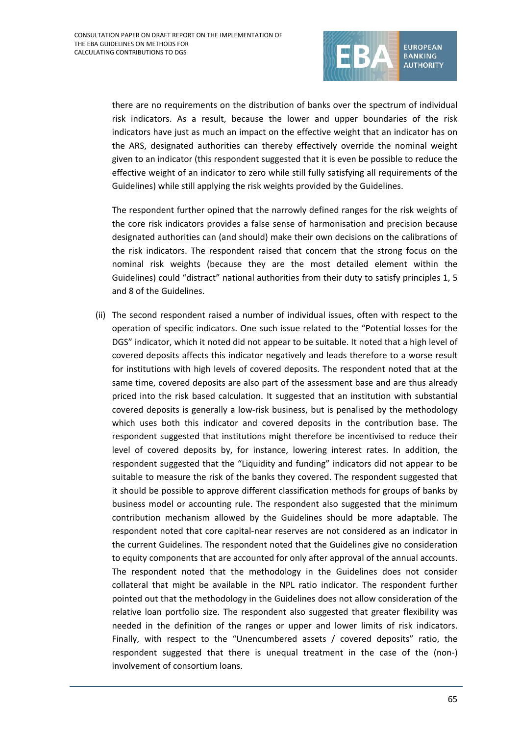there are no requirements on the distribution of banks over the spectrum of individual risk indicators. As a result, because the lower and upper boundaries of the risk indicators have just as much an impact on the effective weight that an indicator has on the ARS, designated authorities can thereby effectively override the nominal weight given to an indicator (this respondent suggested that it is even be possible to reduce the effective weight of an indicator to zero while still fully satisfying all requirements of the Guidelines) while still applying the risk weights provided by the Guidelines.

The respondent further opined that the narrowly defined ranges for the risk weights of the core risk indicators provides a false sense of harmonisation and precision because designated authorities can (and should) make their own decisions on the calibrations of the risk indicators. The respondent raised that concern that the strong focus on the nominal risk weights (because they are the most detailed element within the Guidelines) could "distract" national authorities from their duty to satisfy principles 1, 5 and 8 of the Guidelines.

(ii) The second respondent raised a number of individual issues, often with respect to the operation of specific indicators. One such issue related to the "Potential losses for the DGS" indicator, which it noted did not appear to be suitable. It noted that a high level of covered deposits affects this indicator negatively and leads therefore to a worse result for institutions with high levels of covered deposits. The respondent noted that at the same time, covered deposits are also part of the assessment base and are thus already priced into the risk based calculation. It suggested that an institution with substantial covered deposits is generally a low-risk business, but is penalised by the methodology which uses both this indicator and covered deposits in the contribution base. The respondent suggested that institutions might therefore be incentivised to reduce their level of covered deposits by, for instance, lowering interest rates. In addition, the respondent suggested that the "Liquidity and funding" indicators did not appear to be suitable to measure the risk of the banks they covered. The respondent suggested that it should be possible to approve different classification methods for groups of banks by business model or accounting rule. The respondent also suggested that the minimum contribution mechanism allowed by the Guidelines should be more adaptable. The respondent noted that core capital-near reserves are not considered as an indicator in the current Guidelines. The respondent noted that the Guidelines give no consideration to equity components that are accounted for only after approval of the annual accounts. The respondent noted that the methodology in the Guidelines does not consider collateral that might be available in the NPL ratio indicator. The respondent further pointed out that the methodology in the Guidelines does not allow consideration of the relative loan portfolio size. The respondent also suggested that greater flexibility was needed in the definition of the ranges or upper and lower limits of risk indicators. Finally, with respect to the "Unencumbered assets / covered deposits" ratio, the respondent suggested that there is unequal treatment in the case of the (non-) involvement of consortium loans.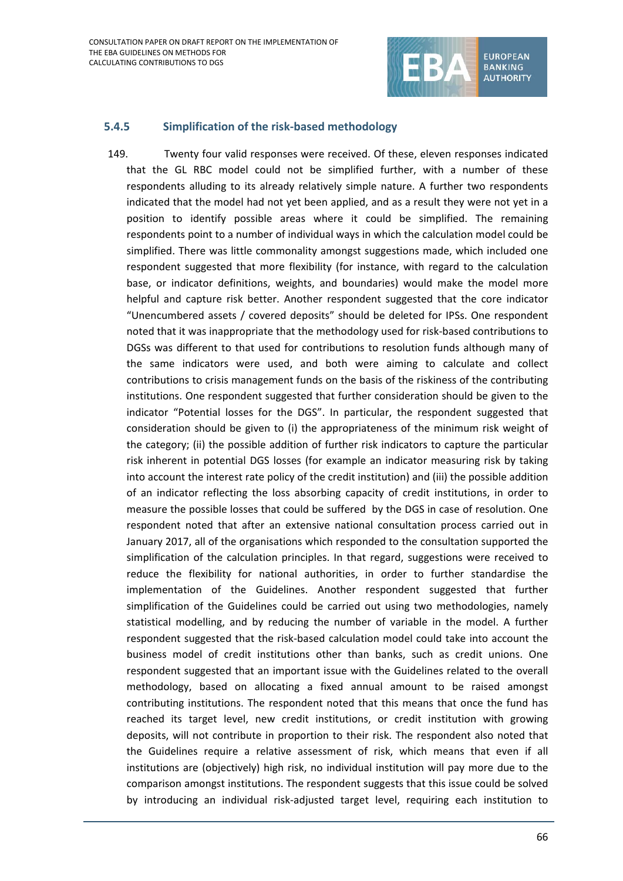### 5.4.5 Simplification of the risk-based methodology

149. Twenty four valid responses were received. Of these, eleven responses indicated that the GL RBC model could not be simplified further, with a number of these respondents alluding to its already relatively simple nature. A further two respondents indicated that the model had not yet been applied, and as a result they were not yet in a position to identify possible areas where it could be simplified. The remaining respondents point to a number of individual ways in which the calculation model could be simplified. There was little commonality amongst suggestions made, which included one respondent suggested that more flexibility (for instance, with regard to the calculation base, or indicator definitions, weights, and boundaries) would make the model more helpful and capture risk better. Another respondent suggested that the core indicator "Unencumbered assets / covered deposits" should be deleted for IPSs. One respondent noted that it was inappropriate that the methodology used for risk-based contributions to DGSs was different to that used for contributions to resolution funds although many of the same indicators were used, and both were aiming to calculate and collect contributions to crisis management funds on the basis of the riskiness of the contributing institutions. One respondent suggested that further consideration should be given to the indicator "Potential losses for the DGS". In particular, the respondent suggested that consideration should be given to (i) the appropriateness of the minimum risk weight of the category; (ii) the possible addition of further risk indicators to capture the particular risk inherent in potential DGS losses (for example an indicator measuring risk by taking into account the interest rate policy of the credit institution) and (iii) the possible addition of an indicator reflecting the loss absorbing capacity of credit institutions, in order to measure the possible losses that could be suffered by the DGS in case of resolution. One respondent noted that after an extensive national consultation process carried out in January 2017, all of the organisations which responded to the consultation supported the simplification of the calculation principles. In that regard, suggestions were received to reduce the flexibility for national authorities, in order to further standardise the implementation of the Guidelines. Another respondent suggested that further simplification of the Guidelines could be carried out using two methodologies, namely statistical modelling, and by reducing the number of variable in the model. A further respondent suggested that the risk-based calculation model could take into account the business model of credit institutions other than banks, such as credit unions. One respondent suggested that an important issue with the Guidelines related to the overall methodology, based on allocating a fixed annual amount to be raised amongst contributing institutions. The respondent noted that this means that once the fund has reached its target level, new credit institutions, or credit institution with growing deposits, will not contribute in proportion to their risk. The respondent also noted that the Guidelines require a relative assessment of risk, which means that even if all institutions are (objectively) high risk, no individual institution will pay more due to the comparison amongst institutions. The respondent suggests that this issue could be solved by introducing an individual risk-adjusted target level, requiring each institution to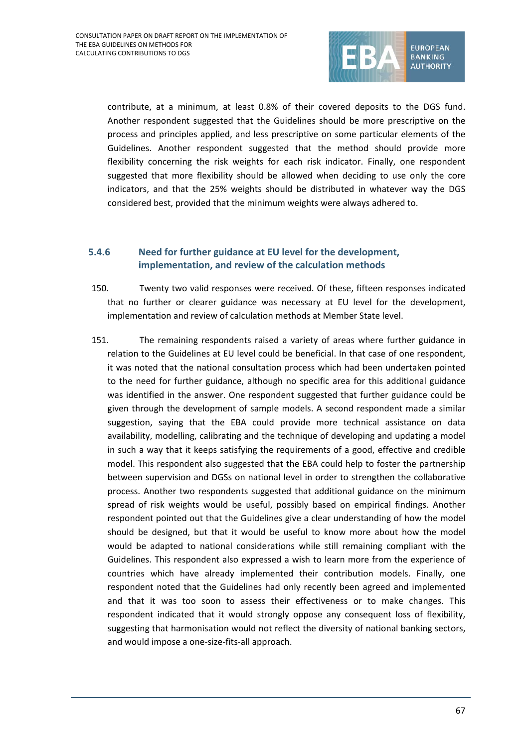contribute, at a minimum, at least 0.8% of their covered deposits to the DGS fund. Another respondent suggested that the Guidelines should be more prescriptive on the process and principles applied, and less prescriptive on some particular elements of the Guidelines. Another respondent suggested that the method should provide more flexibility concerning the risk weights for each risk indicator. Finally, one respondent suggested that more flexibility should be allowed when deciding to use only the core indicators, and that the 25% weights should be distributed in whatever way the DGS considered best, provided that the minimum weights were always adhered to.

### 5.4.6 Need for further guidance at EU level for the development, implementation, and review of the calculation methods

150. Twenty two valid responses were received. Of these, fifteen responses indicated that no further or clearer guidance was necessary at EU level for the development, implementation and review of calculation methods at Member State level.

151. The remaining respondents raised a variety of areas where further guidance in relation to the Guidelines at EU level could be beneficial. In that case of one respondent, it was noted that the national consultation process which had been undertaken pointed to the need for further guidance, although no specific area for this additional guidance was identified in the answer. One respondent suggested that further guidance could be given through the development of sample models. A second respondent made a similar suggestion, saying that the EBA could provide more technical assistance on data availability, modelling, calibrating and the technique of developing and updating a model in such a way that it keeps satisfying the requirements of a good, effective and credible model. This respondent also suggested that the EBA could help to foster the partnership between supervision and DGSs on national level in order to strengthen the collaborative process. Another two respondents suggested that additional guidance on the minimum spread of risk weights would be useful, possibly based on empirical findings. Another respondent pointed out that the Guidelines give a clear understanding of how the model should be designed, but that it would be useful to know more about how the model would be adapted to national considerations while still remaining compliant with the Guidelines. This respondent also expressed a wish to learn more from the experience of countries which have already implemented their contribution models. Finally, one respondent noted that the Guidelines had only recently been agreed and implemented and that it was too soon to assess their effectiveness or to make changes. This respondent indicated that it would strongly oppose any consequent loss of flexibility, suggesting that harmonisation would not reflect the diversity of national banking sectors, and would impose a one-size-fits-all approach.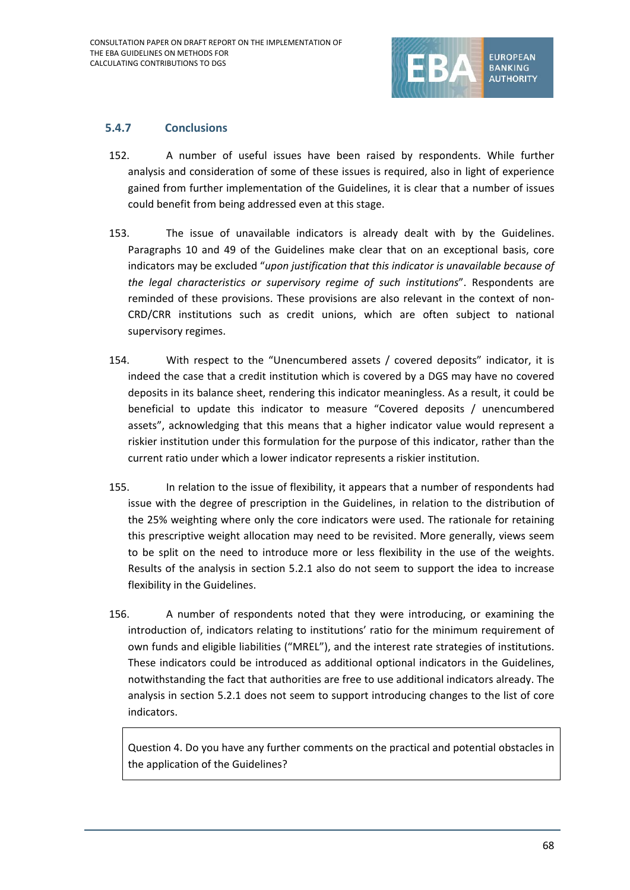### 5.4.7 Conclusions

152. A number of useful issues have been raised by respondents. While further analysis and consideration of some of these issues is required, also in light of experience gained from further implementation of the Guidelines, it is clear that a number of issues could benefit from being addressed even at this stage.

153. The issue of unavailable indicators is already dealt with by the Guidelines. Paragraphs 10 and 49 of the Guidelines make clear that on an exceptional basis, core indicators may be excluded "*upon justification that this indicator is unavailable because of the legal characteristics or supervisory regime of such institutions*". Respondents are reminded of these provisions. These provisions are also relevant in the context of non-CRD/CRR institutions such as credit unions, which are often subject to national supervisory regimes.

154. With respect to the "Unencumbered assets / covered deposits" indicator, it is indeed the case that a credit institution which is covered by a DGS may have no covered deposits in its balance sheet, rendering this indicator meaningless. As a result, it could be beneficial to update this indicator to measure "Covered deposits / unencumbered assets", acknowledging that this means that a higher indicator value would represent a riskier institution under this formulation for the purpose of this indicator, rather than the current ratio under which a lower indicator represents a riskier institution.

155. In relation to the issue of flexibility, it appears that a number of respondents had issue with the degree of prescription in the Guidelines, in relation to the distribution of the 25% weighting where only the core indicators were used. The rationale for retaining this prescriptive weight allocation may need to be revisited. More generally, views seem to be split on the need to introduce more or less flexibility in the use of the weights. Results of the analysis in section 5.2.1 also do not seem to support the idea to increase flexibility in the Guidelines.

156. A number of respondents noted that they were introducing, or examining the introduction of, indicators relating to institutions' ratio for the minimum requirement of own funds and eligible liabilities ("MREL"), and the interest rate strategies of institutions. These indicators could be introduced as additional optional indicators in the Guidelines, notwithstanding the fact that authorities are free to use additional indicators already. The analysis in section 5.2.1 does not seem to support introducing changes to the list of core indicators.

> Question 4. Do you have any further comments on the practical and potential obstacles in the application of the Guidelines?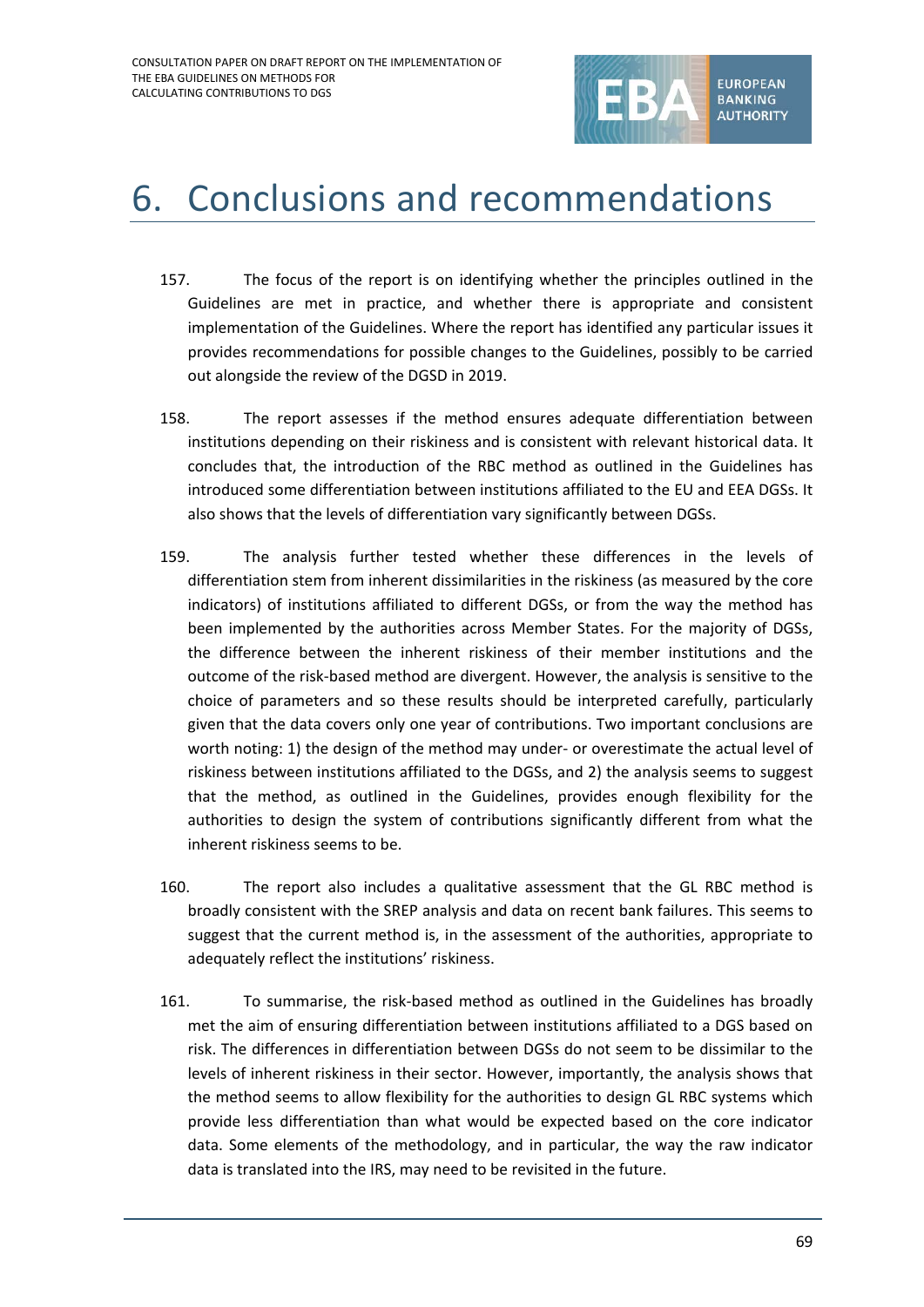# 6. Conclusions and recommendations

157. The focus of the report is on identifying whether the principles outlined in the Guidelines are met in practice, and whether there is appropriate and consistent implementation of the Guidelines. Where the report has identified any particular issues it provides recommendations for possible changes to the Guidelines, possibly to be carried out alongside the review of the DGSD in 2019.

158. The report assesses if the method ensures adequate differentiation between institutions depending on their riskiness and is consistent with relevant historical data. It concludes that, the introduction of the RBC method as outlined in the Guidelines has introduced some differentiation between institutions affiliated to the EU and EEA DGSs. It also shows that the levels of differentiation vary significantly between DGSs.

159. The analysis further tested whether these differences in the levels of differentiation stem from inherent dissimilarities in the riskiness (as measured by the core indicators) of institutions affiliated to different DGSs, or from the way the method has been implemented by the authorities across Member States. For the majority of DGSs, the difference between the inherent riskiness of their member institutions and the outcome of the risk-based method are divergent. However, the analysis is sensitive to the choice of parameters and so these results should be interpreted carefully, particularly given that the data covers only one year of contributions. Two important conclusions are worth noting: 1) the design of the method may under- or overestimate the actual level of riskiness between institutions affiliated to the DGSs, and 2) the analysis seems to suggest that the method, as outlined in the Guidelines, provides enough flexibility for the authorities to design the system of contributions significantly different from what the inherent riskiness seems to be.

160. The report also includes a qualitative assessment that the GL RBC method is broadly consistent with the SREP analysis and data on recent bank failures. This seems to suggest that the current method is, in the assessment of the authorities, appropriate to adequately reflect the institutions' riskiness.

161. To summarise, the risk-based method as outlined in the Guidelines has broadly met the aim of ensuring differentiation between institutions affiliated to a DGS based on risk. The differences in differentiation between DGSs do not seem to be dissimilar to the levels of inherent riskiness in their sector. However, importantly, the analysis shows that the method seems to allow flexibility for the authorities to design GL RBC systems which provide less differentiation than what would be expected based on the core indicator data. Some elements of the methodology, and in particular, the way the raw indicator data is translated into the IRS, may need to be revisited in the future.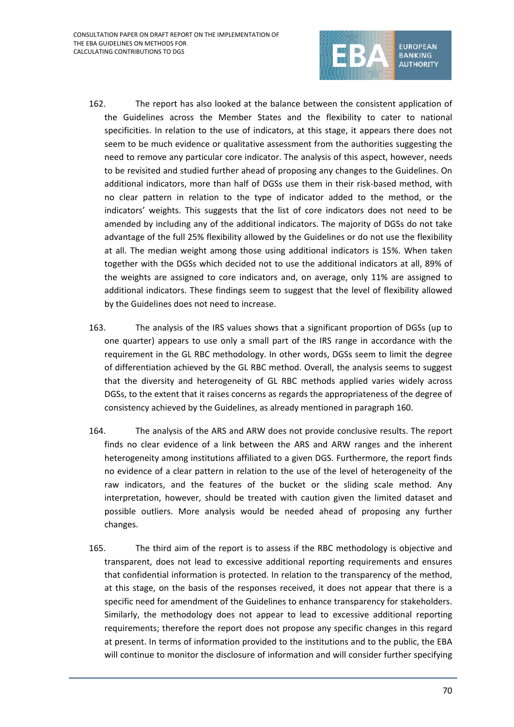162. The report has also looked at the balance between the consistent application of the Guidelines across the Member States and the flexibility to cater to national specificities. In relation to the use of indicators, at this stage, it appears there does not seem to be much evidence or qualitative assessment from the authorities suggesting the need to remove any particular core indicator. The analysis of this aspect, however, needs to be revisited and studied further ahead of proposing any changes to the Guidelines. On additional indicators, more than half of DGSs use them in their risk-based method, with no clear pattern in relation to the type of indicator added to the method, or the indicators' weights. This suggests that the list of core indicators does not need to be amended by including any of the additional indicators. The majority of DGSs do not take advantage of the full 25% flexibility allowed by the Guidelines or do not use the flexibility at all. The median weight among those using additional indicators is 15%. When taken together with the DGSs which decided not to use the additional indicators at all, 89% of the weights are assigned to core indicators and, on average, only 11% are assigned to additional indicators. These findings seem to suggest that the level of flexibility allowed by the Guidelines does not need to increase.

163. The analysis of the IRS values shows that a significant proportion of DGSs (up to one quarter) appears to use only a small part of the IRS range in accordance with the requirement in the GL RBC methodology. In other words, DGSs seem to limit the degree of differentiation achieved by the GL RBC method. Overall, the analysis seems to suggest that the diversity and heterogeneity of GL RBC methods applied varies widely across DGSs, to the extent that it raises concerns as regards the appropriateness of the degree of consistency achieved by the Guidelines, as already mentioned in paragraph 160.

164. The analysis of the ARS and ARW does not provide conclusive results. The report finds no clear evidence of a link between the ARS and ARW ranges and the inherent heterogeneity among institutions affiliated to a given DGS. Furthermore, the report finds no evidence of a clear pattern in relation to the use of the level of heterogeneity of the raw indicators, and the features of the bucket or the sliding scale method. Any interpretation, however, should be treated with caution given the limited dataset and possible outliers. More analysis would be needed ahead of proposing any further changes.

165. The third aim of the report is to assess if the RBC methodology is objective and transparent, does not lead to excessive additional reporting requirements and ensures that confidential information is protected. In relation to the transparency of the method, at this stage, on the basis of the responses received, it does not appear that there is a specific need for amendment of the Guidelines to enhance transparency for stakeholders. Similarly, the methodology does not appear to lead to excessive additional reporting requirements; therefore the report does not propose any specific changes in this regard at present. In terms of information provided to the institutions and to the public, the EBA will continue to monitor the disclosure of information and will consider further specifying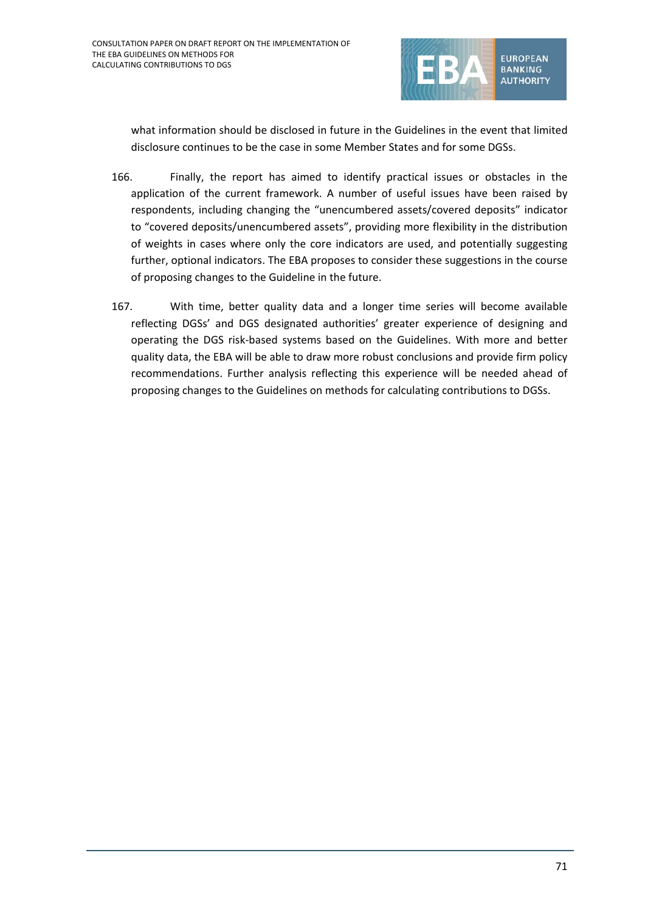what information should be disclosed in future in the Guidelines in the event that limited disclosure continues to be the case in some Member States and for some DGSs.

166. Finally, the report has aimed to identify practical issues or obstacles in the application of the current framework. A number of useful issues have been raised by respondents, including changing the "unencumbered assets/covered deposits" indicator to "covered deposits/unencumbered assets", providing more flexibility in the distribution of weights in cases where only the core indicators are used, and potentially suggesting further, optional indicators. The EBA proposes to consider these suggestions in the course of proposing changes to the Guideline in the future.

167. With time, better quality data and a longer time series will become available reflecting DGSs' and DGS designated authorities' greater experience of designing and operating the DGS risk-based systems based on the Guidelines. With more and better quality data, the EBA will be able to draw more robust conclusions and provide firm policy recommendations. Further analysis reflecting this experience will be needed ahead of proposing changes to the Guidelines on methods for calculating contributions to DGSs.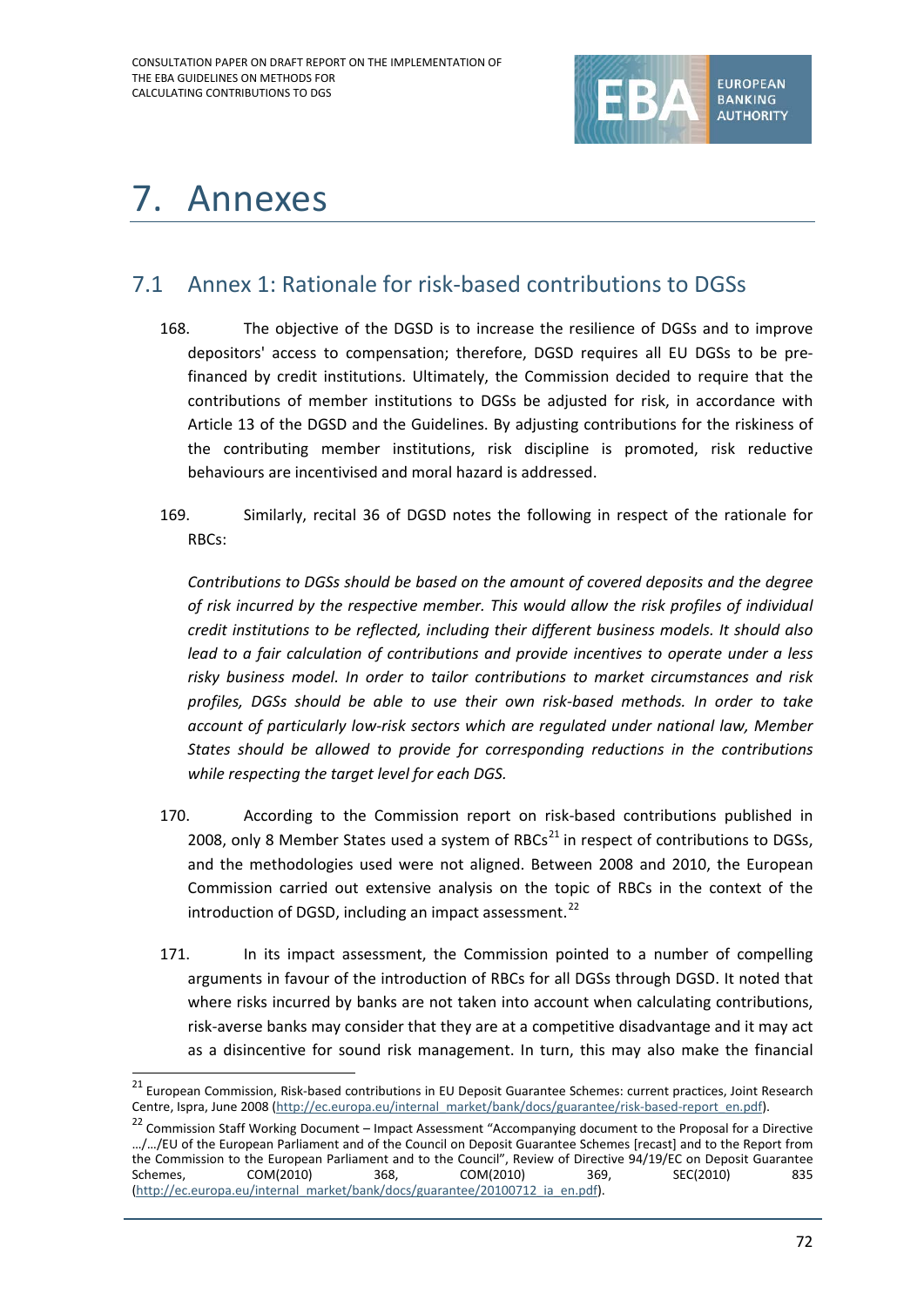# 7. Annexes

## 7.1 Annex 1: Rationale for risk-based contributions to DGSs

168. The objective of the DGSD is to increase the resilience of DGSs and to improve depositors' access to compensation; therefore, DGSD requires all EU DGSs to be pre-financed by credit institutions. Ultimately, the Commission decided to require that the contributions of member institutions to DGSs be adjusted for risk, in accordance with Article 13 of the DGSD and the Guidelines. By adjusting contributions for the riskiness of the contributing member institutions, risk discipline is promoted, risk reductive behaviours are incentivised and moral hazard is addressed.

169. Similarly, recital 36 of DGSD notes the following in respect of the rationale for RBCs:

*Contributions to DGSs should be based on the amount of covered deposits and the degree of risk incurred by the respective member. This would allow the risk profiles of individual credit institutions to be reflected, including their different business models. It should also lead to a fair calculation of contributions and provide incentives to operate under a less risky business model. In order to tailor contributions to market circumstances and risk profiles, DGSs should be able to use their own risk-based methods. In order to take account of particularly low-risk sectors which are regulated under national law, Member States should be allowed to provide for corresponding reductions in the contributions while respecting the target level for each DGS.*

170. According to the Commission report on risk-based contributions published in 2008, only 8 Member States used a system of RBCs[21] in respect of contributions to DGSs, and the methodologies used were not aligned. Between 2008 and 2010, the European Commission carried out extensive analysis on the topic of RBCs in the context of the introduction of DGSD, including an impact assessment.[22]

171. In its impact assessment, the Commission pointed to a number of compelling arguments in favour of the introduction of RBCs for all DGSs through DGSD. It noted that where risks incurred by banks are not taken into account when calculating contributions, risk-averse banks may consider that they are at a competitive disadvantage and it may act as a disincentive for sound risk management. In turn, this may also make the financial

---

[21] European Commission, Risk-based contributions in EU Deposit Guarantee Schemes: current practices, Joint Research Centre, Ispra, June 2008 (http://ec.europa.eu/internal_market/bank/docs/guarantee/risk-based-report_en.pdf).

[22] Commission Staff Working Document – Impact Assessment "Accompanying document to the Proposal for a Directive …/…/EU of the European Parliament and of the Council on Deposit Guarantee Schemes [recast] and to the Report from the Commission to the European Parliament and to the Council", Review of Directive 94/19/EC on Deposit Guarantee Schemes, COM(2010) 368, COM(2010) 369, SEC(2010) 835 (http://ec.europa.eu/internal_market/bank/docs/guarantee/20100712_ia_en.pdf).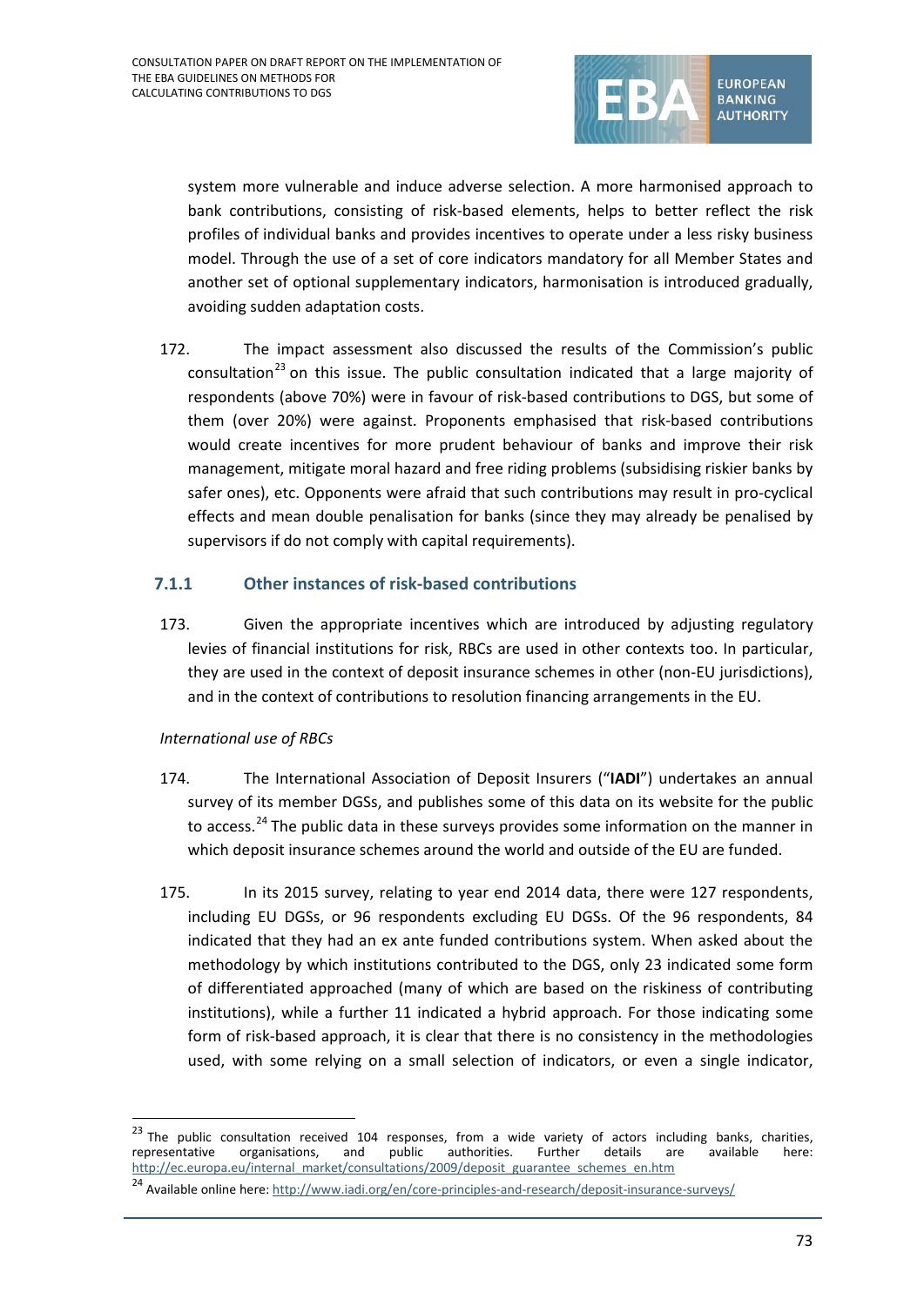system more vulnerable and induce adverse selection. A more harmonised approach to bank contributions, consisting of risk-based elements, helps to better reflect the risk profiles of individual banks and provides incentives to operate under a less risky business model. Through the use of a set of core indicators mandatory for all Member States and another set of optional supplementary indicators, harmonisation is introduced gradually, avoiding sudden adaptation costs.

172. The impact assessment also discussed the results of the Commission's public consultation[23] on this issue. The public consultation indicated that a large majority of respondents (above 70%) were in favour of risk-based contributions to DGS, but some of them (over 20%) were against. Proponents emphasised that risk-based contributions would create incentives for more prudent behaviour of banks and improve their risk management, mitigate moral hazard and free riding problems (subsidising riskier banks by safer ones), etc. Opponents were afraid that such contributions may result in pro-cyclical effects and mean double penalisation for banks (since they may already be penalised by supervisors if do not comply with capital requirements).

### 7.1.1 Other instances of risk-based contributions

173. Given the appropriate incentives which are introduced by adjusting regulatory levies of financial institutions for risk, RBCs are used in other contexts too. In particular, they are used in the context of deposit insurance schemes in other (non-EU jurisdictions), and in the context of contributions to resolution financing arrangements in the EU.

*International use of RBCs*

174. The International Association of Deposit Insurers ("**IADI**") undertakes an annual survey of its member DGSs, and publishes some of this data on its website for the public to access.[24] The public data in these surveys provides some information on the manner in which deposit insurance schemes around the world and outside of the EU are funded.

175. In its 2015 survey, relating to year end 2014 data, there were 127 respondents, including EU DGSs, or 96 respondents excluding EU DGSs. Of the 96 respondents, 84 indicated that they had an ex ante funded contributions system. When asked about the methodology by which institutions contributed to the DGS, only 23 indicated some form of differentiated approached (many of which are based on the riskiness of contributing institutions), while a further 11 indicated a hybrid approach. For those indicating some form of risk-based approach, it is clear that there is no consistency in the methodologies used, with some relying on a small selection of indicators, or even a single indicator,

---

[23] The public consultation received 104 responses, from a wide variety of actors including banks, charities, representative organisations, and public authorities. Further details are available here: http://ec.europa.eu/internal_market/consultations/2009/deposit_guarantee_schemes_en.htm

[24] Available online here: http://www.iadi.org/en/core-principles-and-research/deposit-insurance-surveys/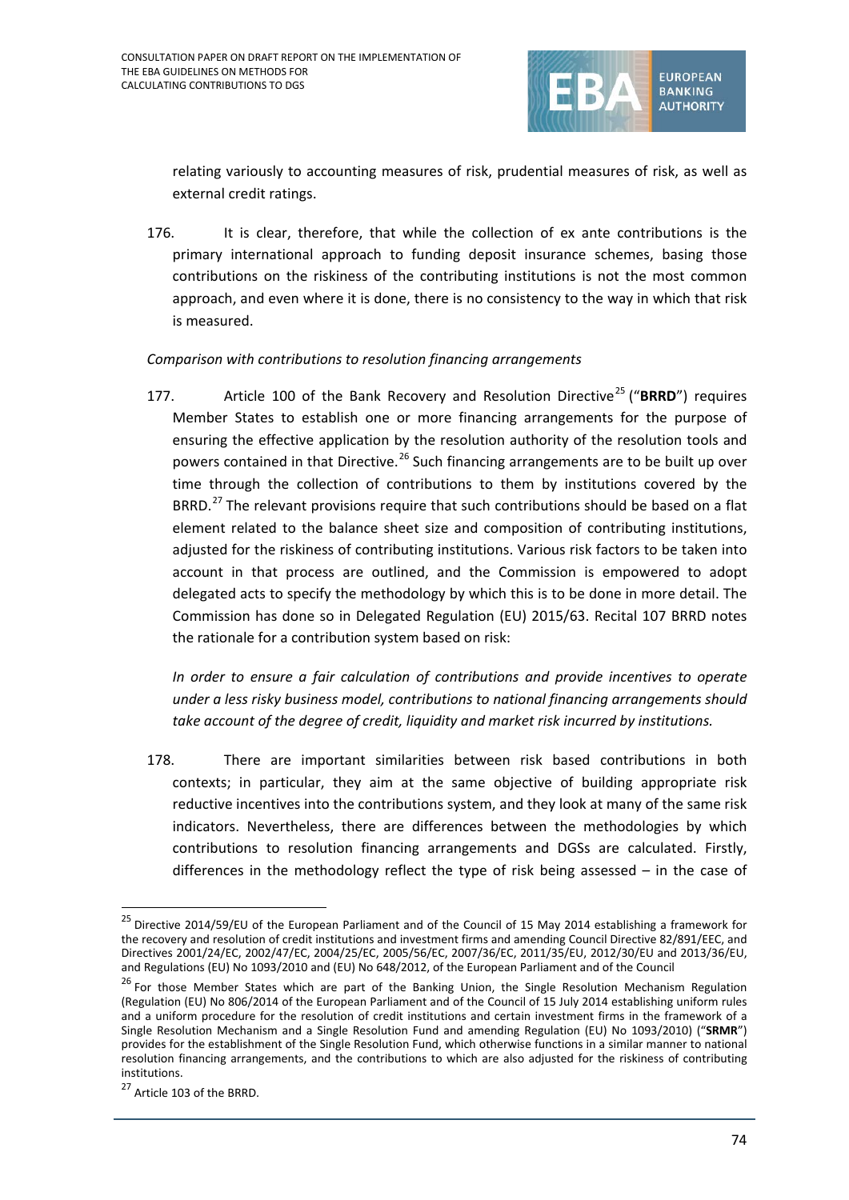relating variously to accounting measures of risk, prudential measures of risk, as well as external credit ratings.

176. It is clear, therefore, that while the collection of ex ante contributions is the primary international approach to funding deposit insurance schemes, basing those contributions on the riskiness of the contributing institutions is not the most common approach, and even where it is done, there is no consistency to the way in which that risk is measured.

*Comparison with contributions to resolution financing arrangements*

177. Article 100 of the Bank Recovery and Resolution Directive[25] ("**BRRD**") requires Member States to establish one or more financing arrangements for the purpose of ensuring the effective application by the resolution authority of the resolution tools and powers contained in that Directive.[26] Such financing arrangements are to be built up over time through the collection of contributions to them by institutions covered by the BRRD.[27] The relevant provisions require that such contributions should be based on a flat element related to the balance sheet size and composition of contributing institutions, adjusted for the riskiness of contributing institutions. Various risk factors to be taken into account in that process are outlined, and the Commission is empowered to adopt delegated acts to specify the methodology by which this is to be done in more detail. The Commission has done so in Delegated Regulation (EU) 2015/63. Recital 107 BRRD notes the rationale for a contribution system based on risk:

*In order to ensure a fair calculation of contributions and provide incentives to operate under a less risky business model, contributions to national financing arrangements should take account of the degree of credit, liquidity and market risk incurred by institutions.*

178. There are important similarities between risk based contributions in both contexts; in particular, they aim at the same objective of building appropriate risk reductive incentives into the contributions system, and they look at many of the same risk indicators. Nevertheless, there are differences between the methodologies by which contributions to resolution financing arrangements and DGSs are calculated. Firstly, differences in the methodology reflect the type of risk being assessed – in the case of

---

[25] Directive 2014/59/EU of the European Parliament and of the Council of 15 May 2014 establishing a framework for the recovery and resolution of credit institutions and investment firms and amending Council Directive 82/891/EEC, and Directives 2001/24/EC, 2002/47/EC, 2004/25/EC, 2005/56/EC, 2007/36/EC, 2011/35/EU, 2012/30/EU and 2013/36/EU, and Regulations (EU) No 1093/2010 and (EU) No 648/2012, of the European Parliament and of the Council

[26] For those Member States which are part of the Banking Union, the Single Resolution Mechanism Regulation (Regulation (EU) No 806/2014 of the European Parliament and of the Council of 15 July 2014 establishing uniform rules and a uniform procedure for the resolution of credit institutions and certain investment firms in the framework of a Single Resolution Mechanism and a Single Resolution Fund and amending Regulation (EU) No 1093/2010) ("**SRMR**") provides for the establishment of the Single Resolution Fund, which otherwise functions in a similar manner to national resolution financing arrangements, and the contributions to which are also adjusted for the riskiness of contributing institutions.

[27] Article 103 of the BRRD.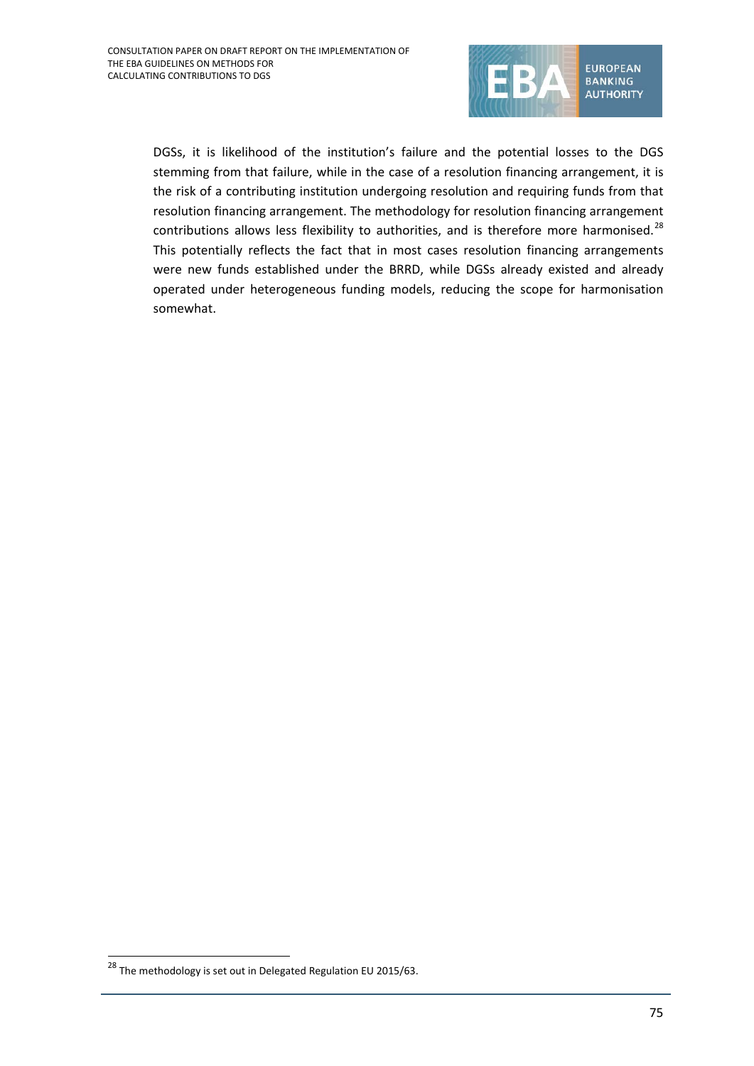DGSs, it is likelihood of the institution's failure and the potential losses to the DGS stemming from that failure, while in the case of a resolution financing arrangement, it is the risk of a contributing institution undergoing resolution and requiring funds from that resolution financing arrangement. The methodology for resolution financing arrangement contributions allows less flexibility to authorities, and is therefore more harmonised.[28] This potentially reflects the fact that in most cases resolution financing arrangements were new funds established under the BRRD, while DGSs already existed and already operated under heterogeneous funding models, reducing the scope for harmonisation somewhat.

[28] The methodology is set out in Delegated Regulation EU 2015/63.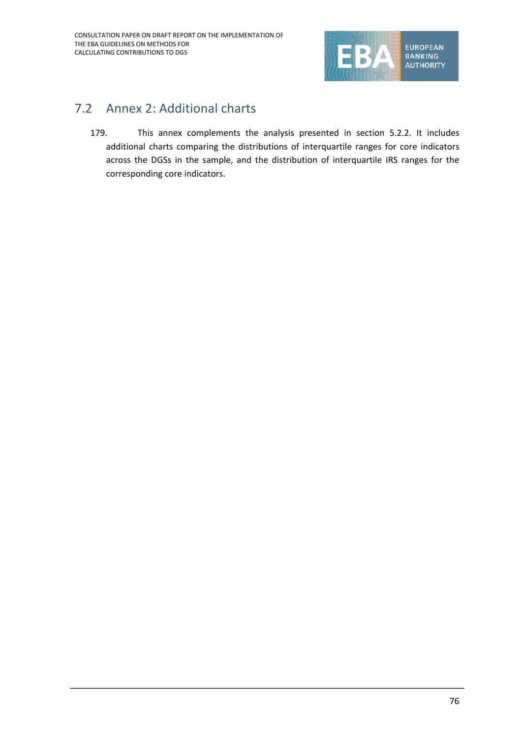## 7.2 Annex 2: Additional charts

179. This annex complements the analysis presented in section 5.2.2. It includes additional charts comparing the distributions of interquartile ranges for core indicators across the DGSs in the sample, and the distribution of interquartile IRS ranges for the corresponding core indicators.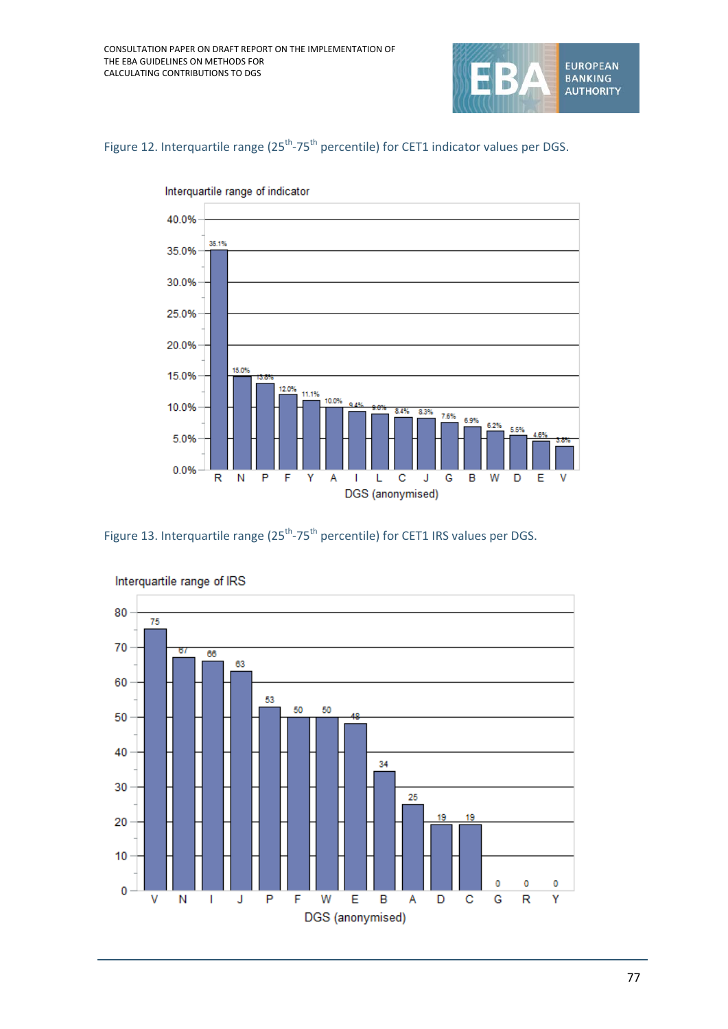Figure 12. Interquartile range (25th-75th percentile) for CET1 indicator values per DGS.

Interquartile range of indicator

| DGS (anonymised) | Interquartile range of indicator |
|---|---|
| R | 35.1% |
| N | 15.0% |
| P | 13.8% |
| F | 12.0% |
| Y | 11.1% |
| A | 10.0% |
| I | 9.4% |
| L | 9.0% |
| C | 8.4% |
| J | 8.3% |
| G | 7.6% |
| B | 6.9% |
| W | 6.2% |
| D | 5.5% |
| E | 4.6% |
| V | 3.8% |

Figure 13. Interquartile range (25th-75th percentile) for CET1 IRS values per DGS.

Interquartile range of IRS

| DGS (anonymised) | Interquartile range of IRS |
|---|---|
| V | 75 |
| N | 67 |
| I | 66 |
| J | 63 |
| P | 53 |
| F | 50 |
| W | 50 |
| E | 48 |
| B | 34 |
| A | 25 |
| D | 19 |
| C | 19 |
| G | 0 |
| R | 0 |
| Y | 0 |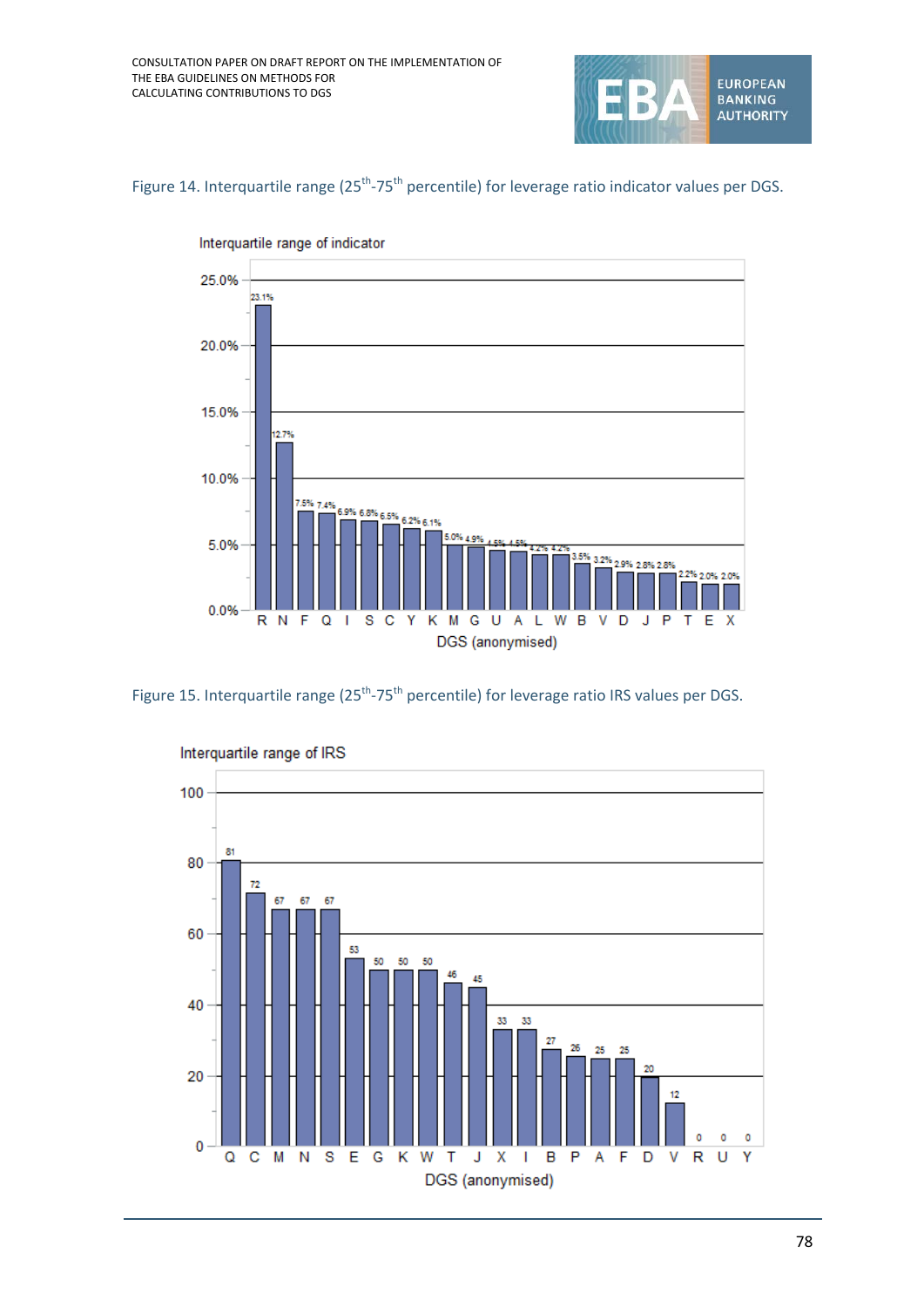Figure 14. Interquartile range (25th-75th percentile) for leverage ratio indicator values per DGS.

Interquartile range of indicator

| DGS (anonymised) | R | N | F | Q | I | S | C | Y | K | M | G | U | A | L | W | B | V | D | J | P | T | E | X |
|---|---|---|---|---|---|---|---|---|---|---|---|---|---|---|---|---|---|---|---|---|---|---|---|
| Interquartile range | 23.1% | 12.7% | 7.5% | 7.4% | 6.9% | 6.8% | 6.5% | 6.2% | 6.1% | 5.0% | 4.9% | 4.5% | 4.5% | 4.2% | 4.2% | 3.5% | 3.2% | 2.9% | 2.8% | 2.8% | 2.2% | 2.0% | 2.0% |

Figure 15. Interquartile range (25th-75th percentile) for leverage ratio IRS values per DGS.

Interquartile range of IRS

| DGS (anonymised) | Q | C | M | N | S | E | G | K | W | T | J | X | I | B | P | A | F | D | V | R | U | Y |
|---|---|---|---|---|---|---|---|---|---|---|---|---|---|---|---|---|---|---|---|---|---|---|
| Interquartile range | 81 | 72 | 67 | 67 | 67 | 53 | 50 | 50 | 50 | 46 | 45 | 33 | 33 | 27 | 26 | 25 | 25 | 20 | 12 | 0 | 0 | 0 |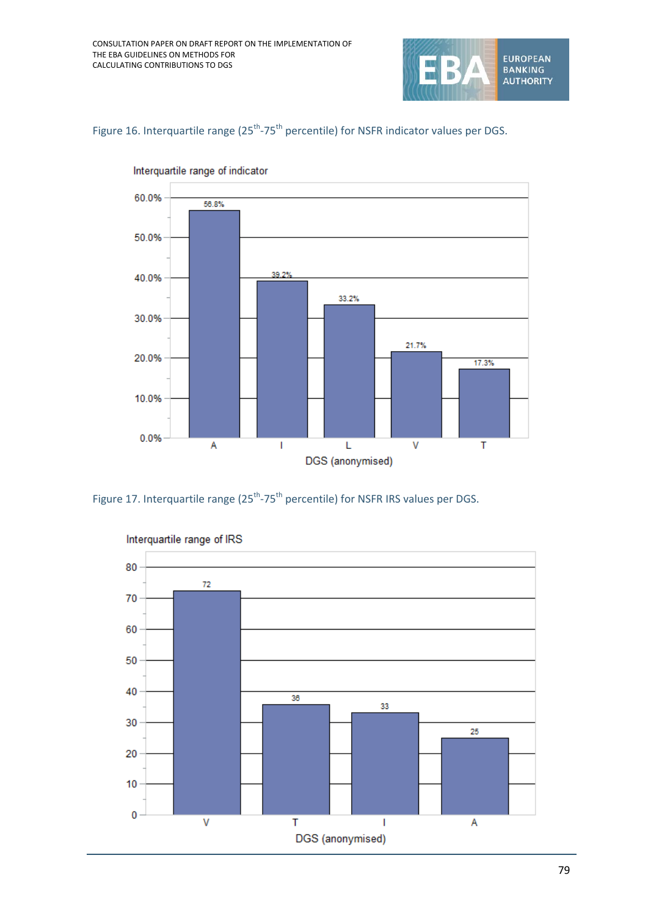Figure 16. Interquartile range (25th-75th percentile) for NSFR indicator values per DGS.

Interquartile range of indicator

| DGS (anonymised) | Interquartile range of indicator |
|---|---|
| A | 56.8% |
| I | 39.2% |
| L | 33.2% |
| V | 21.7% |
| T | 17.3% |

Figure 17. Interquartile range (25th-75th percentile) for NSFR IRS values per DGS.

Interquartile range of IRS

| DGS (anonymised) | Interquartile range of IRS |
|---|---|
| V | 72 |
| T | 36 |
| I | 33 |
| A | 25 |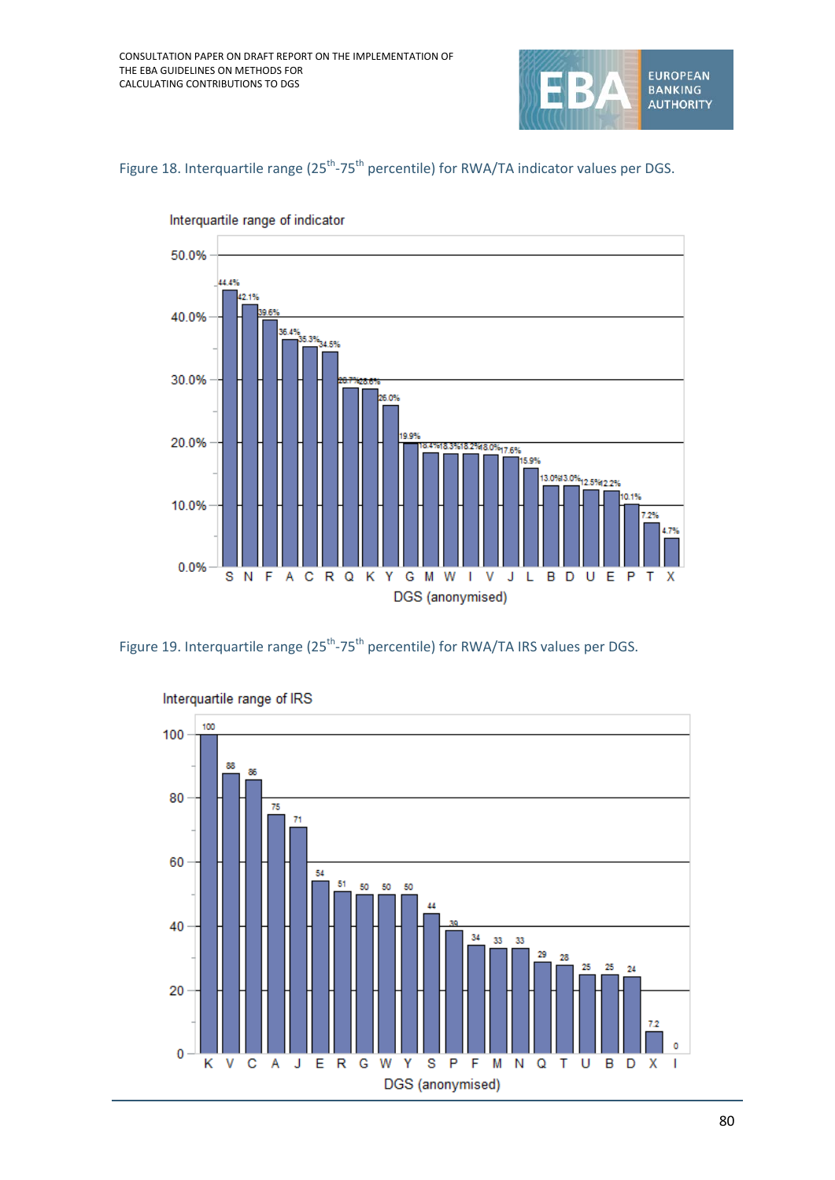Figure 18. Interquartile range (25th-75th percentile) for RWA/TA indicator values per DGS.

Interquartile range of indicator

| DGS (anonymised) | S | N | F | A | C | R | Q | K | Y | G | M | W | I | V | J | L | B | D | U | E | P | T | X |
|---|---|---|---|---|---|---|---|---|---|---|---|---|---|---|---|---|---|---|---|---|---|---|---|
| Interquartile range of indicator | 44.4% | 42.1% | 39.6% | 36.4% | 35.3% | 34.5% | 28.7% | 28.6% | 26.0% | 19.9% | 18.4% | 18.3% | 18.2% | 18.0% | 17.6% | 15.9% | 13.0% | 13.0% | 12.5% | 12.2% | 10.1% | 7.2% | 4.7% |

Figure 19. Interquartile range (25th-75th percentile) for RWA/TA IRS values per DGS.

Interquartile range of IRS

| DGS (anonymised) | K | V | C | A | J | E | R | G | W | Y | S | P | F | M | N | Q | T | U | B | D | X | I |
|---|---|---|---|---|---|---|---|---|---|---|---|---|---|---|---|---|---|---|---|---|---|---|
| Interquartile range of IRS | 100 | 88 | 86 | 75 | 71 | 54 | 51 | 50 | 50 | 50 | 44 | 39 | 34 | 33 | 33 | 29 | 28 | 25 | 25 | 24 | 7.2 | 0 |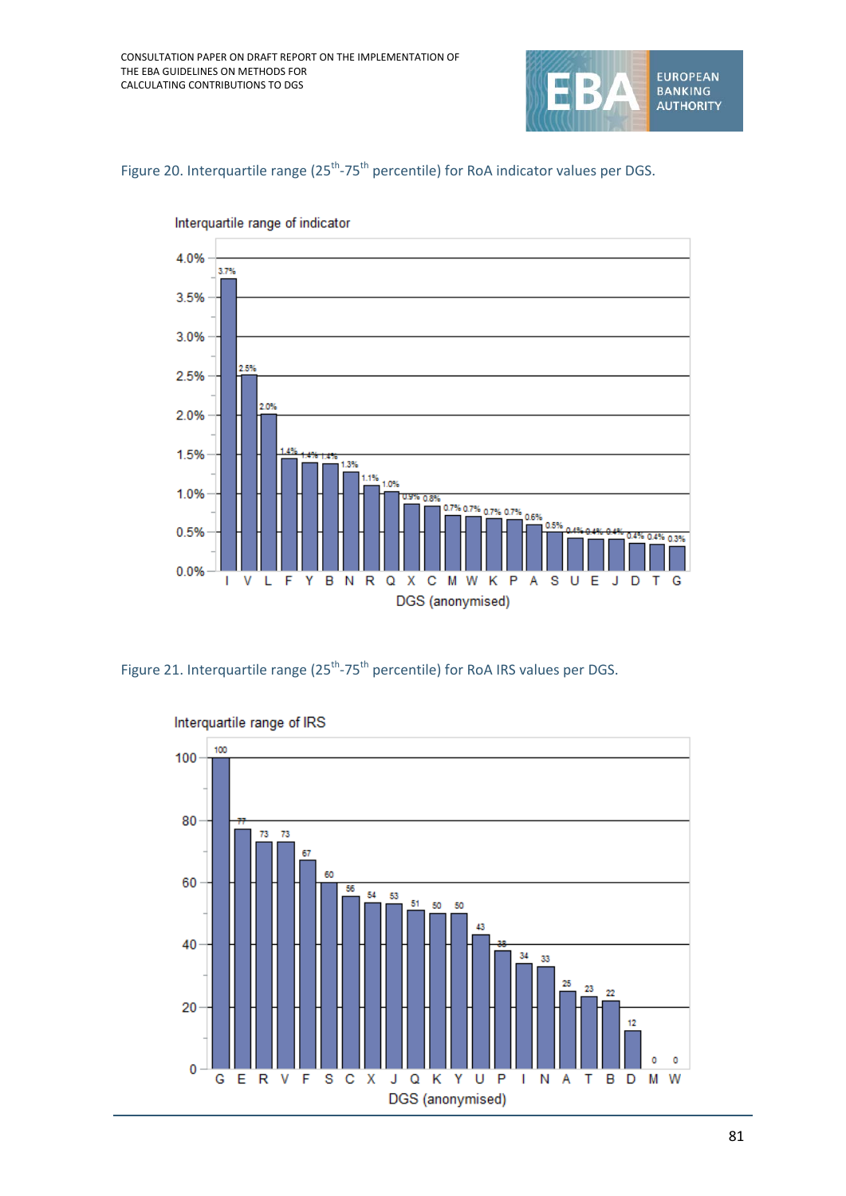Figure 20. Interquartile range (25th-75th percentile) for RoA indicator values per DGS.

Interquartile range of indicator

| DGS (anonymised) | Interquartile range of indicator |
|---|---|
| I | 3.7% |
| V | 2.5% |
| L | 2.0% |
| F | 1.4% |
| Y | 1.4% |
| B | 1.4% |
| N | 1.3% |
| R | 1.1% |
| Q | 1.0% |
| X | 0.9% |
| C | 0.8% |
| M | 0.7% |
| W | 0.7% |
| K | 0.7% |
| P | 0.7% |
| A | 0.6% |
| S | 0.5% |
| U | 0.4% |
| E | 0.4% |
| J | 0.4% |
| D | 0.4% |
| T | 0.4% |
| G | 0.3% |

Figure 21. Interquartile range (25th-75th percentile) for RoA IRS values per DGS.

Interquartile range of IRS

| DGS (anonymised) | Interquartile range of IRS |
|---|---|
| G | 100 |
| E | 77 |
| R | 73 |
| V | 73 |
| F | 67 |
| S | 60 |
| C | 56 |
| X | 54 |
| J | 53 |
| Q | 51 |
| K | 50 |
| Y | 50 |
| U | 43 |
| P | 38 |
| I | 34 |
| N | 33 |
| A | 25 |
| T | 23 |
| B | 22 |
| D | 12 |
| M | 0 |
| W | 0 |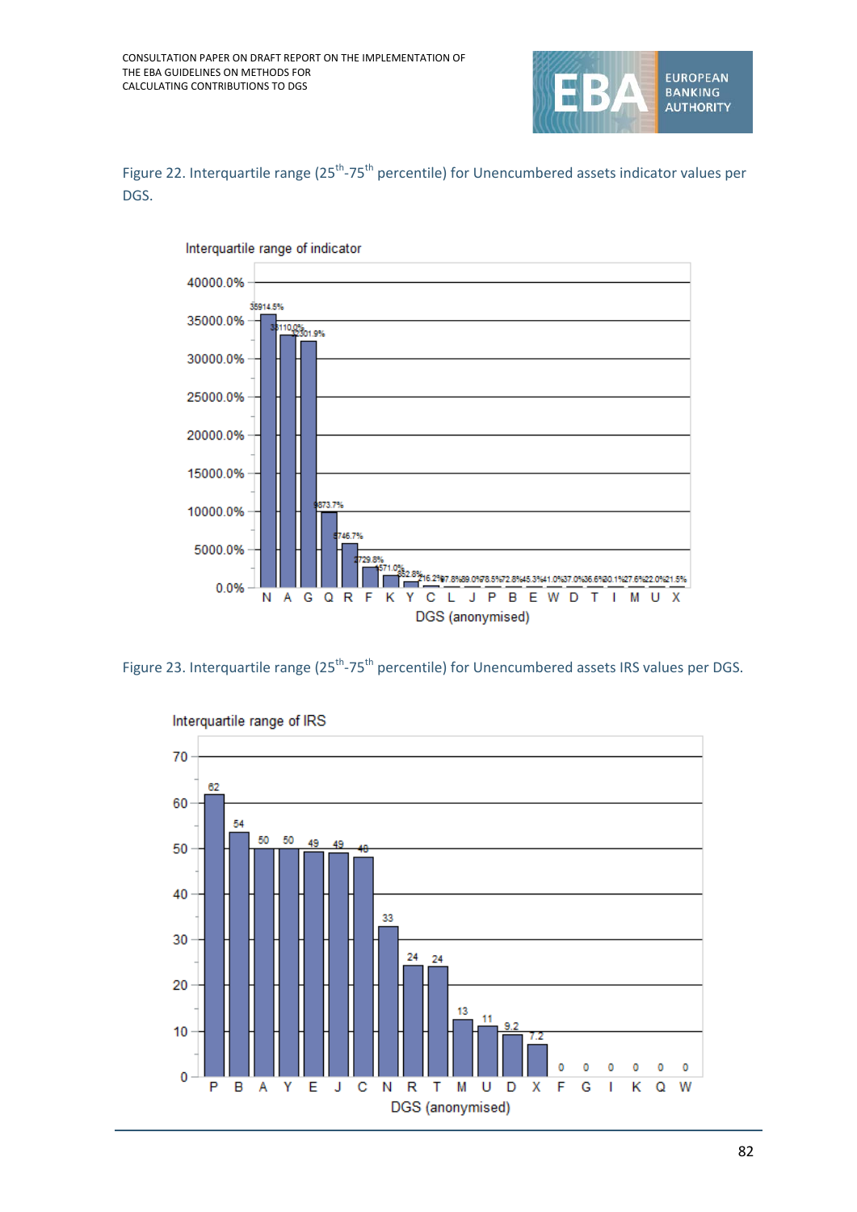Figure 22. Interquartile range (25th-75th percentile) for Unencumbered assets indicator values per DGS.

Figure 23. Interquartile range (25th-75th percentile) for Unencumbered assets IRS values per DGS.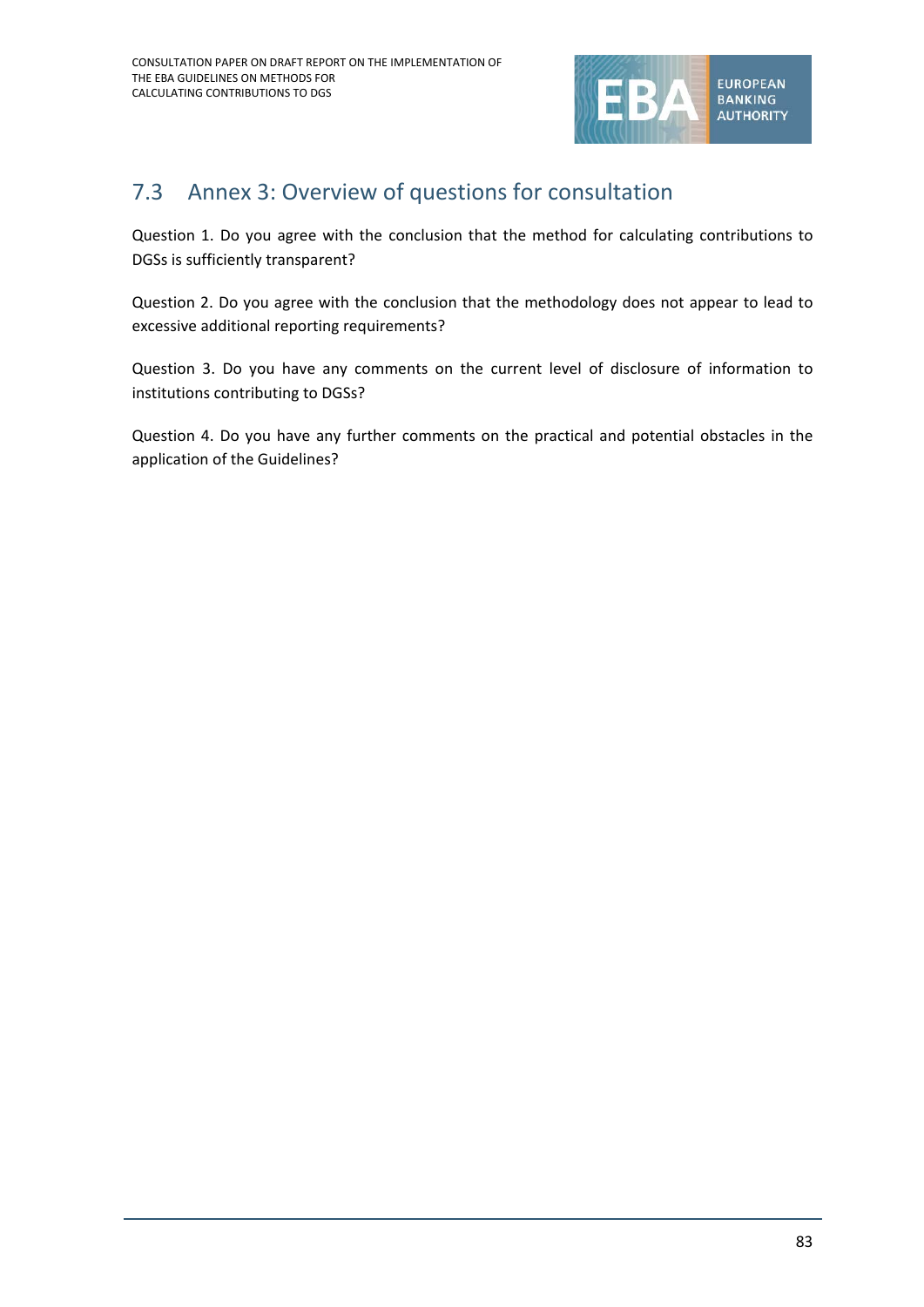## 7.3 Annex 3: Overview of questions for consultation

Question 1. Do you agree with the conclusion that the method for calculating contributions to DGSs is sufficiently transparent?

Question 2. Do you agree with the conclusion that the methodology does not appear to lead to excessive additional reporting requirements?

Question 3. Do you have any comments on the current level of disclosure of information to institutions contributing to DGSs?

Question 4. Do you have any further comments on the practical and potential obstacles in the application of the Guidelines?